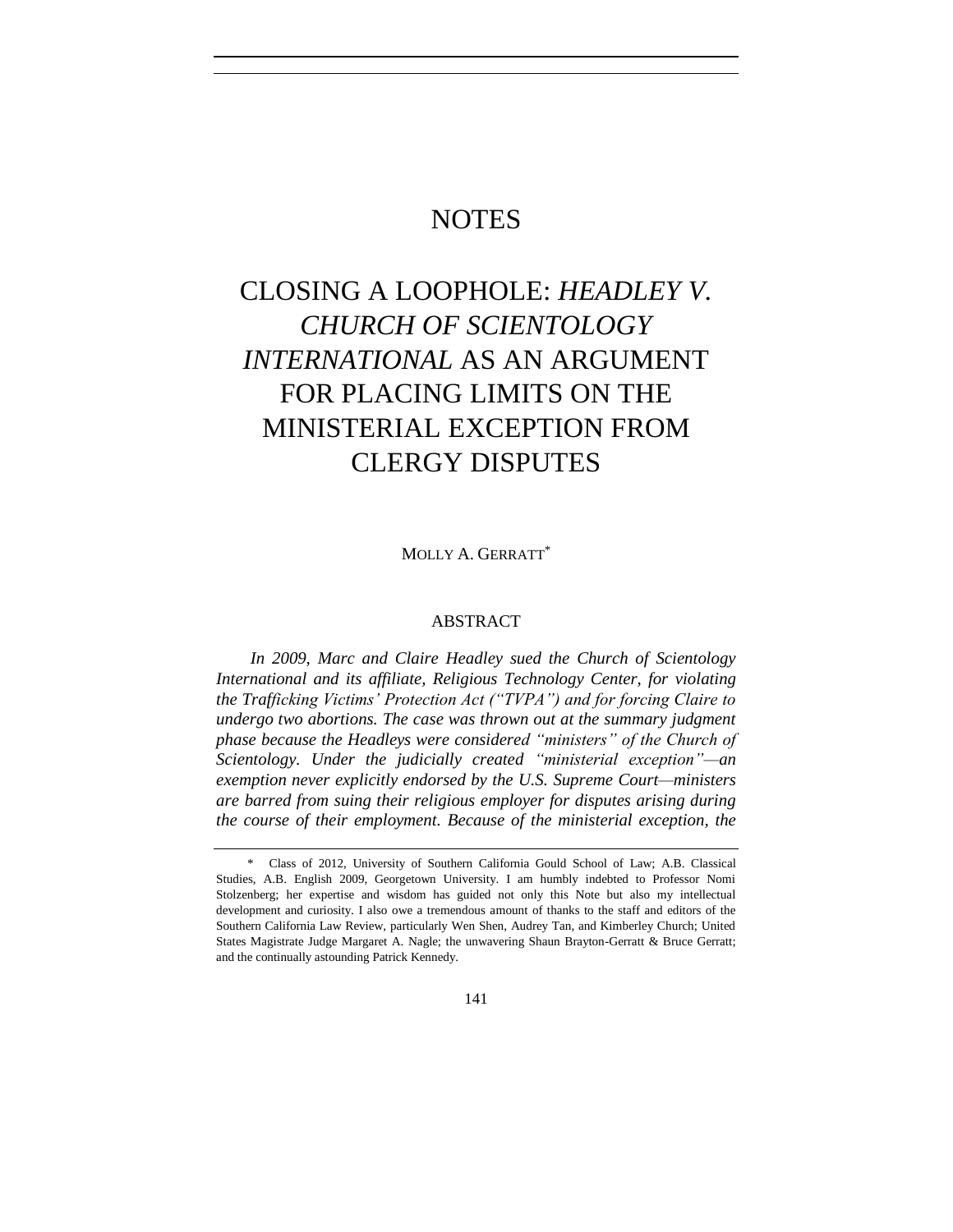# NOTES

# CLOSING A LOOPHOLE: *HEADLEY V. CHURCH OF SCIENTOLOGY INTERNATIONAL* AS AN ARGUMENT FOR PLACING LIMITS ON THE MINISTERIAL EXCEPTION FROM CLERGY DISPUTES

MOLLY A. GERRATT*

## ABSTRACT

*In 2009, Marc and Claire Headley sued the Church of Scientology International and its affiliate, Religious Technology Center, for violating the Trafficking Victims' Protection Act ("TVPA") and for forcing Claire to undergo two abortions. The case was thrown out at the summary judgment phase because the Headleys were considered "ministers" of the Church of Scientology. Under the judicially created "ministerial exception"—an exemption never explicitly endorsed by the U.S. Supreme Court—ministers are barred from suing their religious employer for disputes arising during the course of their employment. Because of the ministerial exception, the*

---

\* Class of 2012, University of Southern California Gould School of Law; A.B. Classical Studies, A.B. English 2009, Georgetown University. I am humbly indebted to Professor Nomi Stolzenberg; her expertise and wisdom has guided not only this Note but also my intellectual development and curiosity. I also owe a tremendous amount of thanks to the staff and editors of the Southern California Law Review, particularly Wen Shen, Audrey Tan, and Kimberley Church; United States Magistrate Judge Margaret A. Nagle; the unwavering Shaun Brayton-Gerratt & Bruce Gerratt; and the continually astounding Patrick Kennedy.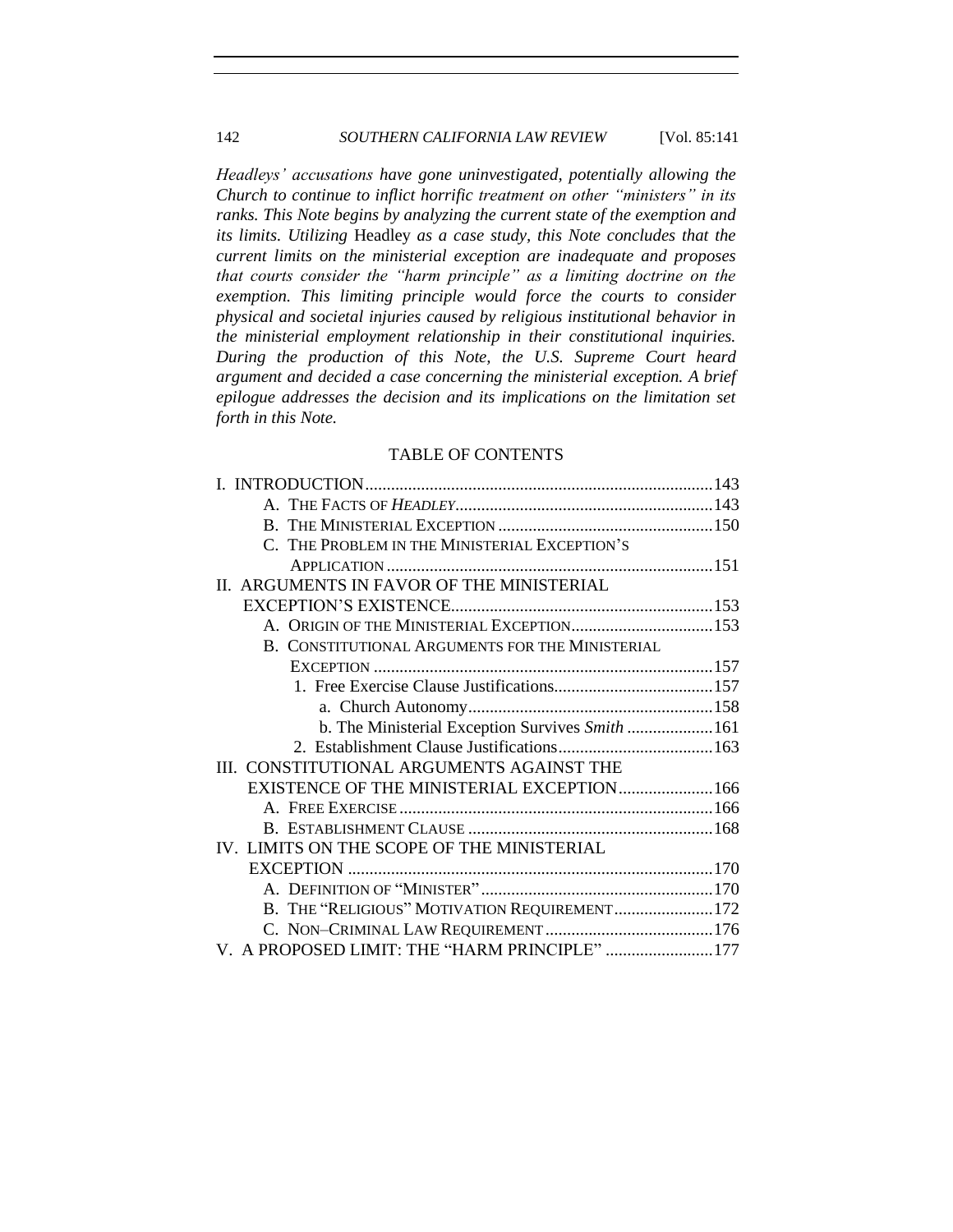*Headleys' accusations have gone uninvestigated, potentially allowing the Church to continue to inflict horrific treatment on other "ministers" in its ranks. This Note begins by analyzing the current state of the exemption and its limits. Utilizing* Headley *as a case study, this Note concludes that the current limits on the ministerial exception are inadequate and proposes that courts consider the "harm principle" as a limiting doctrine on the exemption. This limiting principle would force the courts to consider physical and societal injuries caused by religious institutional behavior in the ministerial employment relationship in their constitutional inquiries. During the production of this Note, the U.S. Supreme Court heard argument and decided a case concerning the ministerial exception. A brief epilogue addresses the decision and its implications on the limitation set forth in this Note.*

## TABLE OF CONTENTS

I. INTRODUCTION .......... 143
- A. THE FACTS OF *HEADLEY* .......... 143
- B. THE MINISTERIAL EXCEPTION .......... 150
- C. THE PROBLEM IN THE MINISTERIAL EXCEPTION'S APPLICATION .......... 151

II. ARGUMENTS IN FAVOR OF THE MINISTERIAL EXCEPTION'S EXISTENCE .......... 153
- A. ORIGIN OF THE MINISTERIAL EXCEPTION .......... 153
- B. CONSTITUTIONAL ARGUMENTS FOR THE MINISTERIAL EXCEPTION .......... 157
  - 1. Free Exercise Clause Justifications .......... 157
    - a. Church Autonomy .......... 158
    - b. The Ministerial Exception Survives *Smith* .......... 161
  - 2. Establishment Clause Justifications .......... 163

III. CONSTITUTIONAL ARGUMENTS AGAINST THE EXISTENCE OF THE MINISTERIAL EXCEPTION .......... 166
- A. FREE EXERCISE .......... 166
- B. ESTABLISHMENT CLAUSE .......... 168

IV. LIMITS ON THE SCOPE OF THE MINISTERIAL EXCEPTION .......... 170
- A. DEFINITION OF "MINISTER" .......... 170
- B. THE "RELIGIOUS" MOTIVATION REQUIREMENT .......... 172
- C. NON–CRIMINAL LAW REQUIREMENT .......... 176

V. A PROPOSED LIMIT: THE "HARM PRINCIPLE" .......... 177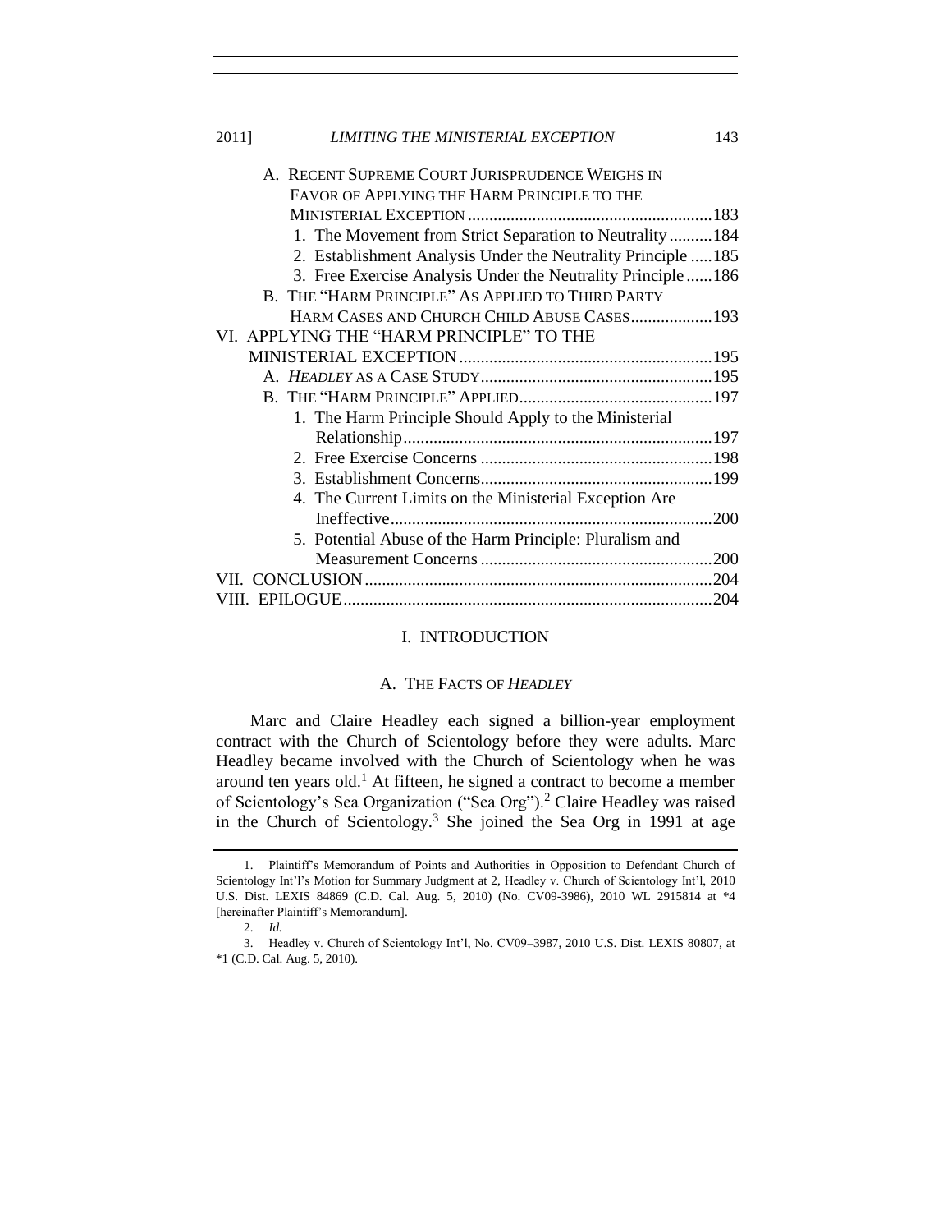A. RECENT SUPREME COURT JURISPRUDENCE WEIGHS IN FAVOR OF APPLYING THE HARM PRINCIPLE TO THE MINISTERIAL EXCEPTION ......................................................... 183
   1. The Movement from Strict Separation to Neutrality .......... 184
   2. Establishment Analysis Under the Neutrality Principle ..... 185
   3. Free Exercise Analysis Under the Neutrality Principle ...... 186

B. THE "HARM PRINCIPLE" AS APPLIED TO THIRD PARTY HARM CASES AND CHURCH CHILD ABUSE CASES .................. 193

VI. APPLYING THE "HARM PRINCIPLE" TO THE MINISTERIAL EXCEPTION ........................................................... 195
   A. *HEADLEY* AS A CASE STUDY ...................................................... 195
   B. THE "HARM PRINCIPLE" APPLIED ............................................ 197
      1. The Harm Principle Should Apply to the Ministerial Relationship ........................................................................ 197
      2. Free Exercise Concerns ...................................................... 198
      3. Establishment Concerns ...................................................... 199
      4. The Current Limits on the Ministerial Exception Are Ineffective ........................................................................... 200
      5. Potential Abuse of the Harm Principle: Pluralism and Measurement Concerns ...................................................... 200

VII. CONCLUSION ................................................................................. 204

VIII. EPILOGUE ..................................................................................... 204

# I. INTRODUCTION

## A. THE FACTS OF *HEADLEY*

Marc and Claire Headley each signed a billion-year employment contract with the Church of Scientology before they were adults. Marc Headley became involved with the Church of Scientology when he was around ten years old.[1] At fifteen, he signed a contract to become a member of Scientology's Sea Organization ("Sea Org").[2] Claire Headley was raised in the Church of Scientology.[3] She joined the Sea Org in 1991 at age

---

1. Plaintiff's Memorandum of Points and Authorities in Opposition to Defendant Church of Scientology Int'l's Motion for Summary Judgment at 2, Headley v. Church of Scientology Int'l, 2010 U.S. Dist. LEXIS 84869 (C.D. Cal. Aug. 5, 2010) (No. CV09-3986), 2010 WL 2915814 at \*4 [hereinafter Plaintiff's Memorandum].

2. *Id.*

3. Headley v. Church of Scientology Int'l, No. CV09–3987, 2010 U.S. Dist. LEXIS 80807, at \*1 (C.D. Cal. Aug. 5, 2010).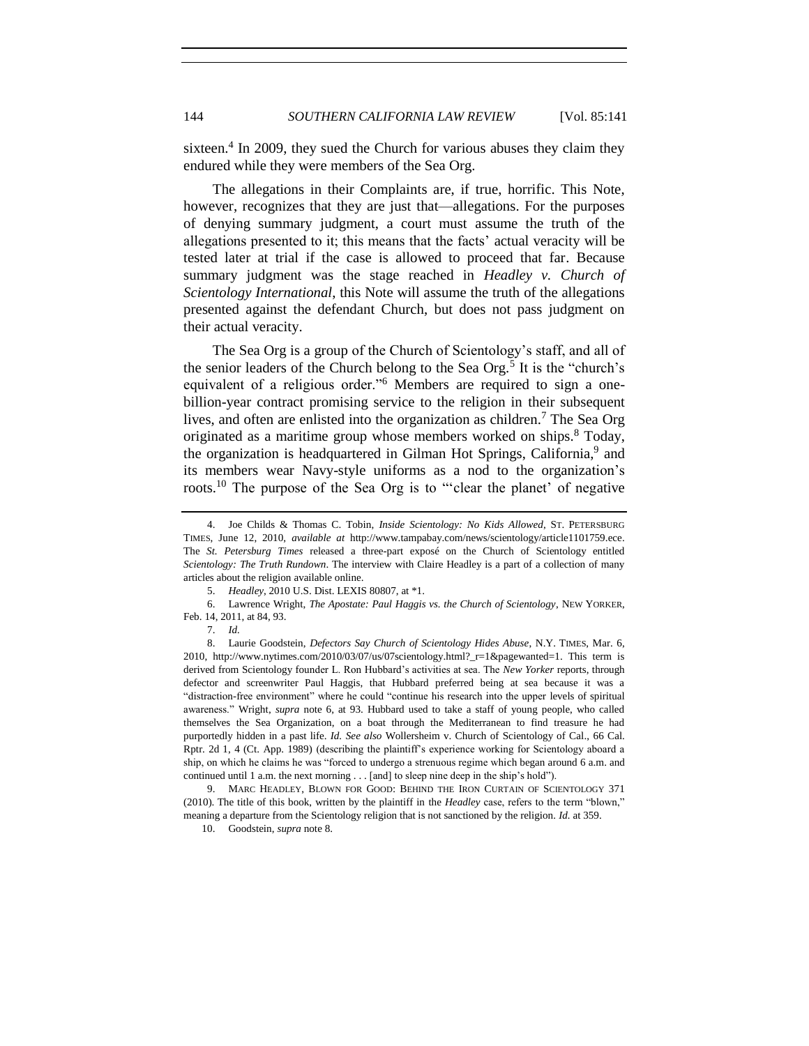sixteen.[4] In 2009, they sued the Church for various abuses they claim they endured while they were members of the Sea Org.

The allegations in their Complaints are, if true, horrific. This Note, however, recognizes that they are just that—allegations. For the purposes of denying summary judgment, a court must assume the truth of the allegations presented to it; this means that the facts' actual veracity will be tested later at trial if the case is allowed to proceed that far. Because summary judgment was the stage reached in *Headley v. Church of Scientology International*, this Note will assume the truth of the allegations presented against the defendant Church, but does not pass judgment on their actual veracity.

The Sea Org is a group of the Church of Scientology's staff, and all of the senior leaders of the Church belong to the Sea Org.[5] It is the "church's equivalent of a religious order."[6] Members are required to sign a one-billion-year contract promising service to the religion in their subsequent lives, and often are enlisted into the organization as children.[7] The Sea Org originated as a maritime group whose members worked on ships.[8] Today, the organization is headquartered in Gilman Hot Springs, California,[9] and its members wear Navy-style uniforms as a nod to the organization's roots.[10] The purpose of the Sea Org is to "'clear the planet' of negative

---

4. Joe Childs & Thomas C. Tobin, *Inside Scientology: No Kids Allowed*, ST. PETERSBURG TIMES, June 12, 2010, *available at* http://www.tampabay.com/news/scientology/article1101759.ece. The *St. Petersburg Times* released a three-part exposé on the Church of Scientology entitled *Scientology: The Truth Rundown*. The interview with Claire Headley is a part of a collection of many articles about the religion available online.

5. *Headley*, 2010 U.S. Dist. LEXIS 80807, at *1.

6. Lawrence Wright, *The Apostate: Paul Haggis vs. the Church of Scientology*, NEW YORKER, Feb. 14, 2011, at 84, 93.

7. *Id.*

8. Laurie Goodstein, *Defectors Say Church of Scientology Hides Abuse*, N.Y. TIMES, Mar. 6, 2010, http://www.nytimes.com/2010/03/07/us/07scientology.html?_r=1&pagewanted=1. This term is derived from Scientology founder L. Ron Hubbard's activities at sea. The *New Yorker* reports, through defector and screenwriter Paul Haggis, that Hubbard preferred being at sea because it was a "distraction-free environment" where he could "continue his research into the upper levels of spiritual awareness." Wright, *supra* note 6, at 93. Hubbard used to take a staff of young people, who called themselves the Sea Organization, on a boat through the Mediterranean to find treasure he had purportedly hidden in a past life. *Id. See also* Wollersheim v. Church of Scientology of Cal., 66 Cal. Rptr. 2d 1, 4 (Ct. App. 1989) (describing the plaintiff's experience working for Scientology aboard a ship, on which he claims he was "forced to undergo a strenuous regime which began around 6 a.m. and continued until 1 a.m. the next morning . . . [and] to sleep nine deep in the ship's hold").

9. MARC HEADLEY, BLOWN FOR GOOD: BEHIND THE IRON CURTAIN OF SCIENTOLOGY 371 (2010). The title of this book, written by the plaintiff in the *Headley* case, refers to the term "blown," meaning a departure from the Scientology religion that is not sanctioned by the religion. *Id.* at 359.

10. Goodstein, *supra* note 8.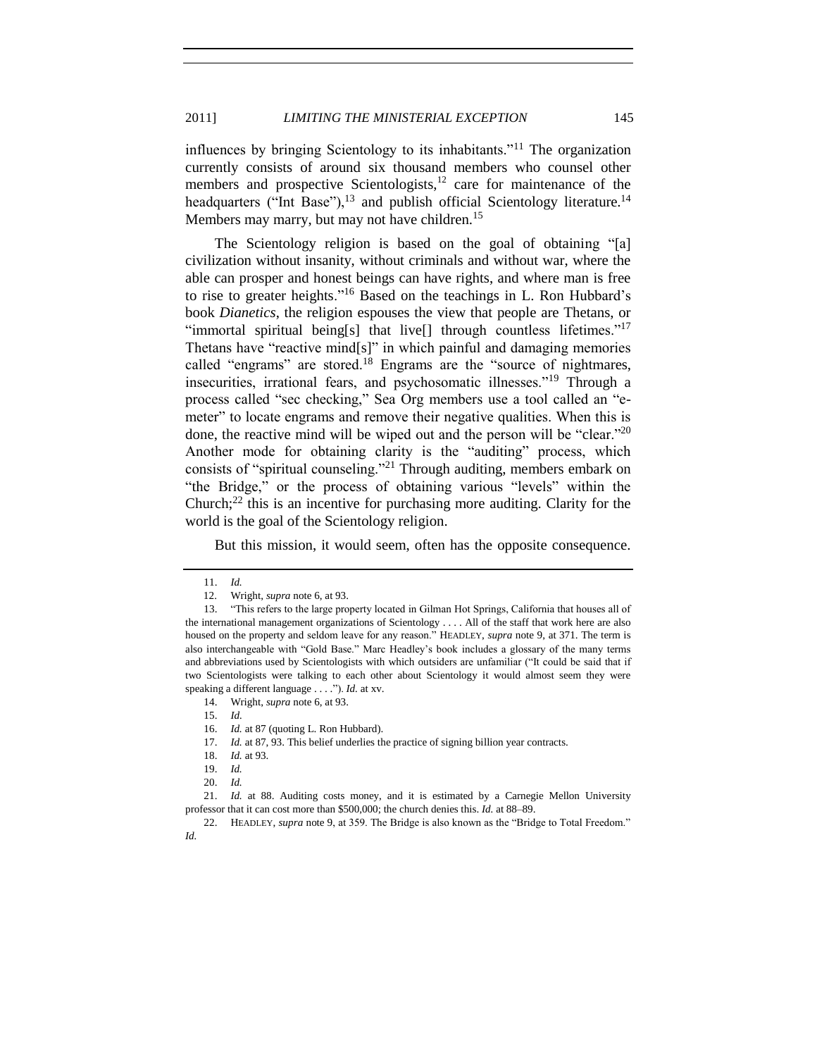influences by bringing Scientology to its inhabitants."[11] The organization currently consists of around six thousand members who counsel other members and prospective Scientologists,[12] care for maintenance of the headquarters ("Int Base"),[13] and publish official Scientology literature.[14] Members may marry, but may not have children.[15]

The Scientology religion is based on the goal of obtaining "[a] civilization without insanity, without criminals and without war, where the able can prosper and honest beings can have rights, and where man is free to rise to greater heights."[16] Based on the teachings in L. Ron Hubbard's book *Dianetics*, the religion espouses the view that people are Thetans, or "immortal spiritual being[s] that live[] through countless lifetimes."[17] Thetans have "reactive mind[s]" in which painful and damaging memories called "engrams" are stored.[18] Engrams are the "source of nightmares, insecurities, irrational fears, and psychosomatic illnesses."[19] Through a process called "sec checking," Sea Org members use a tool called an "e-meter" to locate engrams and remove their negative qualities. When this is done, the reactive mind will be wiped out and the person will be "clear."[20] Another mode for obtaining clarity is the "auditing" process, which consists of "spiritual counseling."[21] Through auditing, members embark on "the Bridge," or the process of obtaining various "levels" within the Church;[22] this is an incentive for purchasing more auditing. Clarity for the world is the goal of the Scientology religion.

But this mission, it would seem, often has the opposite consequence.

---

11. *Id.*

12. Wright, *supra* note 6, at 93.

13. "This refers to the large property located in Gilman Hot Springs, California that houses all of the international management organizations of Scientology . . . . All of the staff that work here are also housed on the property and seldom leave for any reason." HEADLEY, *supra* note 9, at 371. The term is also interchangeable with "Gold Base." Marc Headley's book includes a glossary of the many terms and abbreviations used by Scientologists with which outsiders are unfamiliar ("It could be said that if two Scientologists were talking to each other about Scientology it would almost seem they were speaking a different language . . . ."). *Id.* at xv.

14. Wright, *supra* note 6, at 93.

15. *Id.*

16. *Id.* at 87 (quoting L. Ron Hubbard).

17. *Id.* at 87, 93. This belief underlies the practice of signing billion year contracts.

18. *Id.* at 93.

19. *Id.*

20. *Id.*

21. *Id.* at 88. Auditing costs money, and it is estimated by a Carnegie Mellon University professor that it can cost more than $500,000; the church denies this. *Id.* at 88–89.

22. HEADLEY, *supra* note 9, at 359. The Bridge is also known as the "Bridge to Total Freedom." *Id.*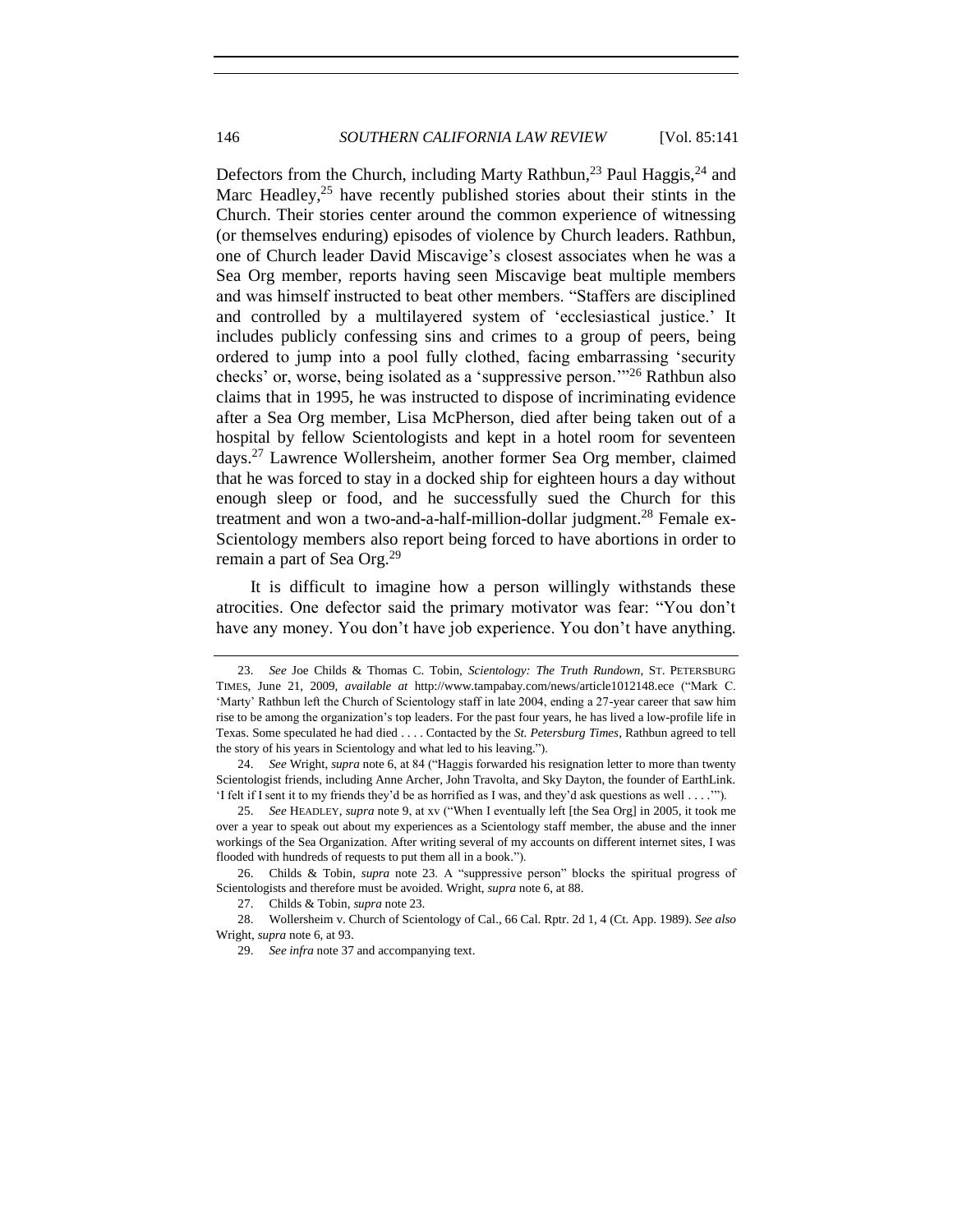Defectors from the Church, including Marty Rathbun,[23] Paul Haggis,[24] and Marc Headley,[25] have recently published stories about their stints in the Church. Their stories center around the common experience of witnessing (or themselves enduring) episodes of violence by Church leaders. Rathbun, one of Church leader David Miscavige's closest associates when he was a Sea Org member, reports having seen Miscavige beat multiple members and was himself instructed to beat other members. "Staffers are disciplined and controlled by a multilayered system of 'ecclesiastical justice.' It includes publicly confessing sins and crimes to a group of peers, being ordered to jump into a pool fully clothed, facing embarrassing 'security checks' or, worse, being isolated as a 'suppressive person.'"[26] Rathbun also claims that in 1995, he was instructed to dispose of incriminating evidence after a Sea Org member, Lisa McPherson, died after being taken out of a hospital by fellow Scientologists and kept in a hotel room for seventeen days.[27] Lawrence Wollersheim, another former Sea Org member, claimed that he was forced to stay in a docked ship for eighteen hours a day without enough sleep or food, and he successfully sued the Church for this treatment and won a two-and-a-half-million-dollar judgment.[28] Female ex-Scientology members also report being forced to have abortions in order to remain a part of Sea Org.[29]

It is difficult to imagine how a person willingly withstands these atrocities. One defector said the primary motivator was fear: "You don't have any money. You don't have job experience. You don't have anything.

---

23. *See* Joe Childs & Thomas C. Tobin, *Scientology: The Truth Rundown*, ST. PETERSBURG TIMES, June 21, 2009, *available at* http://www.tampabay.com/news/article1012148.ece ("Mark C. 'Marty' Rathbun left the Church of Scientology staff in late 2004, ending a 27-year career that saw him rise to be among the organization's top leaders. For the past four years, he has lived a low-profile life in Texas. Some speculated he had died . . . . Contacted by the *St. Petersburg Times*, Rathbun agreed to tell the story of his years in Scientology and what led to his leaving.").

24. *See* Wright, *supra* note 6, at 84 ("Haggis forwarded his resignation letter to more than twenty Scientologist friends, including Anne Archer, John Travolta, and Sky Dayton, the founder of EarthLink. 'I felt if I sent it to my friends they'd be as horrified as I was, and they'd ask questions as well . . . .'").

25. *See* HEADLEY, *supra* note 9, at xv ("When I eventually left [the Sea Org] in 2005, it took me over a year to speak out about my experiences as a Scientology staff member, the abuse and the inner workings of the Sea Organization. After writing several of my accounts on different internet sites, I was flooded with hundreds of requests to put them all in a book.").

26. Childs & Tobin, *supra* note 23. A "suppressive person" blocks the spiritual progress of Scientologists and therefore must be avoided. Wright, *supra* note 6, at 88.

27. Childs & Tobin, *supra* note 23.

28. Wollersheim v. Church of Scientology of Cal., 66 Cal. Rptr. 2d 1, 4 (Ct. App. 1989). *See also* Wright, *supra* note 6, at 93.

29. *See infra* note 37 and accompanying text.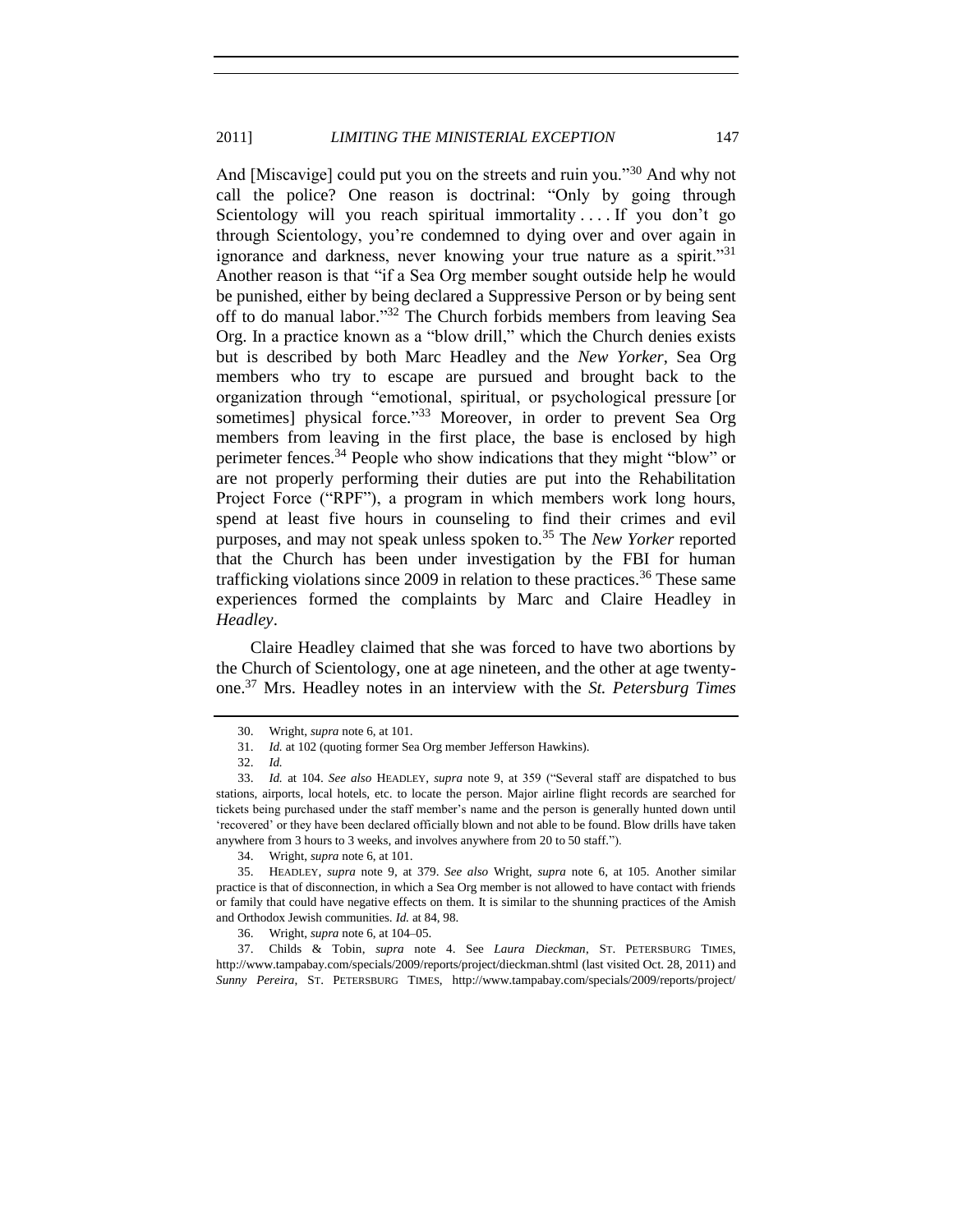And [Miscavige] could put you on the streets and ruin you."[30] And why not call the police? One reason is doctrinal: "Only by going through Scientology will you reach spiritual immortality . . . . If you don't go through Scientology, you're condemned to dying over and over again in ignorance and darkness, never knowing your true nature as a spirit."[31] Another reason is that "if a Sea Org member sought outside help he would be punished, either by being declared a Suppressive Person or by being sent off to do manual labor."[32] The Church forbids members from leaving Sea Org. In a practice known as a "blow drill," which the Church denies exists but is described by both Marc Headley and the *New Yorker*, Sea Org members who try to escape are pursued and brought back to the organization through "emotional, spiritual, or psychological pressure [or sometimes] physical force."[33] Moreover, in order to prevent Sea Org members from leaving in the first place, the base is enclosed by high perimeter fences.[34] People who show indications that they might "blow" or are not properly performing their duties are put into the Rehabilitation Project Force ("RPF"), a program in which members work long hours, spend at least five hours in counseling to find their crimes and evil purposes, and may not speak unless spoken to.[35] The *New Yorker* reported that the Church has been under investigation by the FBI for human trafficking violations since 2009 in relation to these practices.[36] These same experiences formed the complaints by Marc and Claire Headley in *Headley*.

Claire Headley claimed that she was forced to have two abortions by the Church of Scientology, one at age nineteen, and the other at age twenty-one.[37] Mrs. Headley notes in an interview with the *St. Petersburg Times*

30. Wright, *supra* note 6, at 101.

31. *Id.* at 102 (quoting former Sea Org member Jefferson Hawkins).

32. *Id.*

33. *Id.* at 104. *See also* HEADLEY, *supra* note 9, at 359 ("Several staff are dispatched to bus stations, airports, local hotels, etc. to locate the person. Major airline flight records are searched for tickets being purchased under the staff member's name and the person is generally hunted down until 'recovered' or they have been declared officially blown and not able to be found. Blow drills have taken anywhere from 3 hours to 3 weeks, and involves anywhere from 20 to 50 staff.").

34. Wright, *supra* note 6, at 101.

35. HEADLEY, *supra* note 9, at 379. *See also* Wright, *supra* note 6, at 105. Another similar practice is that of disconnection, in which a Sea Org member is not allowed to have contact with friends or family that could have negative effects on them. It is similar to the shunning practices of the Amish and Orthodox Jewish communities. *Id.* at 84, 98.

36. Wright, *supra* note 6, at 104–05.

37. Childs & Tobin, *supra* note 4. See *Laura Dieckman*, ST. PETERSBURG TIMES, http://www.tampabay.com/specials/2009/reports/project/dieckman.shtml (last visited Oct. 28, 2011) and *Sunny Pereira*, ST. PETERSBURG TIMES, http://www.tampabay.com/specials/2009/reports/project/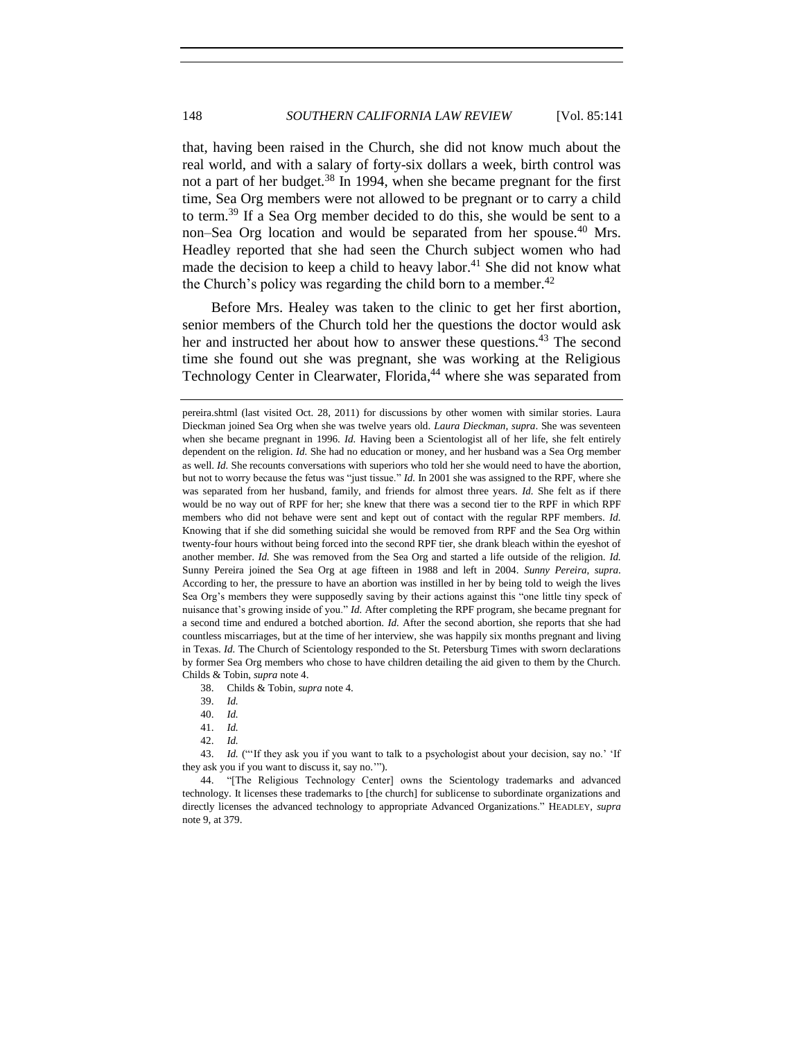that, having been raised in the Church, she did not know much about the real world, and with a salary of forty-six dollars a week, birth control was not a part of her budget.[38] In 1994, when she became pregnant for the first time, Sea Org members were not allowed to be pregnant or to carry a child to term.[39] If a Sea Org member decided to do this, she would be sent to a non–Sea Org location and would be separated from her spouse.[40] Mrs. Headley reported that she had seen the Church subject women who had made the decision to keep a child to heavy labor.[41] She did not know what the Church's policy was regarding the child born to a member.[42]

Before Mrs. Healey was taken to the clinic to get her first abortion, senior members of the Church told her the questions the doctor would ask her and instructed her about how to answer these questions.[43] The second time she found out she was pregnant, she was working at the Religious Technology Center in Clearwater, Florida,[44] where she was separated from

---

pereira.shtml (last visited Oct. 28, 2011) for discussions by other women with similar stories. Laura Dieckman joined Sea Org when she was twelve years old. *Laura Dieckman*, *supra*. She was seventeen when she became pregnant in 1996. *Id.* Having been a Scientologist all of her life, she felt entirely dependent on the religion. *Id.* She had no education or money, and her husband was a Sea Org member as well. *Id.* She recounts conversations with superiors who told her she would need to have the abortion, but not to worry because the fetus was "just tissue." *Id.* In 2001 she was assigned to the RPF, where she was separated from her husband, family, and friends for almost three years. *Id.* She felt as if there would be no way out of RPF for her; she knew that there was a second tier to the RPF in which RPF members who did not behave were sent and kept out of contact with the regular RPF members. *Id.* Knowing that if she did something suicidal she would be removed from RPF and the Sea Org within twenty-four hours without being forced into the second RPF tier, she drank bleach within the eyeshot of another member. *Id.* She was removed from the Sea Org and started a life outside of the religion. *Id.* Sunny Pereira joined the Sea Org at age fifteen in 1988 and left in 2004. *Sunny Pereira*, *supra*. According to her, the pressure to have an abortion was instilled in her by being told to weigh the lives Sea Org's members they were supposedly saving by their actions against this "one little tiny speck of nuisance that's growing inside of you." *Id.* After completing the RPF program, she became pregnant for a second time and endured a botched abortion. *Id.* After the second abortion, she reports that she had countless miscarriages, but at the time of her interview, she was happily six months pregnant and living in Texas. *Id.* The Church of Scientology responded to the St. Petersburg Times with sworn declarations by former Sea Org members who chose to have children detailing the aid given to them by the Church. Childs & Tobin, *supra* note 4.

38. Childs & Tobin, *supra* note 4.

39. *Id.*

40. *Id.*

41. *Id.*

42. *Id.*

43. *Id.* ("'If they ask you if you want to talk to a psychologist about your decision, say no.' 'If they ask you if you want to discuss it, say no.'").

44. "[The Religious Technology Center] owns the Scientology trademarks and advanced technology. It licenses these trademarks to [the church] for sublicense to subordinate organizations and directly licenses the advanced technology to appropriate Advanced Organizations." HEADLEY, *supra* note 9, at 379.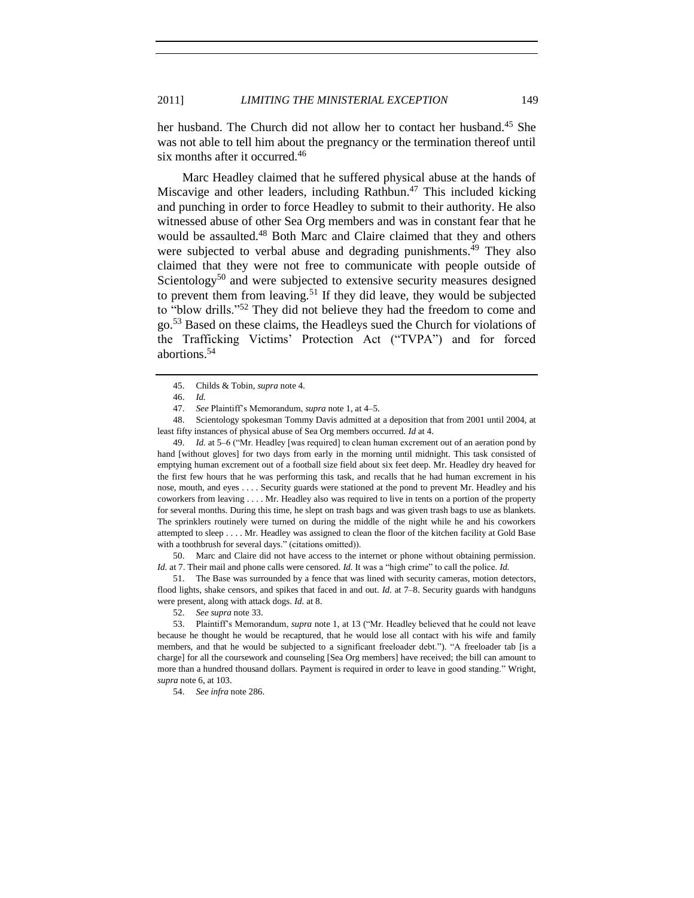her husband. The Church did not allow her to contact her husband.[45] She was not able to tell him about the pregnancy or the termination thereof until six months after it occurred.[46]

Marc Headley claimed that he suffered physical abuse at the hands of Miscavige and other leaders, including Rathbun.[47] This included kicking and punching in order to force Headley to submit to their authority. He also witnessed abuse of other Sea Org members and was in constant fear that he would be assaulted.[48] Both Marc and Claire claimed that they and others were subjected to verbal abuse and degrading punishments.[49] They also claimed that they were not free to communicate with people outside of Scientology[50] and were subjected to extensive security measures designed to prevent them from leaving.[51] If they did leave, they would be subjected to "blow drills."[52] They did not believe they had the freedom to come and go.[53] Based on these claims, the Headleys sued the Church for violations of the Trafficking Victims' Protection Act ("TVPA") and for forced abortions.[54]

---

45. Childs & Tobin, *supra* note 4.

46. *Id.*

47. *See* Plaintiff's Memorandum, *supra* note 1, at 4–5.

48. Scientology spokesman Tommy Davis admitted at a deposition that from 2001 until 2004, at least fifty instances of physical abuse of Sea Org members occurred. *Id* at 4.

49. *Id.* at 5–6 ("Mr. Headley [was required] to clean human excrement out of an aeration pond by hand [without gloves] for two days from early in the morning until midnight. This task consisted of emptying human excrement out of a football size field about six feet deep. Mr. Headley dry heaved for the first few hours that he was performing this task, and recalls that he had human excrement in his nose, mouth, and eyes . . . . Security guards were stationed at the pond to prevent Mr. Headley and his coworkers from leaving . . . . Mr. Headley also was required to live in tents on a portion of the property for several months. During this time, he slept on trash bags and was given trash bags to use as blankets. The sprinklers routinely were turned on during the middle of the night while he and his coworkers attempted to sleep . . . . Mr. Headley was assigned to clean the floor of the kitchen facility at Gold Base with a toothbrush for several days." (citations omitted)).

50. Marc and Claire did not have access to the internet or phone without obtaining permission. *Id.* at 7. Their mail and phone calls were censored. *Id.* It was a "high crime" to call the police. *Id.*

51. The Base was surrounded by a fence that was lined with security cameras, motion detectors, flood lights, shake censors, and spikes that faced in and out. *Id.* at 7–8. Security guards with handguns were present, along with attack dogs. *Id.* at 8.

52. *See supra* note 33.

53. Plaintiff's Memorandum, *supra* note 1, at 13 ("Mr. Headley believed that he could not leave because he thought he would be recaptured, that he would lose all contact with his wife and family members, and that he would be subjected to a significant freeloader debt."). "A freeloader tab [is a charge] for all the coursework and counseling [Sea Org members] have received; the bill can amount to more than a hundred thousand dollars. Payment is required in order to leave in good standing." Wright, *supra* note 6, at 103.

54. *See infra* note 286.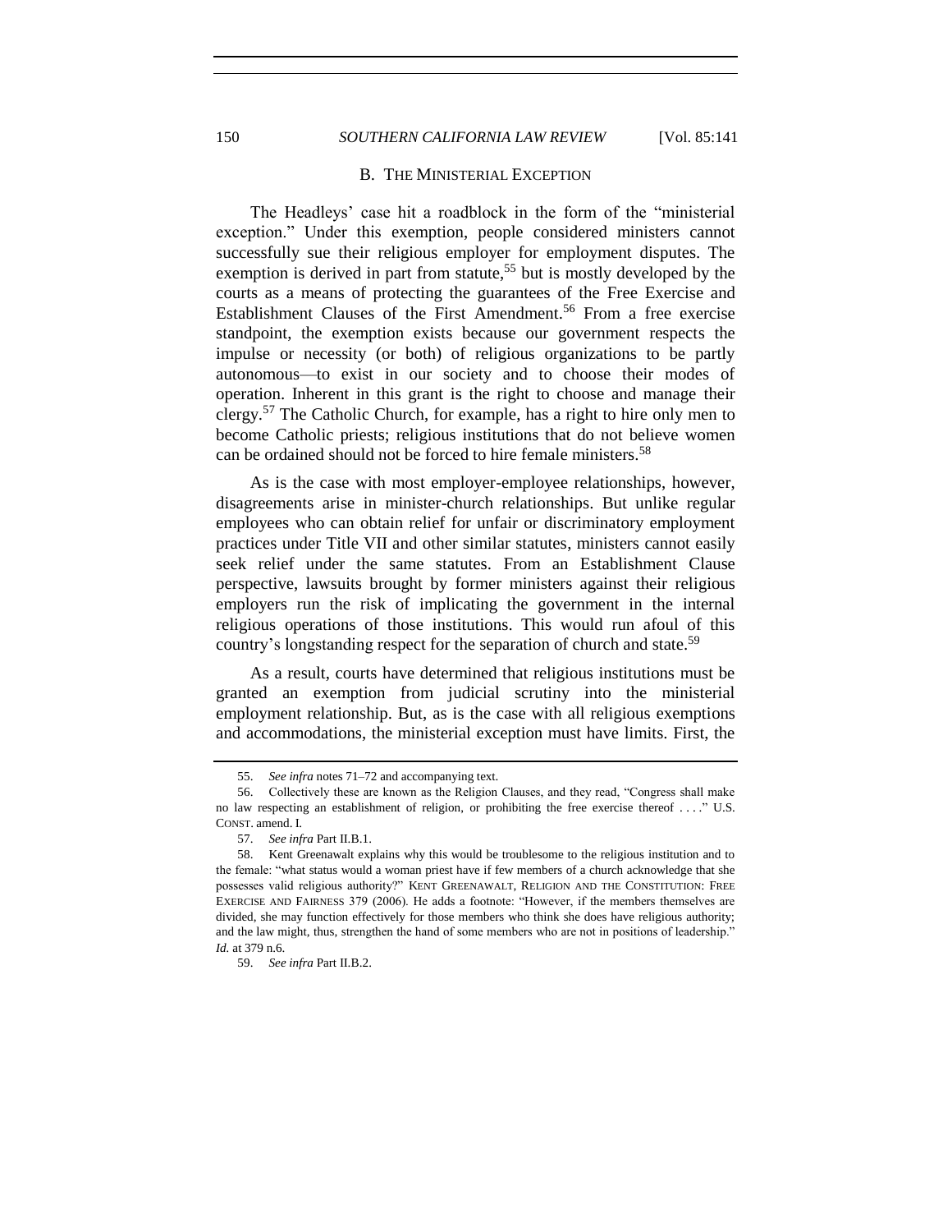## B. THE MINISTERIAL EXCEPTION

The Headleys' case hit a roadblock in the form of the "ministerial exception." Under this exemption, people considered ministers cannot successfully sue their religious employer for employment disputes. The exemption is derived in part from statute,[55] but is mostly developed by the courts as a means of protecting the guarantees of the Free Exercise and Establishment Clauses of the First Amendment.[56] From a free exercise standpoint, the exemption exists because our government respects the impulse or necessity (or both) of religious organizations to be partly autonomous—to exist in our society and to choose their modes of operation. Inherent in this grant is the right to choose and manage their clergy.[57] The Catholic Church, for example, has a right to hire only men to become Catholic priests; religious institutions that do not believe women can be ordained should not be forced to hire female ministers.[58]

As is the case with most employer-employee relationships, however, disagreements arise in minister-church relationships. But unlike regular employees who can obtain relief for unfair or discriminatory employment practices under Title VII and other similar statutes, ministers cannot easily seek relief under the same statutes. From an Establishment Clause perspective, lawsuits brought by former ministers against their religious employers run the risk of implicating the government in the internal religious operations of those institutions. This would run afoul of this country's longstanding respect for the separation of church and state.[59]

As a result, courts have determined that religious institutions must be granted an exemption from judicial scrutiny into the ministerial employment relationship. But, as is the case with all religious exemptions and accommodations, the ministerial exception must have limits. First, the

---

55. *See infra* notes 71–72 and accompanying text.

56. Collectively these are known as the Religion Clauses, and they read, "Congress shall make no law respecting an establishment of religion, or prohibiting the free exercise thereof . . . ." U.S. CONST. amend. I.

57. *See infra* Part II.B.1.

58. Kent Greenawalt explains why this would be troublesome to the religious institution and to the female: "what status would a woman priest have if few members of a church acknowledge that she possesses valid religious authority?" KENT GREENAWALT, RELIGION AND THE CONSTITUTION: FREE EXERCISE AND FAIRNESS 379 (2006). He adds a footnote: "However, if the members themselves are divided, she may function effectively for those members who think she does have religious authority; and the law might, thus, strengthen the hand of some members who are not in positions of leadership." *Id.* at 379 n.6.

59. *See infra* Part II.B.2.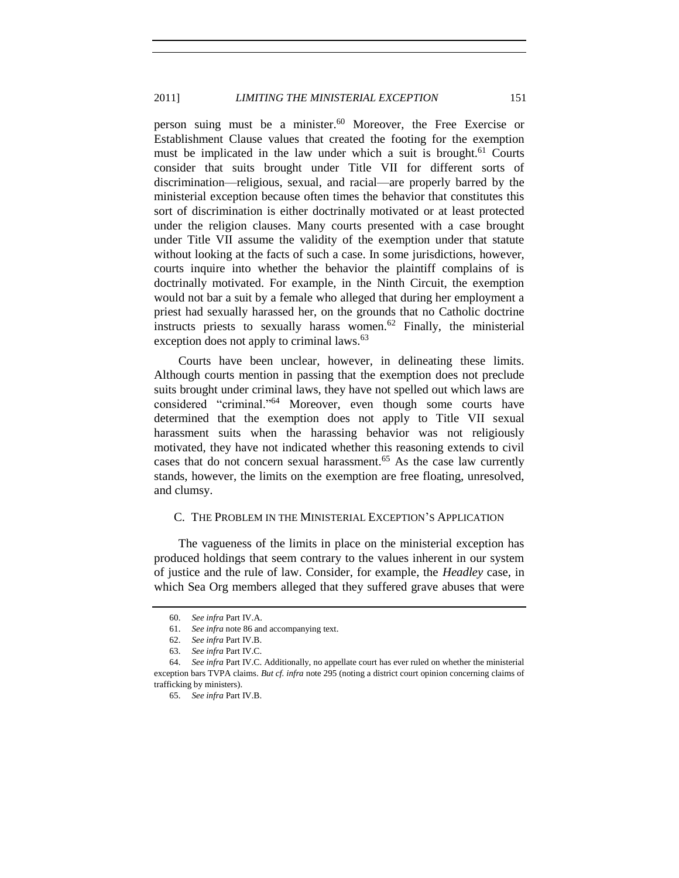person suing must be a minister.[60] Moreover, the Free Exercise or Establishment Clause values that created the footing for the exemption must be implicated in the law under which a suit is brought.[61] Courts consider that suits brought under Title VII for different sorts of discrimination—religious, sexual, and racial—are properly barred by the ministerial exception because often times the behavior that constitutes this sort of discrimination is either doctrinally motivated or at least protected under the religion clauses. Many courts presented with a case brought under Title VII assume the validity of the exemption under that statute without looking at the facts of such a case. In some jurisdictions, however, courts inquire into whether the behavior the plaintiff complains of is doctrinally motivated. For example, in the Ninth Circuit, the exemption would not bar a suit by a female who alleged that during her employment a priest had sexually harassed her, on the grounds that no Catholic doctrine instructs priests to sexually harass women.[62] Finally, the ministerial exception does not apply to criminal laws.[63]

Courts have been unclear, however, in delineating these limits. Although courts mention in passing that the exemption does not preclude suits brought under criminal laws, they have not spelled out which laws are considered "criminal."[64] Moreover, even though some courts have determined that the exemption does not apply to Title VII sexual harassment suits when the harassing behavior was not religiously motivated, they have not indicated whether this reasoning extends to civil cases that do not concern sexual harassment.[65] As the case law currently stands, however, the limits on the exemption are free floating, unresolved, and clumsy.

### C. The Problem in the Ministerial Exception's Application

The vagueness of the limits in place on the ministerial exception has produced holdings that seem contrary to the values inherent in our system of justice and the rule of law. Consider, for example, the *Headley* case, in which Sea Org members alleged that they suffered grave abuses that were

---

60. *See infra* Part IV.A.

61. *See infra* note 86 and accompanying text.

62. *See infra* Part IV.B.

63. *See infra* Part IV.C.

64. *See infra* Part IV.C. Additionally, no appellate court has ever ruled on whether the ministerial exception bars TVPA claims. *But cf. infra* note 295 (noting a district court opinion concerning claims of trafficking by ministers).

65. *See infra* Part IV.B.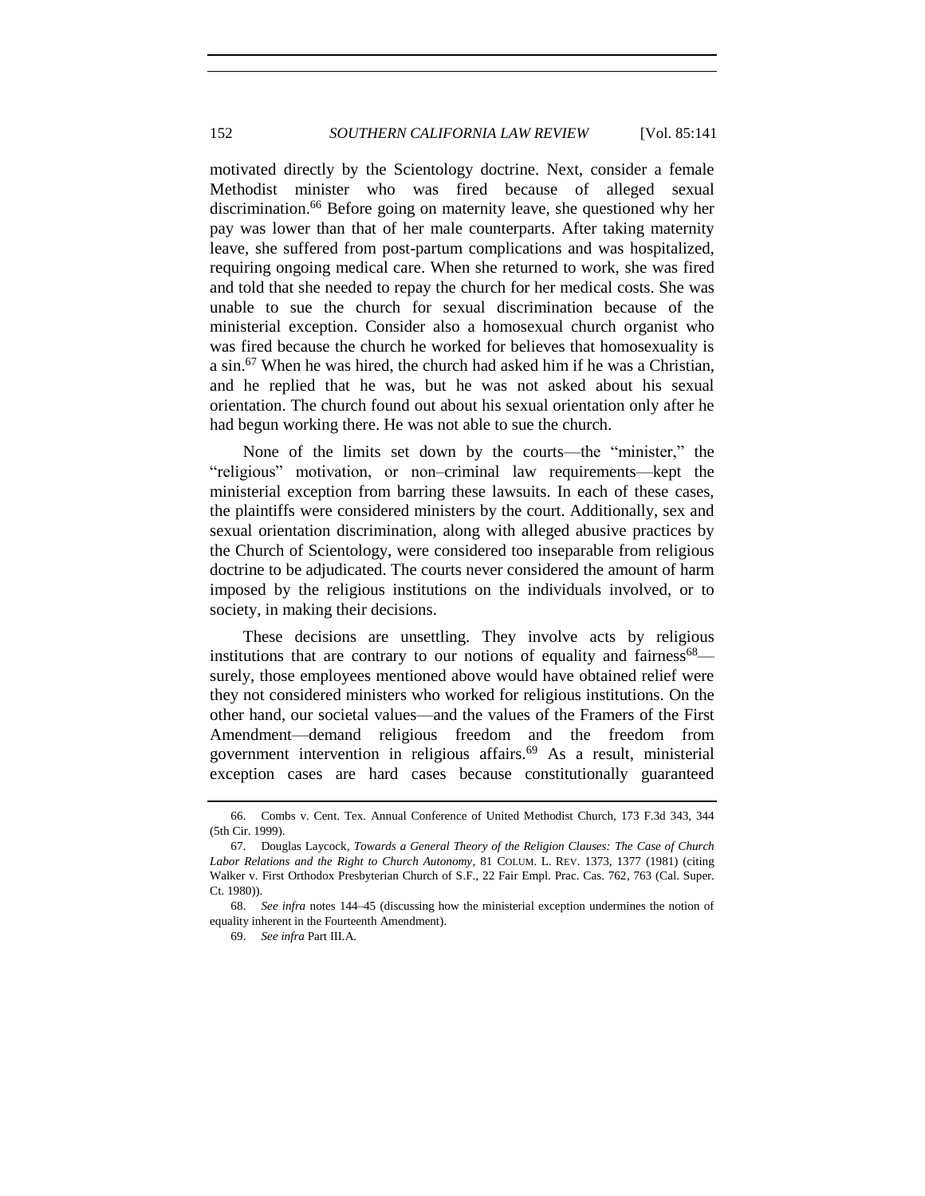motivated directly by the Scientology doctrine. Next, consider a female Methodist minister who was fired because of alleged sexual discrimination.[66] Before going on maternity leave, she questioned why her pay was lower than that of her male counterparts. After taking maternity leave, she suffered from post-partum complications and was hospitalized, requiring ongoing medical care. When she returned to work, she was fired and told that she needed to repay the church for her medical costs. She was unable to sue the church for sexual discrimination because of the ministerial exception. Consider also a homosexual church organist who was fired because the church he worked for believes that homosexuality is a sin.[67] When he was hired, the church had asked him if he was a Christian, and he replied that he was, but he was not asked about his sexual orientation. The church found out about his sexual orientation only after he had begun working there. He was not able to sue the church.

None of the limits set down by the courts—the "minister," the "religious" motivation, or non–criminal law requirements—kept the ministerial exception from barring these lawsuits. In each of these cases, the plaintiffs were considered ministers by the court. Additionally, sex and sexual orientation discrimination, along with alleged abusive practices by the Church of Scientology, were considered too inseparable from religious doctrine to be adjudicated. The courts never considered the amount of harm imposed by the religious institutions on the individuals involved, or to society, in making their decisions.

These decisions are unsettling. They involve acts by religious institutions that are contrary to our notions of equality and fairness[68]—surely, those employees mentioned above would have obtained relief were they not considered ministers who worked for religious institutions. On the other hand, our societal values—and the values of the Framers of the First Amendment—demand religious freedom and the freedom from government intervention in religious affairs.[69] As a result, ministerial exception cases are hard cases because constitutionally guaranteed

---

66. Combs v. Cent. Tex. Annual Conference of United Methodist Church, 173 F.3d 343, 344 (5th Cir. 1999).

67. Douglas Laycock, *Towards a General Theory of the Religion Clauses: The Case of Church Labor Relations and the Right to Church Autonomy*, 81 COLUM. L. REV. 1373, 1377 (1981) (citing Walker v. First Orthodox Presbyterian Church of S.F., 22 Fair Empl. Prac. Cas. 762, 763 (Cal. Super. Ct. 1980)).

68. *See infra* notes 144–45 (discussing how the ministerial exception undermines the notion of equality inherent in the Fourteenth Amendment).

69. *See infra* Part III.A.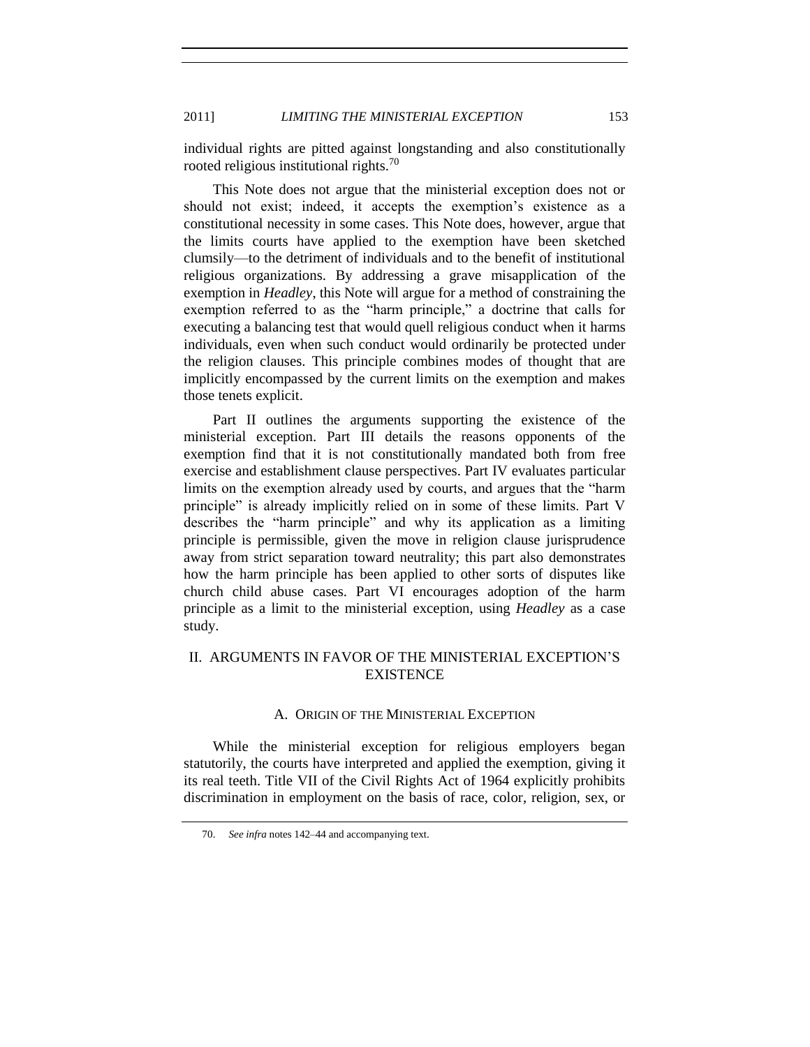individual rights are pitted against longstanding and also constitutionally rooted religious institutional rights.[70]

This Note does not argue that the ministerial exception does not or should not exist; indeed, it accepts the exemption's existence as a constitutional necessity in some cases. This Note does, however, argue that the limits courts have applied to the exemption have been sketched clumsily—to the detriment of individuals and to the benefit of institutional religious organizations. By addressing a grave misapplication of the exemption in *Headley*, this Note will argue for a method of constraining the exemption referred to as the "harm principle," a doctrine that calls for executing a balancing test that would quell religious conduct when it harms individuals, even when such conduct would ordinarily be protected under the religion clauses. This principle combines modes of thought that are implicitly encompassed by the current limits on the exemption and makes those tenets explicit.

Part II outlines the arguments supporting the existence of the ministerial exception. Part III details the reasons opponents of the exemption find that it is not constitutionally mandated both from free exercise and establishment clause perspectives. Part IV evaluates particular limits on the exemption already used by courts, and argues that the "harm principle" is already implicitly relied on in some of these limits. Part V describes the "harm principle" and why its application as a limiting principle is permissible, given the move in religion clause jurisprudence away from strict separation toward neutrality; this part also demonstrates how the harm principle has been applied to other sorts of disputes like church child abuse cases. Part VI encourages adoption of the harm principle as a limit to the ministerial exception, using *Headley* as a case study.

## II. ARGUMENTS IN FAVOR OF THE MINISTERIAL EXCEPTION'S EXISTENCE

### A. ORIGIN OF THE MINISTERIAL EXCEPTION

While the ministerial exception for religious employers began statutorily, the courts have interpreted and applied the exemption, giving it its real teeth. Title VII of the Civil Rights Act of 1964 explicitly prohibits discrimination in employment on the basis of race, color, religion, sex, or

---

70. *See infra* notes 142–44 and accompanying text.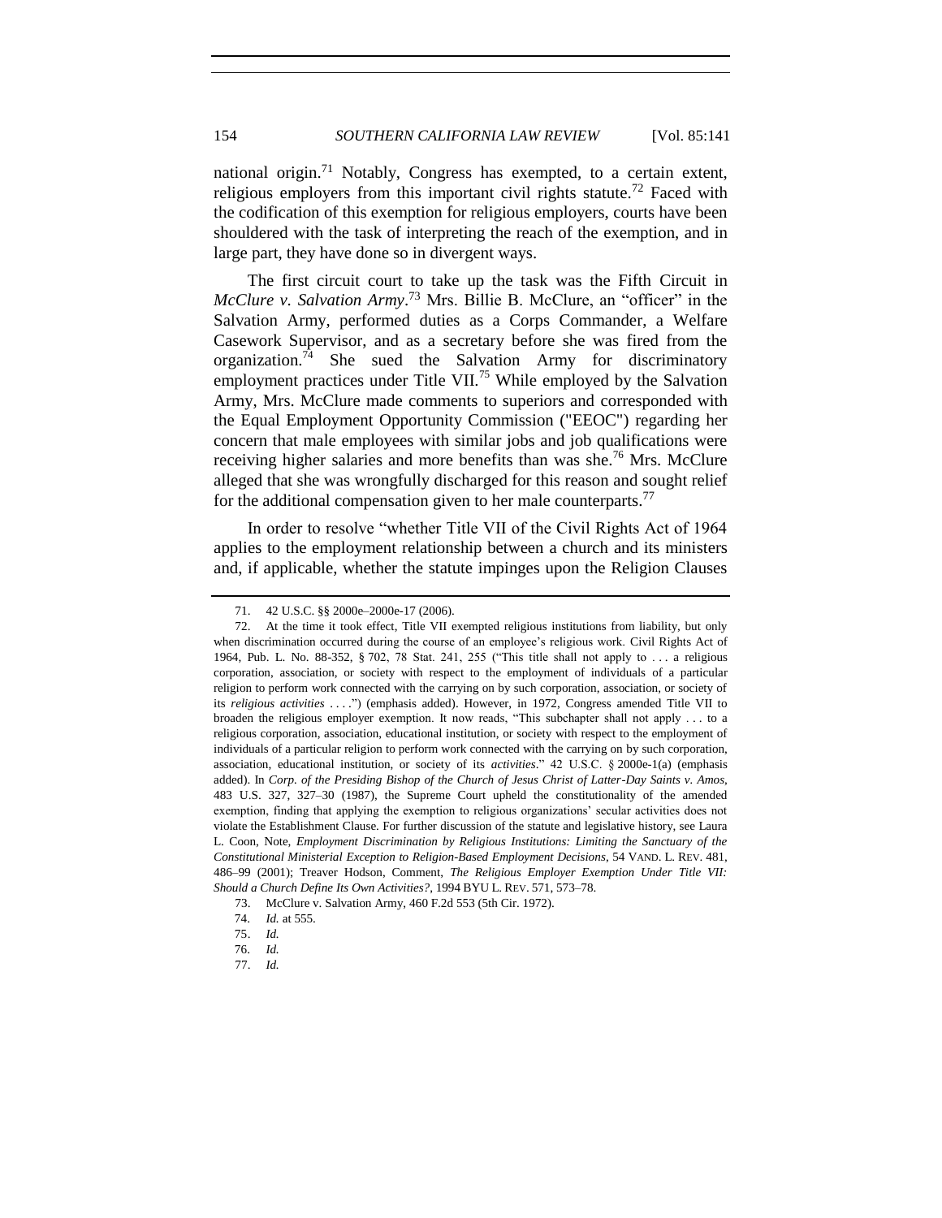national origin.[71] Notably, Congress has exempted, to a certain extent, religious employers from this important civil rights statute.[72] Faced with the codification of this exemption for religious employers, courts have been shouldered with the task of interpreting the reach of the exemption, and in large part, they have done so in divergent ways.

The first circuit court to take up the task was the Fifth Circuit in *McClure v. Salvation Army*.[73] Mrs. Billie B. McClure, an "officer" in the Salvation Army, performed duties as a Corps Commander, a Welfare Casework Supervisor, and as a secretary before she was fired from the organization.[74] She sued the Salvation Army for discriminatory employment practices under Title VII.[75] While employed by the Salvation Army, Mrs. McClure made comments to superiors and corresponded with the Equal Employment Opportunity Commission ("EEOC") regarding her concern that male employees with similar jobs and job qualifications were receiving higher salaries and more benefits than was she.[76] Mrs. McClure alleged that she was wrongfully discharged for this reason and sought relief for the additional compensation given to her male counterparts.[77]

In order to resolve "whether Title VII of the Civil Rights Act of 1964 applies to the employment relationship between a church and its ministers and, if applicable, whether the statute impinges upon the Religion Clauses

---

71. 42 U.S.C. §§ 2000e–2000e-17 (2006).

72. At the time it took effect, Title VII exempted religious institutions from liability, but only when discrimination occurred during the course of an employee's religious work. Civil Rights Act of 1964, Pub. L. No. 88-352, § 702, 78 Stat. 241, 255 ("This title shall not apply to . . . a religious corporation, association, or society with respect to the employment of individuals of a particular religion to perform work connected with the carrying on by such corporation, association, or society of its *religious activities* . . . .") (emphasis added). However, in 1972, Congress amended Title VII to broaden the religious employer exemption. It now reads, "This subchapter shall not apply . . . to a religious corporation, association, educational institution, or society with respect to the employment of individuals of a particular religion to perform work connected with the carrying on by such corporation, association, educational institution, or society of its *activities*." 42 U.S.C. § 2000e-1(a) (emphasis added). In *Corp. of the Presiding Bishop of the Church of Jesus Christ of Latter-Day Saints v. Amos*, 483 U.S. 327, 327–30 (1987), the Supreme Court upheld the constitutionality of the amended exemption, finding that applying the exemption to religious organizations' secular activities does not violate the Establishment Clause. For further discussion of the statute and legislative history, see Laura L. Coon, Note, *Employment Discrimination by Religious Institutions: Limiting the Sanctuary of the Constitutional Ministerial Exception to Religion-Based Employment Decisions*, 54 VAND. L. REV. 481, 486–99 (2001); Treaver Hodson, Comment, *The Religious Employer Exemption Under Title VII: Should a Church Define Its Own Activities?*, 1994 BYU L. REV. 571, 573–78.

73. McClure v. Salvation Army, 460 F.2d 553 (5th Cir. 1972).

74. *Id.* at 555.

75. *Id.*

76. *Id.*

77. *Id.*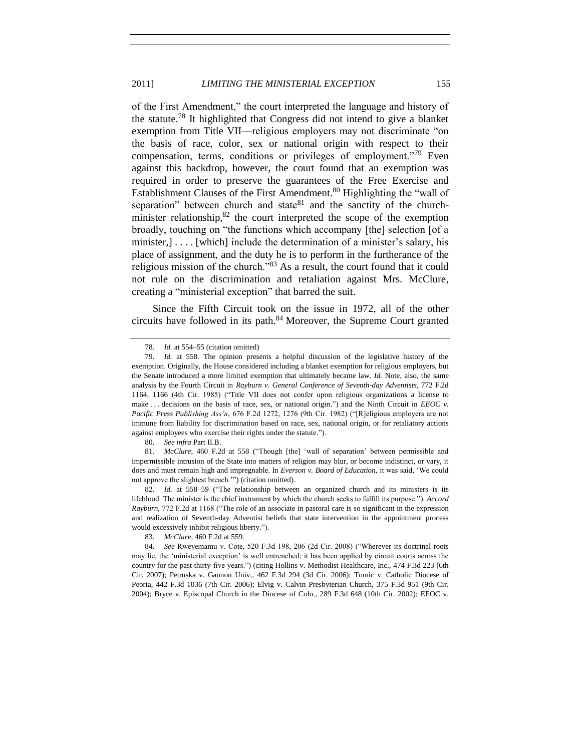of the First Amendment," the court interpreted the language and history of the statute.[78] It highlighted that Congress did not intend to give a blanket exemption from Title VII—religious employers may not discriminate "on the basis of race, color, sex or national origin with respect to their compensation, terms, conditions or privileges of employment."[79] Even against this backdrop, however, the court found that an exemption was required in order to preserve the guarantees of the Free Exercise and Establishment Clauses of the First Amendment.[80] Highlighting the "wall of separation" between church and state[81] and the sanctity of the church-minister relationship,[82] the court interpreted the scope of the exemption broadly, touching on "the functions which accompany [the] selection [of a minister,] . . . . [which] include the determination of a minister's salary, his place of assignment, and the duty he is to perform in the furtherance of the religious mission of the church."[83] As a result, the court found that it could not rule on the discrimination and retaliation against Mrs. McClure, creating a "ministerial exception" that barred the suit.

Since the Fifth Circuit took on the issue in 1972, all of the other circuits have followed in its path.[84] Moreover, the Supreme Court granted

---

78. *Id.* at 554–55 (citation omitted)

79. *Id.* at 558. The opinion presents a helpful discussion of the legislative history of the exemption. Originally, the House considered including a blanket exemption for religious employers, but the Senate introduced a more limited exemption that ultimately became law. *Id.* Note, also, the same analysis by the Fourth Circuit in *Rayburn v. General Conference of Seventh-day Adventists*, 772 F.2d 1164, 1166 (4th Cir. 1985) ("Title VII does not confer upon religious organizations a license to make . . . decisions on the basis of race, sex, or national origin.") and the Ninth Circuit in *EEOC v. Pacific Press Publishing Ass'n*, 676 F.2d 1272, 1276 (9th Cir. 1982) ("[R]eligious employers are not immune from liability for discrimination based on race, sex, national origin, or for retaliatory actions against employees who exercise their rights under the statute.").

80. *See infra* Part II.B.

81. *McClure*, 460 F.2d at 558 ("Though [the] 'wall of separation' between permissible and impermissible intrusion of the State into matters of religion may blur, or become indistinct, or vary, it does and must remain high and impregnable. In *Everson v. Board of Education*, it was said, 'We could not approve the slightest breach.'") (citation omitted).

82. *Id.* at 558–59 ("The relationship between an organized church and its ministers is its lifeblood. The minister is the chief instrument by which the church seeks to fulfill its purpose."). *Accord Rayburn*, 772 F.2d at 1168 ("The role of an associate in pastoral care is so significant in the expression and realization of Seventh-day Adventist beliefs that state intervention in the appointment process would excessively inhibit religious liberty.").

83. *McClure*, 460 F.2d at 559.

84. *See* Rweyemamu v. Cote, 520 F.3d 198, 206 (2d Cir. 2008) ("Wherever its doctrinal roots may lie, the 'ministerial exception' is well entrenched; it has been applied by circuit courts across the country for the past thirty-five years.") (citing Hollins v. Methodist Healthcare, Inc., 474 F.3d 223 (6th Cir. 2007); Petruska v. Gannon Univ., 462 F.3d 294 (3d Cir. 2006); Tomic v. Catholic Diocese of Peoria, 442 F.3d 1036 (7th Cir. 2006); Elvig v. Calvin Presbyterian Church, 375 F.3d 951 (9th Cir. 2004); Bryce v. Episcopal Church in the Diocese of Colo., 289 F.3d 648 (10th Cir. 2002); EEOC v.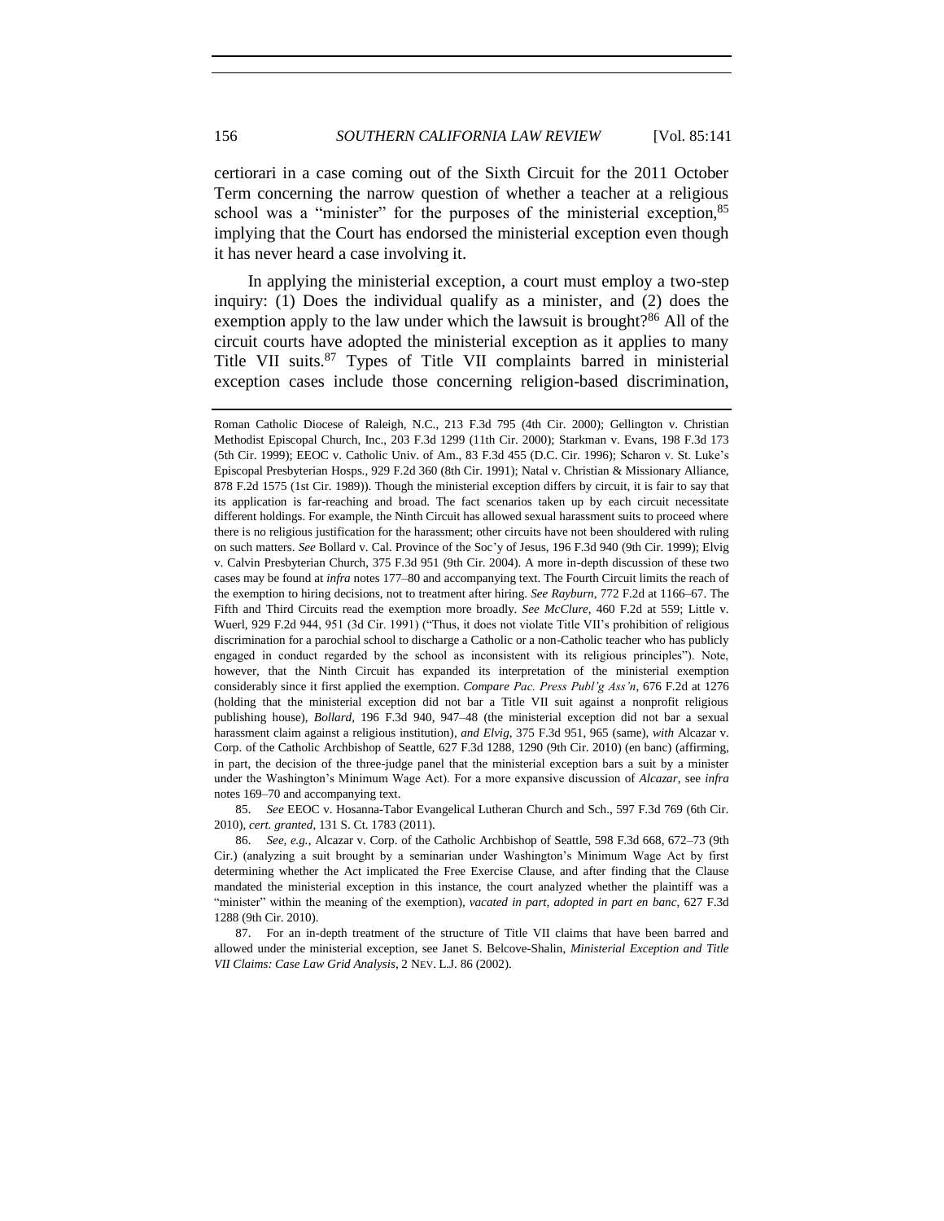certiorari in a case coming out of the Sixth Circuit for the 2011 October Term concerning the narrow question of whether a teacher at a religious school was a "minister" for the purposes of the ministerial exception,[85] implying that the Court has endorsed the ministerial exception even though it has never heard a case involving it.

In applying the ministerial exception, a court must employ a two-step inquiry: (1) Does the individual qualify as a minister, and (2) does the exemption apply to the law under which the lawsuit is brought?[86] All of the circuit courts have adopted the ministerial exception as it applies to many Title VII suits.[87] Types of Title VII complaints barred in ministerial exception cases include those concerning religion-based discrimination,

---

Roman Catholic Diocese of Raleigh, N.C., 213 F.3d 795 (4th Cir. 2000); Gellington v. Christian Methodist Episcopal Church, Inc., 203 F.3d 1299 (11th Cir. 2000); Starkman v. Evans, 198 F.3d 173 (5th Cir. 1999); EEOC v. Catholic Univ. of Am., 83 F.3d 455 (D.C. Cir. 1996); Scharon v. St. Luke's Episcopal Presbyterian Hosps., 929 F.2d 360 (8th Cir. 1991); Natal v. Christian & Missionary Alliance, 878 F.2d 1575 (1st Cir. 1989)). Though the ministerial exception differs by circuit, it is fair to say that its application is far-reaching and broad. The fact scenarios taken up by each circuit necessitate different holdings. For example, the Ninth Circuit has allowed sexual harassment suits to proceed where there is no religious justification for the harassment; other circuits have not been shouldered with ruling on such matters. *See* Bollard v. Cal. Province of the Soc'y of Jesus, 196 F.3d 940 (9th Cir. 1999); Elvig v. Calvin Presbyterian Church, 375 F.3d 951 (9th Cir. 2004). A more in-depth discussion of these two cases may be found at *infra* notes 177–80 and accompanying text. The Fourth Circuit limits the reach of the exemption to hiring decisions, not to treatment after hiring. *See Rayburn*, 772 F.2d at 1166–67. The Fifth and Third Circuits read the exemption more broadly. *See McClure*, 460 F.2d at 559; Little v. Wuerl, 929 F.2d 944, 951 (3d Cir. 1991) ("Thus, it does not violate Title VII's prohibition of religious discrimination for a parochial school to discharge a Catholic or a non-Catholic teacher who has publicly engaged in conduct regarded by the school as inconsistent with its religious principles"). Note, however, that the Ninth Circuit has expanded its interpretation of the ministerial exemption considerably since it first applied the exemption. *Compare Pac. Press Publ'g Ass'n*, 676 F.2d at 1276 (holding that the ministerial exception did not bar a Title VII suit against a nonprofit religious publishing house), *Bollard*, 196 F.3d 940, 947–48 (the ministerial exception did not bar a sexual harassment claim against a religious institution), *and Elvig*, 375 F.3d 951, 965 (same), *with* Alcazar v. Corp. of the Catholic Archbishop of Seattle, 627 F.3d 1288, 1290 (9th Cir. 2010) (en banc) (affirming, in part, the decision of the three-judge panel that the ministerial exception bars a suit by a minister under the Washington's Minimum Wage Act). For a more expansive discussion of *Alcazar*, see *infra* notes 169–70 and accompanying text.

85. *See* EEOC v. Hosanna-Tabor Evangelical Lutheran Church and Sch., 597 F.3d 769 (6th Cir. 2010), *cert. granted*, 131 S. Ct. 1783 (2011).

86. *See, e.g.*, Alcazar v. Corp. of the Catholic Archbishop of Seattle, 598 F.3d 668, 672–73 (9th Cir.) (analyzing a suit brought by a seminarian under Washington's Minimum Wage Act by first determining whether the Act implicated the Free Exercise Clause, and after finding that the Clause mandated the ministerial exception in this instance, the court analyzed whether the plaintiff was a "minister" within the meaning of the exemption), *vacated in part, adopted in part en banc*, 627 F.3d 1288 (9th Cir. 2010).

87. For an in-depth treatment of the structure of Title VII claims that have been barred and allowed under the ministerial exception, see Janet S. Belcove-Shalin, *Ministerial Exception and Title VII Claims: Case Law Grid Analysis*, 2 NEV. L.J. 86 (2002).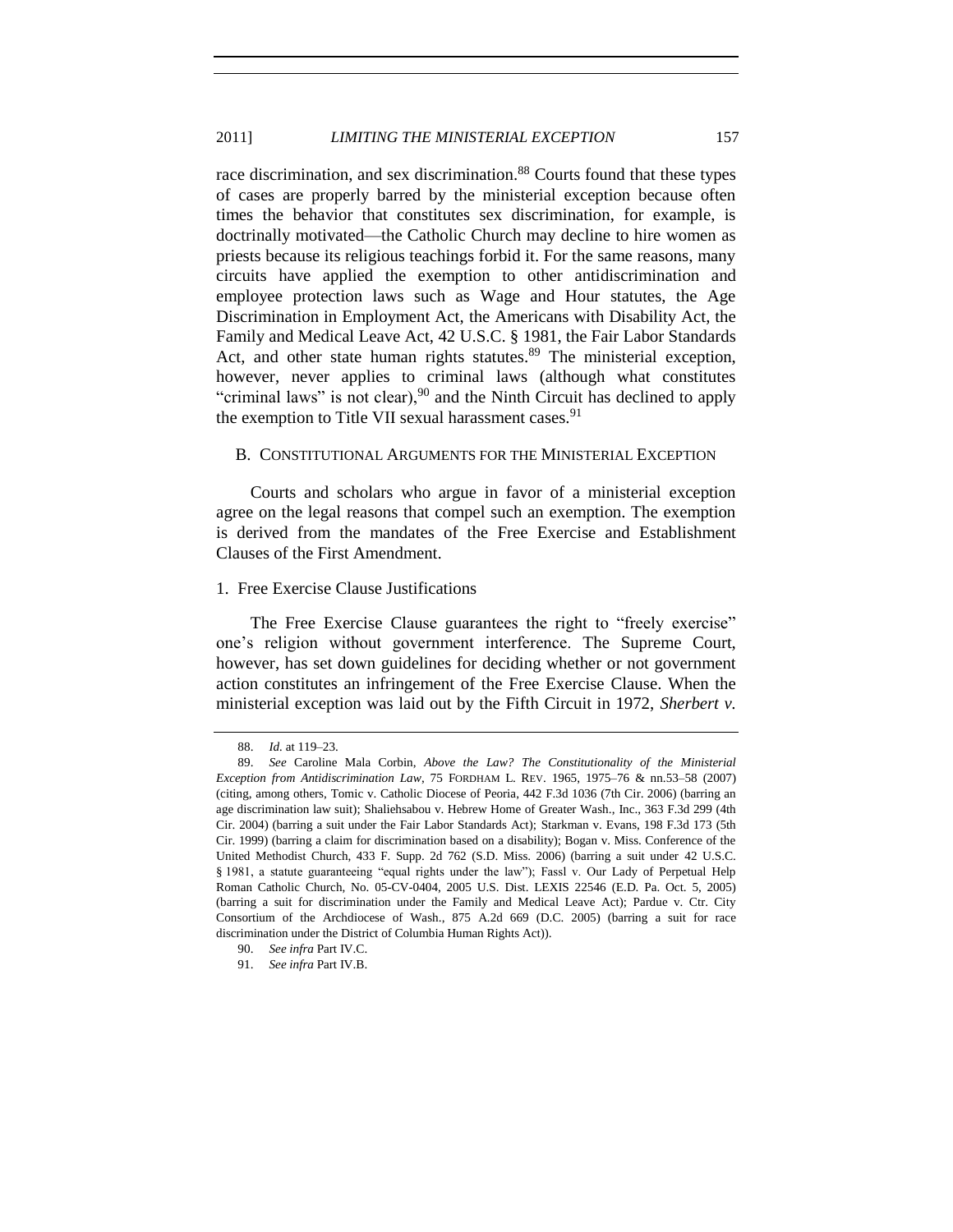race discrimination, and sex discrimination.[88] Courts found that these types of cases are properly barred by the ministerial exception because often times the behavior that constitutes sex discrimination, for example, is doctrinally motivated—the Catholic Church may decline to hire women as priests because its religious teachings forbid it. For the same reasons, many circuits have applied the exemption to other antidiscrimination and employee protection laws such as Wage and Hour statutes, the Age Discrimination in Employment Act, the Americans with Disability Act, the Family and Medical Leave Act, 42 U.S.C. § 1981, the Fair Labor Standards Act, and other state human rights statutes.[89] The ministerial exception, however, never applies to criminal laws (although what constitutes "criminal laws" is not clear),[90] and the Ninth Circuit has declined to apply the exemption to Title VII sexual harassment cases.[91]

## B. CONSTITUTIONAL ARGUMENTS FOR THE MINISTERIAL EXCEPTION

Courts and scholars who argue in favor of a ministerial exception agree on the legal reasons that compel such an exemption. The exemption is derived from the mandates of the Free Exercise and Establishment Clauses of the First Amendment.

### 1. Free Exercise Clause Justifications

The Free Exercise Clause guarantees the right to "freely exercise" one's religion without government interference. The Supreme Court, however, has set down guidelines for deciding whether or not government action constitutes an infringement of the Free Exercise Clause. When the ministerial exception was laid out by the Fifth Circuit in 1972, *Sherbert v.*

---

88. *Id.* at 119–23.

89. *See* Caroline Mala Corbin, *Above the Law? The Constitutionality of the Ministerial Exception from Antidiscrimination Law*, 75 FORDHAM L. REV. 1965, 1975–76 & nn.53–58 (2007) (citing, among others, Tomic v. Catholic Diocese of Peoria, 442 F.3d 1036 (7th Cir. 2006) (barring an age discrimination law suit); Shaliehsabou v. Hebrew Home of Greater Wash., Inc., 363 F.3d 299 (4th Cir. 2004) (barring a suit under the Fair Labor Standards Act); Starkman v. Evans, 198 F.3d 173 (5th Cir. 1999) (barring a claim for discrimination based on a disability); Bogan v. Miss. Conference of the United Methodist Church, 433 F. Supp. 2d 762 (S.D. Miss. 2006) (barring a suit under 42 U.S.C. § 1981, a statute guaranteeing "equal rights under the law"); Fassl v. Our Lady of Perpetual Help Roman Catholic Church, No. 05-CV-0404, 2005 U.S. Dist. LEXIS 22546 (E.D. Pa. Oct. 5, 2005) (barring a suit for discrimination under the Family and Medical Leave Act); Pardue v. Ctr. City Consortium of the Archdiocese of Wash., 875 A.2d 669 (D.C. 2005) (barring a suit for race discrimination under the District of Columbia Human Rights Act)).

90. *See infra* Part IV.C.

91. *See infra* Part IV.B.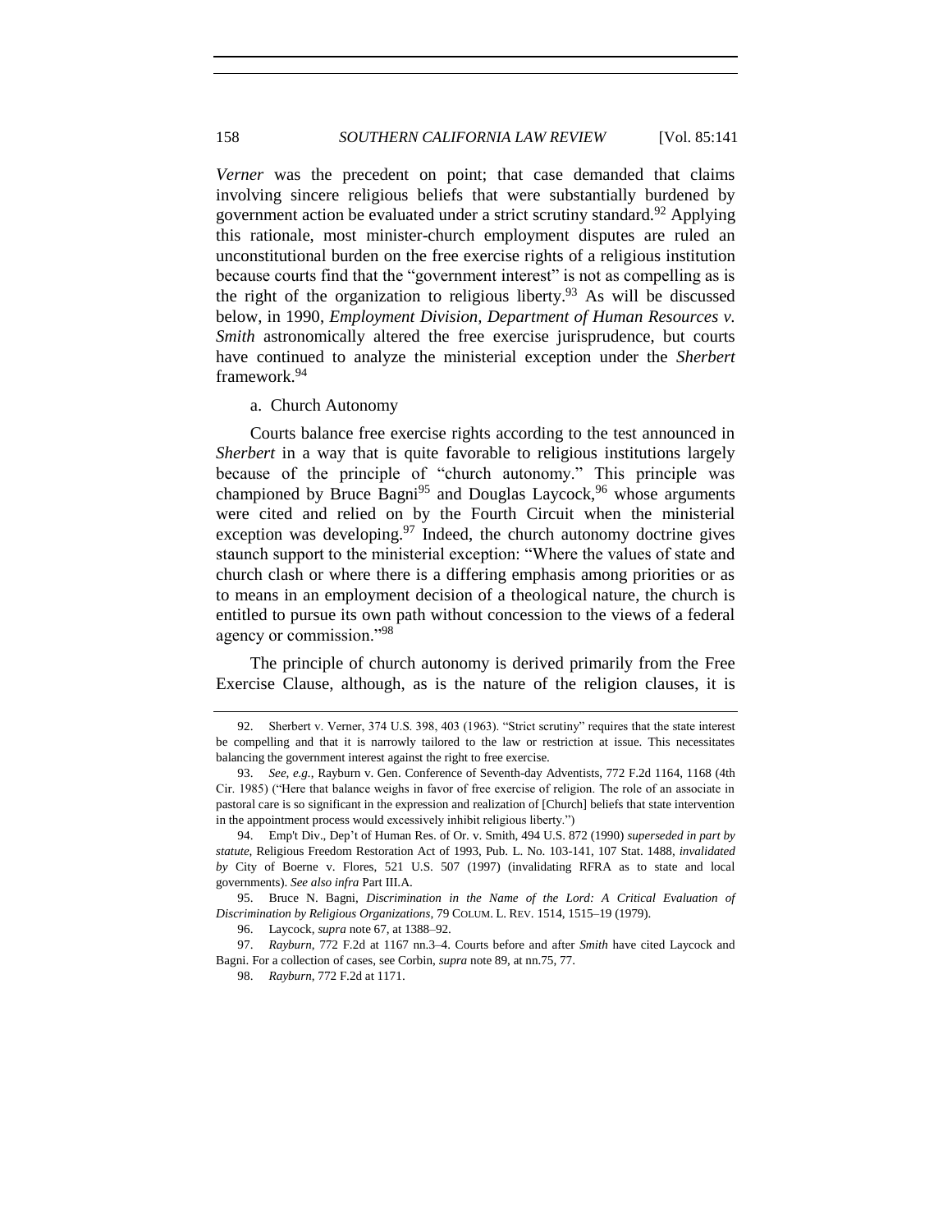*Verner* was the precedent on point; that case demanded that claims involving sincere religious beliefs that were substantially burdened by government action be evaluated under a strict scrutiny standard.[92] Applying this rationale, most minister-church employment disputes are ruled an unconstitutional burden on the free exercise rights of a religious institution because courts find that the "government interest" is not as compelling as is the right of the organization to religious liberty.[93] As will be discussed below, in 1990, *Employment Division, Department of Human Resources v. Smith* astronomically altered the free exercise jurisprudence, but courts have continued to analyze the ministerial exception under the *Sherbert* framework.[94]

a. Church Autonomy

Courts balance free exercise rights according to the test announced in *Sherbert* in a way that is quite favorable to religious institutions largely because of the principle of "church autonomy." This principle was championed by Bruce Bagni[95] and Douglas Laycock,[96] whose arguments were cited and relied on by the Fourth Circuit when the ministerial exception was developing.[97] Indeed, the church autonomy doctrine gives staunch support to the ministerial exception: "Where the values of state and church clash or where there is a differing emphasis among priorities or as to means in an employment decision of a theological nature, the church is entitled to pursue its own path without concession to the views of a federal agency or commission."[98]

The principle of church autonomy is derived primarily from the Free Exercise Clause, although, as is the nature of the religion clauses, it is

92. Sherbert v. Verner, 374 U.S. 398, 403 (1963). "Strict scrutiny" requires that the state interest be compelling and that it is narrowly tailored to the law or restriction at issue. This necessitates balancing the government interest against the right to free exercise.

93. *See, e.g.*, Rayburn v. Gen. Conference of Seventh-day Adventists, 772 F.2d 1164, 1168 (4th Cir. 1985) ("Here that balance weighs in favor of free exercise of religion. The role of an associate in pastoral care is so significant in the expression and realization of [Church] beliefs that state intervention in the appointment process would excessively inhibit religious liberty.")

94. Emp't Div., Dep't of Human Res. of Or. v. Smith, 494 U.S. 872 (1990) *superseded in part by statute*, Religious Freedom Restoration Act of 1993, Pub. L. No. 103-141, 107 Stat. 1488, *invalidated by* City of Boerne v. Flores, 521 U.S. 507 (1997) (invalidating RFRA as to state and local governments). *See also infra* Part III.A.

95. Bruce N. Bagni, *Discrimination in the Name of the Lord: A Critical Evaluation of Discrimination by Religious Organizations*, 79 COLUM. L. REV. 1514, 1515–19 (1979).

96. Laycock, *supra* note 67, at 1388–92.

97. *Rayburn*, 772 F.2d at 1167 nn.3–4. Courts before and after *Smith* have cited Laycock and Bagni. For a collection of cases, see Corbin, *supra* note 89, at nn.75, 77.

98. *Rayburn*, 772 F.2d at 1171.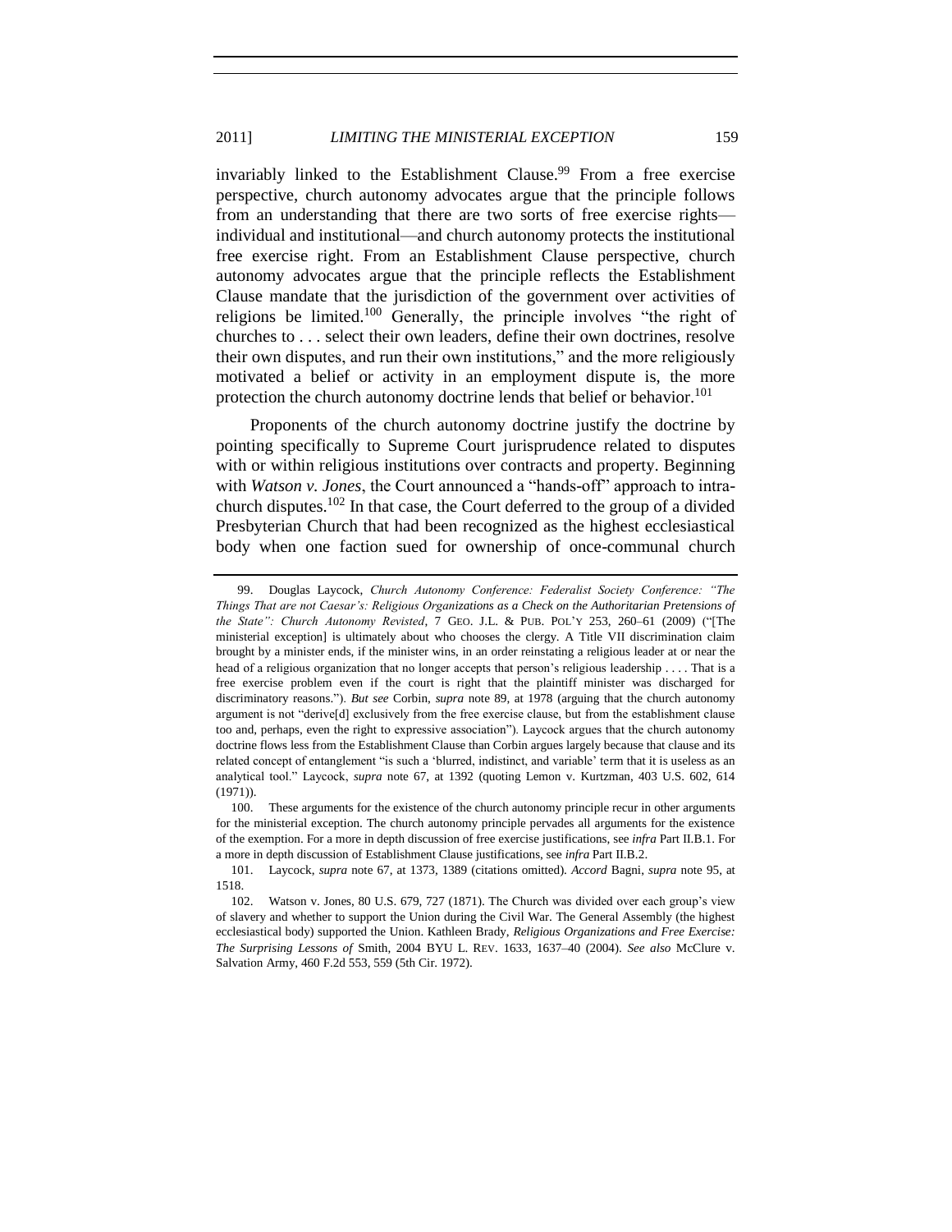invariably linked to the Establishment Clause.[99] From a free exercise perspective, church autonomy advocates argue that the principle follows from an understanding that there are two sorts of free exercise rights—individual and institutional—and church autonomy protects the institutional free exercise right. From an Establishment Clause perspective, church autonomy advocates argue that the principle reflects the Establishment Clause mandate that the jurisdiction of the government over activities of religions be limited.[100] Generally, the principle involves "the right of churches to . . . select their own leaders, define their own doctrines, resolve their own disputes, and run their own institutions," and the more religiously motivated a belief or activity in an employment dispute is, the more protection the church autonomy doctrine lends that belief or behavior.[101]

Proponents of the church autonomy doctrine justify the doctrine by pointing specifically to Supreme Court jurisprudence related to disputes with or within religious institutions over contracts and property. Beginning with *Watson v. Jones*, the Court announced a "hands-off" approach to intra-church disputes.[102] In that case, the Court deferred to the group of a divided Presbyterian Church that had been recognized as the highest ecclesiastical body when one faction sued for ownership of once-communal church

---

99. Douglas Laycock, *Church Autonomy Conference: Federalist Society Conference: "The Things That are not Caesar's: Religious Organizations as a Check on the Authoritarian Pretensions of the State": Church Autonomy Revisted*, 7 GEO. J.L. & PUB. POL'Y 253, 260–61 (2009) ("[The ministerial exception] is ultimately about who chooses the clergy. A Title VII discrimination claim brought by a minister ends, if the minister wins, in an order reinstating a religious leader at or near the head of a religious organization that no longer accepts that person's religious leadership . . . . That is a free exercise problem even if the court is right that the plaintiff minister was discharged for discriminatory reasons."). *But see* Corbin, *supra* note 89, at 1978 (arguing that the church autonomy argument is not "derive[d] exclusively from the free exercise clause, but from the establishment clause too and, perhaps, even the right to expressive association"). Laycock argues that the church autonomy doctrine flows less from the Establishment Clause than Corbin argues largely because that clause and its related concept of entanglement "is such a 'blurred, indistinct, and variable' term that it is useless as an analytical tool." Laycock, *supra* note 67, at 1392 (quoting Lemon v. Kurtzman, 403 U.S. 602, 614 (1971)).

100. These arguments for the existence of the church autonomy principle recur in other arguments for the ministerial exception. The church autonomy principle pervades all arguments for the existence of the exemption. For a more in depth discussion of free exercise justifications, see *infra* Part II.B.1. For a more in depth discussion of Establishment Clause justifications, see *infra* Part II.B.2.

101. Laycock, *supra* note 67, at 1373, 1389 (citations omitted). *Accord* Bagni, *supra* note 95, at 1518.

102. Watson v. Jones, 80 U.S. 679, 727 (1871). The Church was divided over each group's view of slavery and whether to support the Union during the Civil War. The General Assembly (the highest ecclesiastical body) supported the Union. Kathleen Brady, *Religious Organizations and Free Exercise: The Surprising Lessons of* Smith, 2004 BYU L. REV. 1633, 1637–40 (2004). *See also* McClure v. Salvation Army, 460 F.2d 553, 559 (5th Cir. 1972).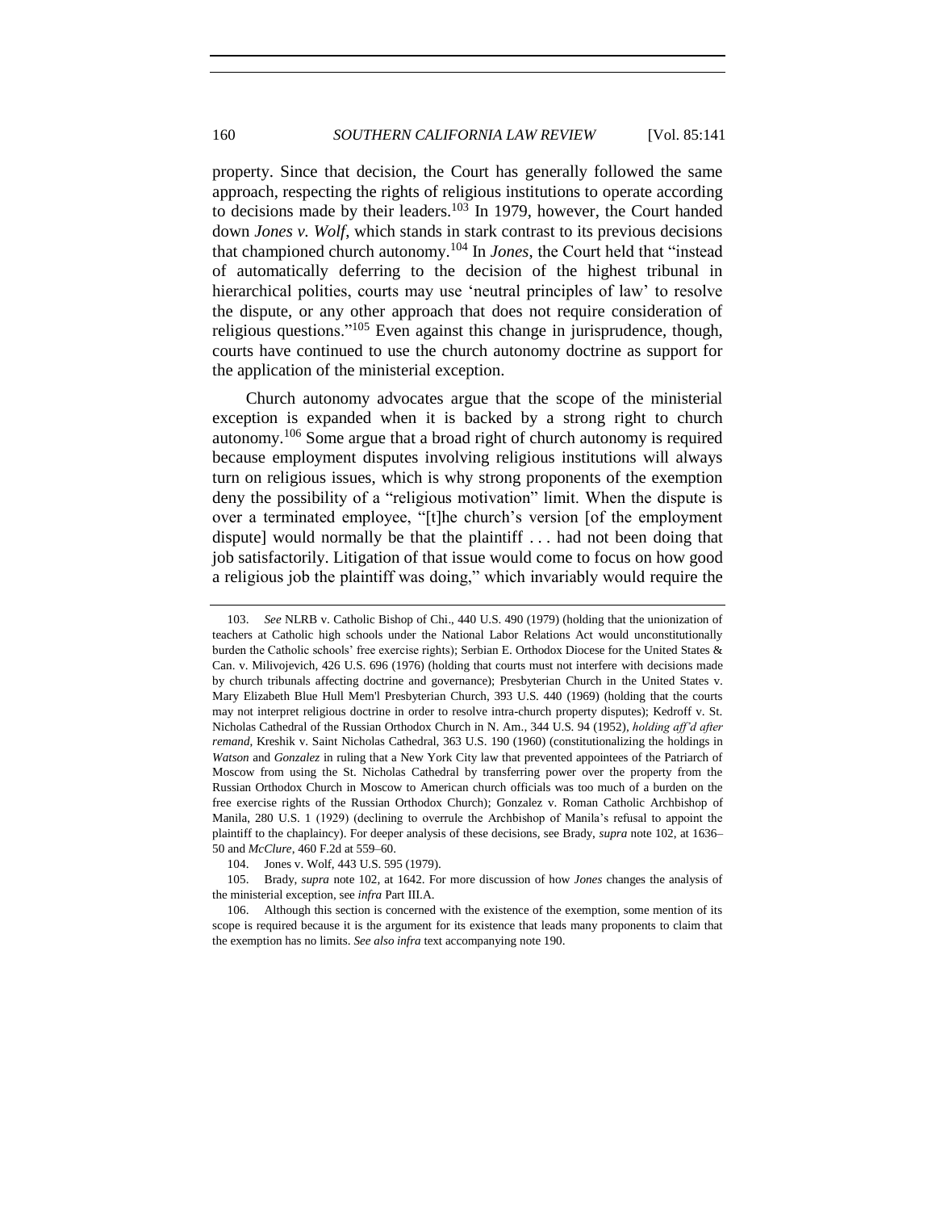property. Since that decision, the Court has generally followed the same approach, respecting the rights of religious institutions to operate according to decisions made by their leaders.[103] In 1979, however, the Court handed down *Jones v. Wolf*, which stands in stark contrast to its previous decisions that championed church autonomy.[104] In *Jones*, the Court held that "instead of automatically deferring to the decision of the highest tribunal in hierarchical polities, courts may use 'neutral principles of law' to resolve the dispute, or any other approach that does not require consideration of religious questions."[105] Even against this change in jurisprudence, though, courts have continued to use the church autonomy doctrine as support for the application of the ministerial exception.

Church autonomy advocates argue that the scope of the ministerial exception is expanded when it is backed by a strong right to church autonomy.[106] Some argue that a broad right of church autonomy is required because employment disputes involving religious institutions will always turn on religious issues, which is why strong proponents of the exemption deny the possibility of a "religious motivation" limit. When the dispute is over a terminated employee, "[t]he church's version [of the employment dispute] would normally be that the plaintiff . . . had not been doing that job satisfactorily. Litigation of that issue would come to focus on how good a religious job the plaintiff was doing," which invariably would require the

---

103. *See* NLRB v. Catholic Bishop of Chi., 440 U.S. 490 (1979) (holding that the unionization of teachers at Catholic high schools under the National Labor Relations Act would unconstitutionally burden the Catholic schools' free exercise rights); Serbian E. Orthodox Diocese for the United States & Can. v. Milivojevich, 426 U.S. 696 (1976) (holding that courts must not interfere with decisions made by church tribunals affecting doctrine and governance); Presbyterian Church in the United States v. Mary Elizabeth Blue Hull Mem'l Presbyterian Church, 393 U.S. 440 (1969) (holding that the courts may not interpret religious doctrine in order to resolve intra-church property disputes); Kedroff v. St. Nicholas Cathedral of the Russian Orthodox Church in N. Am., 344 U.S. 94 (1952), *holding aff'd after remand*, Kreshik v. Saint Nicholas Cathedral, 363 U.S. 190 (1960) (constitutionalizing the holdings in *Watson* and *Gonzalez* in ruling that a New York City law that prevented appointees of the Patriarch of Moscow from using the St. Nicholas Cathedral by transferring power over the property from the Russian Orthodox Church in Moscow to American church officials was too much of a burden on the free exercise rights of the Russian Orthodox Church); Gonzalez v. Roman Catholic Archbishop of Manila, 280 U.S. 1 (1929) (declining to overrule the Archbishop of Manila's refusal to appoint the plaintiff to the chaplaincy). For deeper analysis of these decisions, see Brady, *supra* note 102, at 1636–50 and *McClure*, 460 F.2d at 559–60.

104. Jones v. Wolf, 443 U.S. 595 (1979).

105. Brady, *supra* note 102, at 1642. For more discussion of how *Jones* changes the analysis of the ministerial exception, see *infra* Part III.A.

106. Although this section is concerned with the existence of the exemption, some mention of its scope is required because it is the argument for its existence that leads many proponents to claim that the exemption has no limits. *See also infra* text accompanying note 190.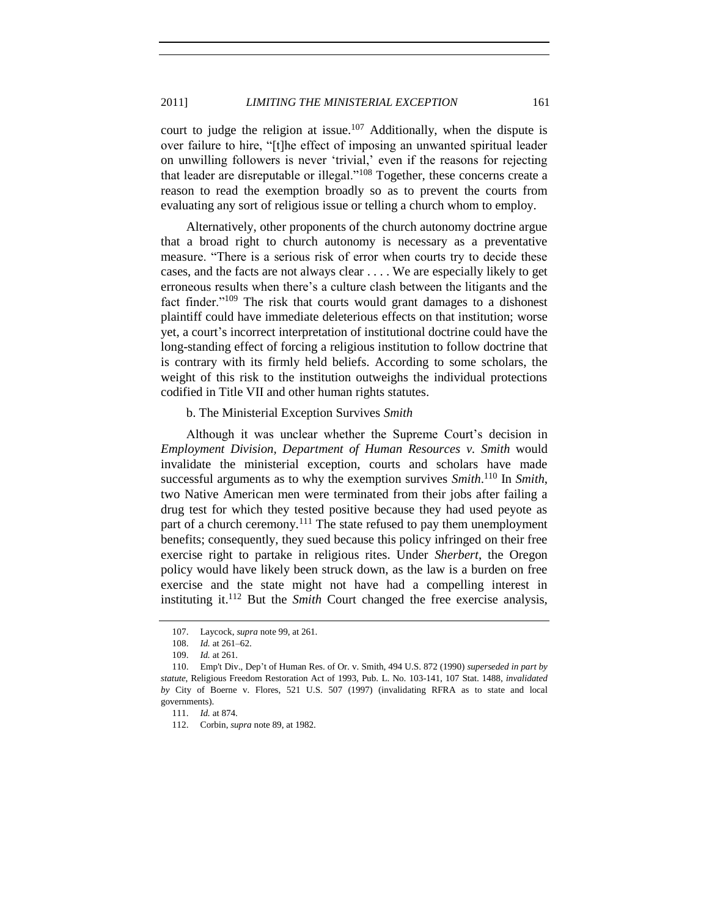court to judge the religion at issue.[107] Additionally, when the dispute is over failure to hire, "[t]he effect of imposing an unwanted spiritual leader on unwilling followers is never 'trivial,' even if the reasons for rejecting that leader are disreputable or illegal."[108] Together, these concerns create a reason to read the exemption broadly so as to prevent the courts from evaluating any sort of religious issue or telling a church whom to employ.

Alternatively, other proponents of the church autonomy doctrine argue that a broad right to church autonomy is necessary as a preventative measure. "There is a serious risk of error when courts try to decide these cases, and the facts are not always clear . . . . We are especially likely to get erroneous results when there's a culture clash between the litigants and the fact finder."[109] The risk that courts would grant damages to a dishonest plaintiff could have immediate deleterious effects on that institution; worse yet, a court's incorrect interpretation of institutional doctrine could have the long-standing effect of forcing a religious institution to follow doctrine that is contrary with its firmly held beliefs. According to some scholars, the weight of this risk to the institution outweighs the individual protections codified in Title VII and other human rights statutes.

b. The Ministerial Exception Survives *Smith*

Although it was unclear whether the Supreme Court's decision in *Employment Division, Department of Human Resources v. Smith* would invalidate the ministerial exception, courts and scholars have made successful arguments as to why the exemption survives *Smith*.[110] In *Smith*, two Native American men were terminated from their jobs after failing a drug test for which they tested positive because they had used peyote as part of a church ceremony.[111] The state refused to pay them unemployment benefits; consequently, they sued because this policy infringed on their free exercise right to partake in religious rites. Under *Sherbert*, the Oregon policy would have likely been struck down, as the law is a burden on free exercise and the state might not have had a compelling interest in instituting it.[112] But the *Smith* Court changed the free exercise analysis,

---

107. Laycock, *supra* note 99, at 261.

108. *Id.* at 261–62.

109. *Id.* at 261.

110. Emp't Div., Dep't of Human Res. of Or. v. Smith, 494 U.S. 872 (1990) *superseded in part by statute*, Religious Freedom Restoration Act of 1993, Pub. L. No. 103-141, 107 Stat. 1488, *invalidated by* City of Boerne v. Flores, 521 U.S. 507 (1997) (invalidating RFRA as to state and local governments).

111. *Id.* at 874.

112. Corbin, *supra* note 89, at 1982.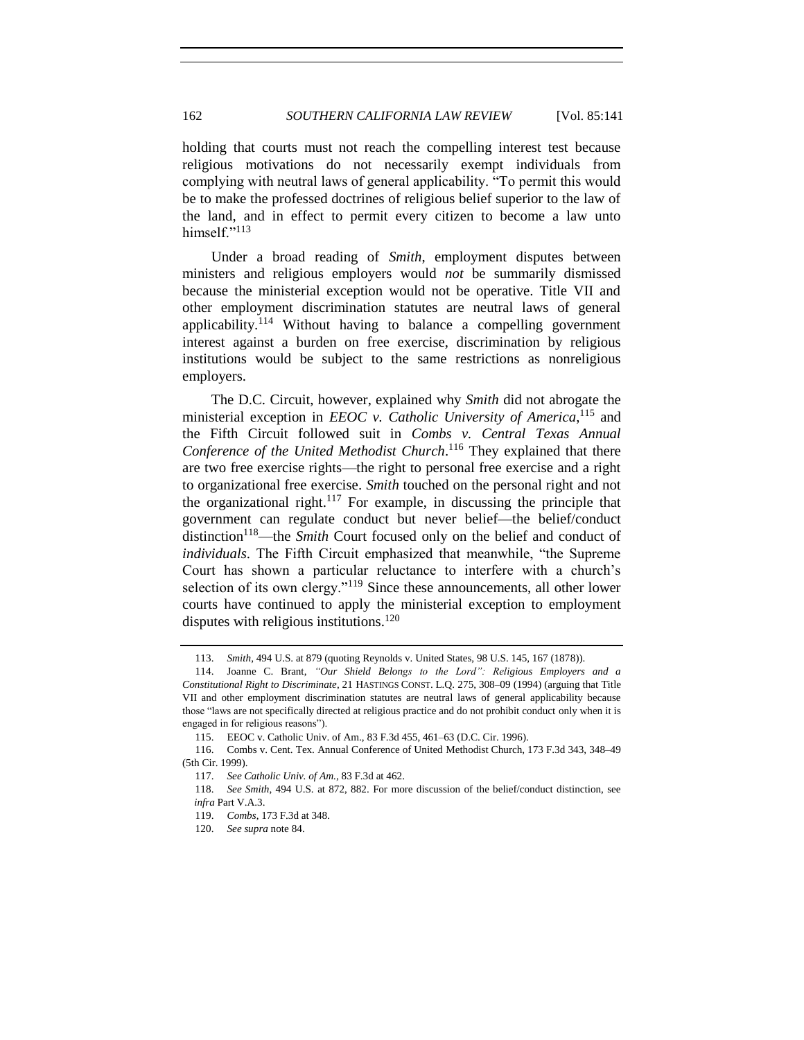holding that courts must not reach the compelling interest test because religious motivations do not necessarily exempt individuals from complying with neutral laws of general applicability. "To permit this would be to make the professed doctrines of religious belief superior to the law of the land, and in effect to permit every citizen to become a law unto himself."[113]

Under a broad reading of *Smith*, employment disputes between ministers and religious employers would *not* be summarily dismissed because the ministerial exception would not be operative. Title VII and other employment discrimination statutes are neutral laws of general applicability.[114] Without having to balance a compelling government interest against a burden on free exercise, discrimination by religious institutions would be subject to the same restrictions as nonreligious employers.

The D.C. Circuit, however, explained why *Smith* did not abrogate the ministerial exception in *EEOC v. Catholic University of America*,[115] and the Fifth Circuit followed suit in *Combs v. Central Texas Annual Conference of the United Methodist Church*.[116] They explained that there are two free exercise rights—the right to personal free exercise and a right to organizational free exercise. *Smith* touched on the personal right and not the organizational right.[117] For example, in discussing the principle that government can regulate conduct but never belief—the belief/conduct distinction[118]—the *Smith* Court focused only on the belief and conduct of *individuals*. The Fifth Circuit emphasized that meanwhile, "the Supreme Court has shown a particular reluctance to interfere with a church's selection of its own clergy."[119] Since these announcements, all other lower courts have continued to apply the ministerial exception to employment disputes with religious institutions.[120]

---

113. *Smith*, 494 U.S. at 879 (quoting Reynolds v. United States, 98 U.S. 145, 167 (1878)).

114. Joanne C. Brant, *"Our Shield Belongs to the Lord": Religious Employers and a Constitutional Right to Discriminate*, 21 HASTINGS CONST. L.Q. 275, 308–09 (1994) (arguing that Title VII and other employment discrimination statutes are neutral laws of general applicability because those "laws are not specifically directed at religious practice and do not prohibit conduct only when it is engaged in for religious reasons").

115. EEOC v. Catholic Univ. of Am., 83 F.3d 455, 461–63 (D.C. Cir. 1996).

116. Combs v. Cent. Tex. Annual Conference of United Methodist Church, 173 F.3d 343, 348–49 (5th Cir. 1999).

117. *See Catholic Univ. of Am.*, 83 F.3d at 462.

118. *See Smith*, 494 U.S. at 872, 882. For more discussion of the belief/conduct distinction, see *infra* Part V.A.3.

119. *Combs*, 173 F.3d at 348.

120. *See supra* note 84.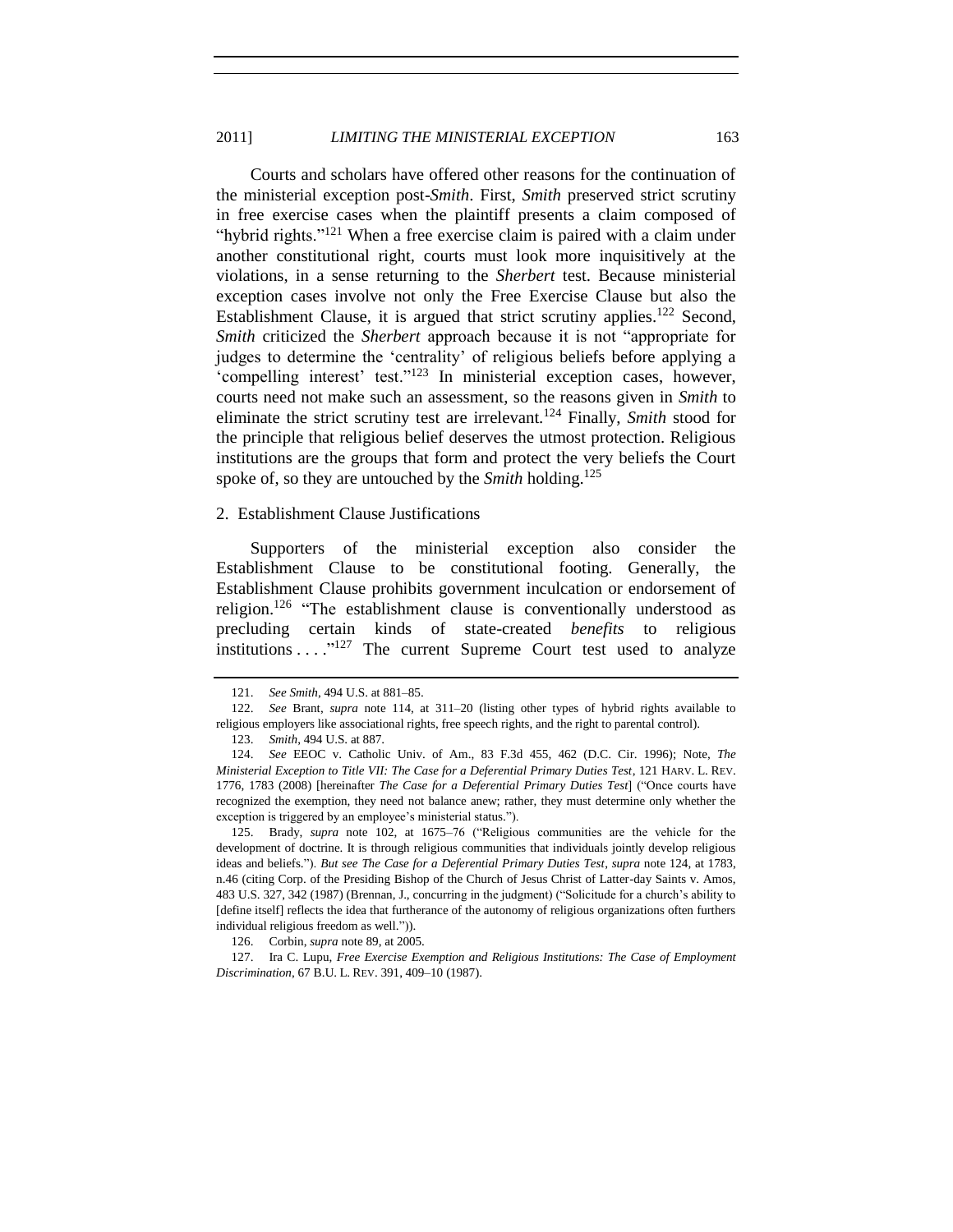Courts and scholars have offered other reasons for the continuation of the ministerial exception post-*Smith*. First, *Smith* preserved strict scrutiny in free exercise cases when the plaintiff presents a claim composed of "hybrid rights."[121] When a free exercise claim is paired with a claim under another constitutional right, courts must look more inquisitively at the violations, in a sense returning to the *Sherbert* test. Because ministerial exception cases involve not only the Free Exercise Clause but also the Establishment Clause, it is argued that strict scrutiny applies.[122] Second, *Smith* criticized the *Sherbert* approach because it is not "appropriate for judges to determine the 'centrality' of religious beliefs before applying a 'compelling interest' test."[123] In ministerial exception cases, however, courts need not make such an assessment, so the reasons given in *Smith* to eliminate the strict scrutiny test are irrelevant.[124] Finally, *Smith* stood for the principle that religious belief deserves the utmost protection. Religious institutions are the groups that form and protect the very beliefs the Court spoke of, so they are untouched by the *Smith* holding.[125]

### 2. Establishment Clause Justifications

Supporters of the ministerial exception also consider the Establishment Clause to be constitutional footing. Generally, the Establishment Clause prohibits government inculcation or endorsement of religion.[126] "The establishment clause is conventionally understood as precluding certain kinds of state-created *benefits* to religious institutions . . . ."[127] The current Supreme Court test used to analyze

---

121. *See Smith*, 494 U.S. at 881–85.

122. *See* Brant, *supra* note 114, at 311–20 (listing other types of hybrid rights available to religious employers like associational rights, free speech rights, and the right to parental control).

123. *Smith*, 494 U.S. at 887.

124. *See* EEOC v. Catholic Univ. of Am., 83 F.3d 455, 462 (D.C. Cir. 1996); Note, *The Ministerial Exception to Title VII: The Case for a Deferential Primary Duties Test*, 121 HARV. L. REV. 1776, 1783 (2008) [hereinafter *The Case for a Deferential Primary Duties Test*] ("Once courts have recognized the exemption, they need not balance anew; rather, they must determine only whether the exception is triggered by an employee's ministerial status.").

125. Brady, *supra* note 102, at 1675–76 ("Religious communities are the vehicle for the development of doctrine. It is through religious communities that individuals jointly develop religious ideas and beliefs."). *But see The Case for a Deferential Primary Duties Test*, *supra* note 124, at 1783, n.46 (citing Corp. of the Presiding Bishop of the Church of Jesus Christ of Latter-day Saints v. Amos, 483 U.S. 327, 342 (1987) (Brennan, J., concurring in the judgment) ("Solicitude for a church's ability to [define itself] reflects the idea that furtherance of the autonomy of religious organizations often furthers individual religious freedom as well.")).

126. Corbin, *supra* note 89, at 2005.

127. Ira C. Lupu, *Free Exercise Exemption and Religious Institutions: The Case of Employment Discrimination*, 67 B.U. L. REV. 391, 409–10 (1987).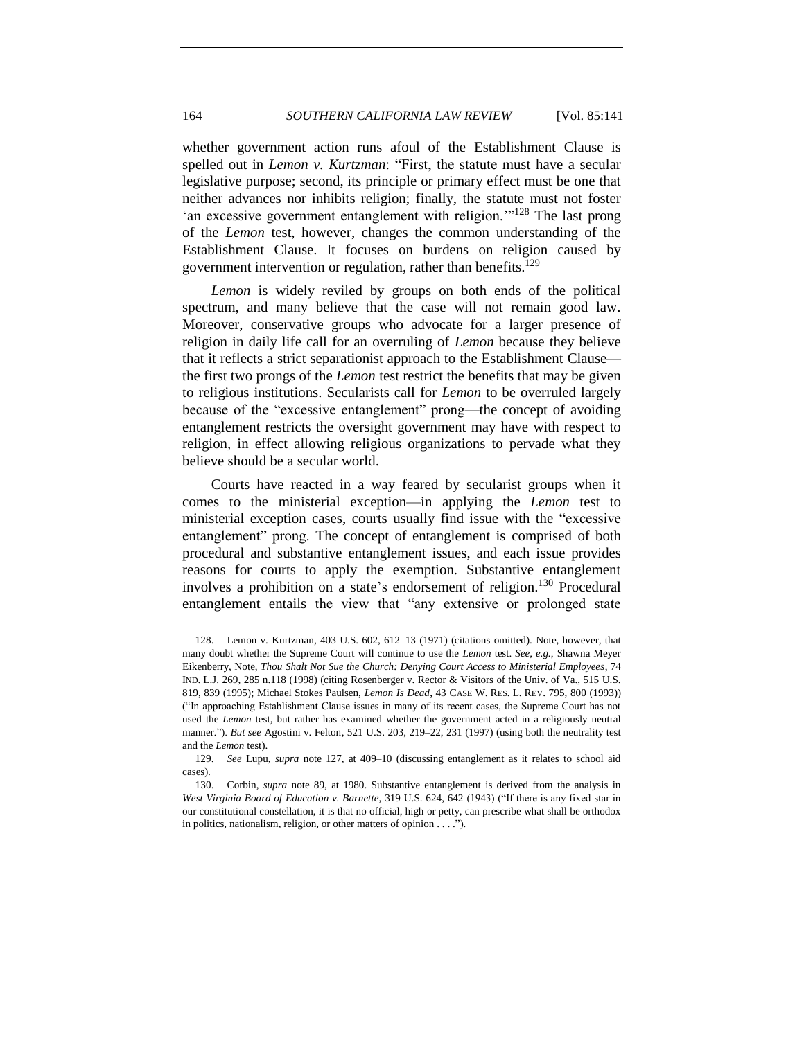whether government action runs afoul of the Establishment Clause is spelled out in *Lemon v. Kurtzman*: "First, the statute must have a secular legislative purpose; second, its principle or primary effect must be one that neither advances nor inhibits religion; finally, the statute must not foster 'an excessive government entanglement with religion.'"[128] The last prong of the *Lemon* test, however, changes the common understanding of the Establishment Clause. It focuses on burdens on religion caused by government intervention or regulation, rather than benefits.[129]

*Lemon* is widely reviled by groups on both ends of the political spectrum, and many believe that the case will not remain good law. Moreover, conservative groups who advocate for a larger presence of religion in daily life call for an overruling of *Lemon* because they believe that it reflects a strict separationist approach to the Establishment Clause—the first two prongs of the *Lemon* test restrict the benefits that may be given to religious institutions. Secularists call for *Lemon* to be overruled largely because of the "excessive entanglement" prong—the concept of avoiding entanglement restricts the oversight government may have with respect to religion, in effect allowing religious organizations to pervade what they believe should be a secular world.

Courts have reacted in a way feared by secularist groups when it comes to the ministerial exception—in applying the *Lemon* test to ministerial exception cases, courts usually find issue with the "excessive entanglement" prong. The concept of entanglement is comprised of both procedural and substantive entanglement issues, and each issue provides reasons for courts to apply the exemption. Substantive entanglement involves a prohibition on a state's endorsement of religion.[130] Procedural entanglement entails the view that "any extensive or prolonged state

---

128. Lemon v. Kurtzman, 403 U.S. 602, 612–13 (1971) (citations omitted). Note, however, that many doubt whether the Supreme Court will continue to use the *Lemon* test. *See, e.g.*, Shawna Meyer Eikenberry, Note, *Thou Shalt Not Sue the Church: Denying Court Access to Ministerial Employees*, 74 IND. L.J. 269, 285 n.118 (1998) (citing Rosenberger v. Rector & Visitors of the Univ. of Va., 515 U.S. 819, 839 (1995); Michael Stokes Paulsen, *Lemon Is Dead*, 43 CASE W. RES. L. REV. 795, 800 (1993)) ("In approaching Establishment Clause issues in many of its recent cases, the Supreme Court has not used the *Lemon* test, but rather has examined whether the government acted in a religiously neutral manner."). *But see* Agostini v. Felton, 521 U.S. 203, 219–22, 231 (1997) (using both the neutrality test and the *Lemon* test).

129. *See* Lupu, *supra* note 127, at 409–10 (discussing entanglement as it relates to school aid cases).

130. Corbin, *supra* note 89, at 1980. Substantive entanglement is derived from the analysis in *West Virginia Board of Education v. Barnette*, 319 U.S. 624, 642 (1943) ("If there is any fixed star in our constitutional constellation, it is that no official, high or petty, can prescribe what shall be orthodox in politics, nationalism, religion, or other matters of opinion . . . .").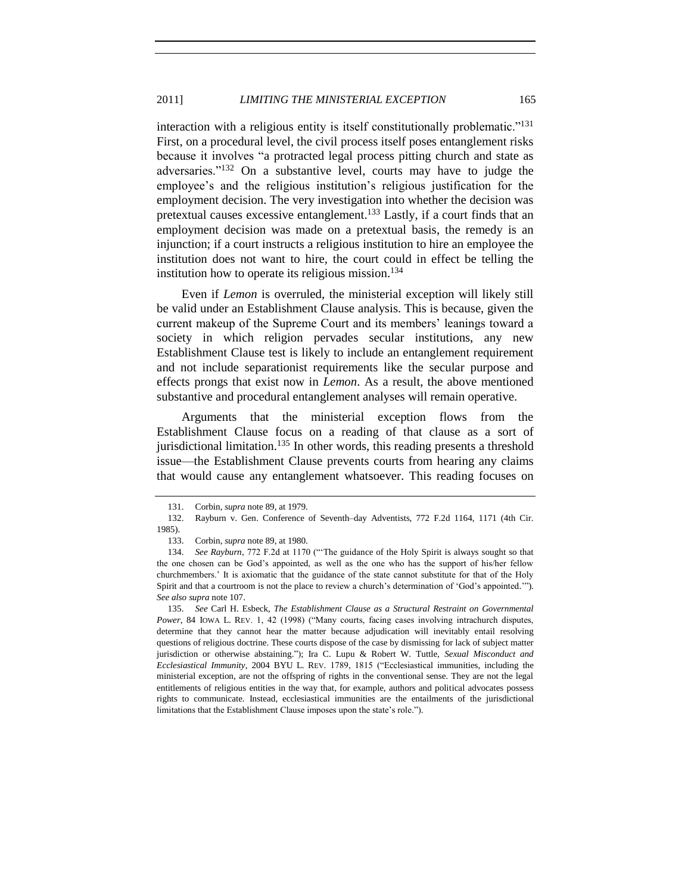interaction with a religious entity is itself constitutionally problematic."[131] First, on a procedural level, the civil process itself poses entanglement risks because it involves "a protracted legal process pitting church and state as adversaries."[132] On a substantive level, courts may have to judge the employee's and the religious institution's religious justification for the employment decision. The very investigation into whether the decision was pretextual causes excessive entanglement.[133] Lastly, if a court finds that an employment decision was made on a pretextual basis, the remedy is an injunction; if a court instructs a religious institution to hire an employee the institution does not want to hire, the court could in effect be telling the institution how to operate its religious mission.[134]

Even if *Lemon* is overruled, the ministerial exception will likely still be valid under an Establishment Clause analysis. This is because, given the current makeup of the Supreme Court and its members' leanings toward a society in which religion pervades secular institutions, any new Establishment Clause test is likely to include an entanglement requirement and not include separationist requirements like the secular purpose and effects prongs that exist now in *Lemon*. As a result, the above mentioned substantive and procedural entanglement analyses will remain operative.

Arguments that the ministerial exception flows from the Establishment Clause focus on a reading of that clause as a sort of jurisdictional limitation.[135] In other words, this reading presents a threshold issue—the Establishment Clause prevents courts from hearing any claims that would cause any entanglement whatsoever. This reading focuses on

---

131. Corbin, *supra* note 89, at 1979.

132. Rayburn v. Gen. Conference of Seventh–day Adventists, 772 F.2d 1164, 1171 (4th Cir. 1985).

133. Corbin, *supra* note 89, at 1980.

134. *See Rayburn*, 772 F.2d at 1170 ("'The guidance of the Holy Spirit is always sought so that the one chosen can be God's appointed, as well as the one who has the support of his/her fellow churchmembers.' It is axiomatic that the guidance of the state cannot substitute for that of the Holy Spirit and that a courtroom is not the place to review a church's determination of 'God's appointed.'"). *See also supra* note 107.

135. *See* Carl H. Esbeck, *The Establishment Clause as a Structural Restraint on Governmental Power*, 84 IOWA L. REV. 1, 42 (1998) ("Many courts, facing cases involving intrachurch disputes, determine that they cannot hear the matter because adjudication will inevitably entail resolving questions of religious doctrine. These courts dispose of the case by dismissing for lack of subject matter jurisdiction or otherwise abstaining."); Ira C. Lupu & Robert W. Tuttle, *Sexual Misconduct and Ecclesiastical Immunity*, 2004 BYU L. REV. 1789, 1815 ("Ecclesiastical immunities, including the ministerial exception, are not the offspring of rights in the conventional sense. They are not the legal entitlements of religious entities in the way that, for example, authors and political advocates possess rights to communicate. Instead, ecclesiastical immunities are the entailments of the jurisdictional limitations that the Establishment Clause imposes upon the state's role.").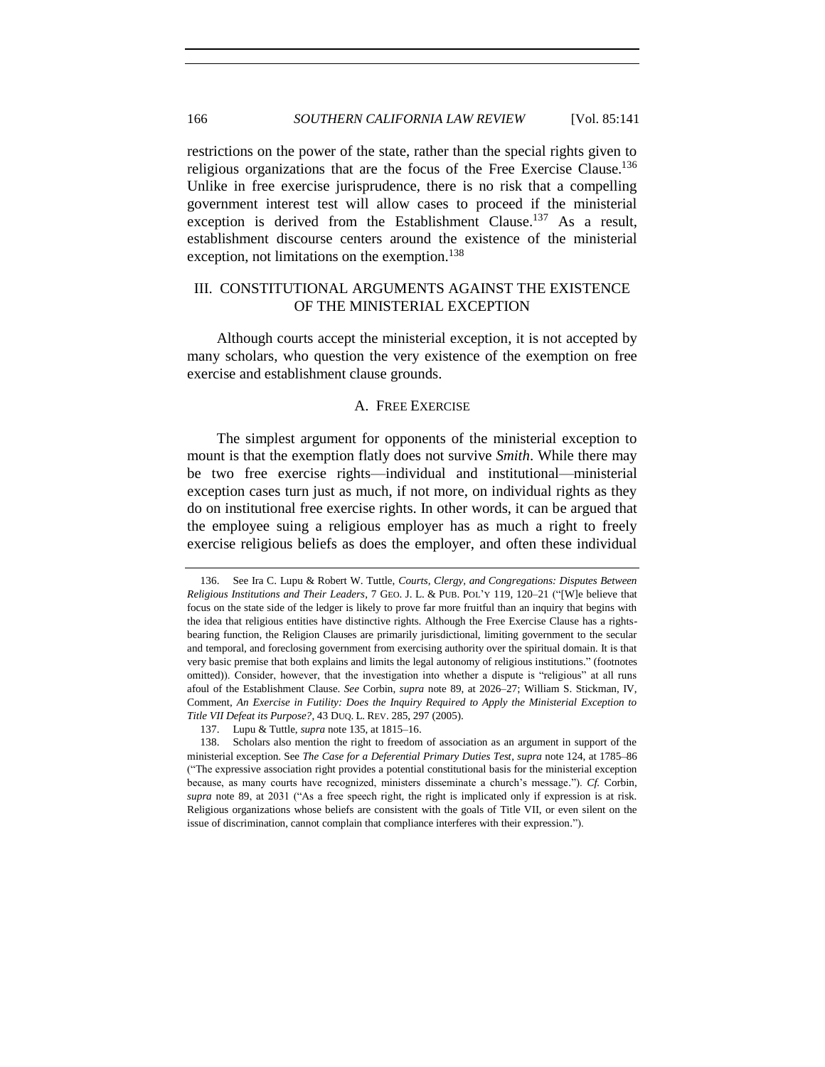restrictions on the power of the state, rather than the special rights given to religious organizations that are the focus of the Free Exercise Clause.[136] Unlike in free exercise jurisprudence, there is no risk that a compelling government interest test will allow cases to proceed if the ministerial exception is derived from the Establishment Clause.[137] As a result, establishment discourse centers around the existence of the ministerial exception, not limitations on the exemption.[138]

## III. CONSTITUTIONAL ARGUMENTS AGAINST THE EXISTENCE OF THE MINISTERIAL EXCEPTION

Although courts accept the ministerial exception, it is not accepted by many scholars, who question the very existence of the exemption on free exercise and establishment clause grounds.

### A. FREE EXERCISE

The simplest argument for opponents of the ministerial exception to mount is that the exemption flatly does not survive *Smith*. While there may be two free exercise rights—individual and institutional—ministerial exception cases turn just as much, if not more, on individual rights as they do on institutional free exercise rights. In other words, it can be argued that the employee suing a religious employer has as much a right to freely exercise religious beliefs as does the employer, and often these individual

---

136. See Ira C. Lupu & Robert W. Tuttle, *Courts, Clergy, and Congregations: Disputes Between Religious Institutions and Their Leaders*, 7 GEO. J. L. & PUB. POL'Y 119, 120–21 ("[W]e believe that focus on the state side of the ledger is likely to prove far more fruitful than an inquiry that begins with the idea that religious entities have distinctive rights. Although the Free Exercise Clause has a rights-bearing function, the Religion Clauses are primarily jurisdictional, limiting government to the secular and temporal, and foreclosing government from exercising authority over the spiritual domain. It is that very basic premise that both explains and limits the legal autonomy of religious institutions." (footnotes omitted)). Consider, however, that the investigation into whether a dispute is "religious" at all runs afoul of the Establishment Clause. *See* Corbin, *supra* note 89, at 2026–27; William S. Stickman, IV, Comment, *An Exercise in Futility: Does the Inquiry Required to Apply the Ministerial Exception to Title VII Defeat its Purpose?*, 43 DUQ. L. REV. 285, 297 (2005).

137. Lupu & Tuttle, *supra* note 135, at 1815–16.

138. Scholars also mention the right to freedom of association as an argument in support of the ministerial exception. See *The Case for a Deferential Primary Duties Test*, *supra* note 124, at 1785–86 ("The expressive association right provides a potential constitutional basis for the ministerial exception because, as many courts have recognized, ministers disseminate a church's message."). *Cf.* Corbin, *supra* note 89, at 2031 ("As a free speech right, the right is implicated only if expression is at risk. Religious organizations whose beliefs are consistent with the goals of Title VII, or even silent on the issue of discrimination, cannot complain that compliance interferes with their expression.").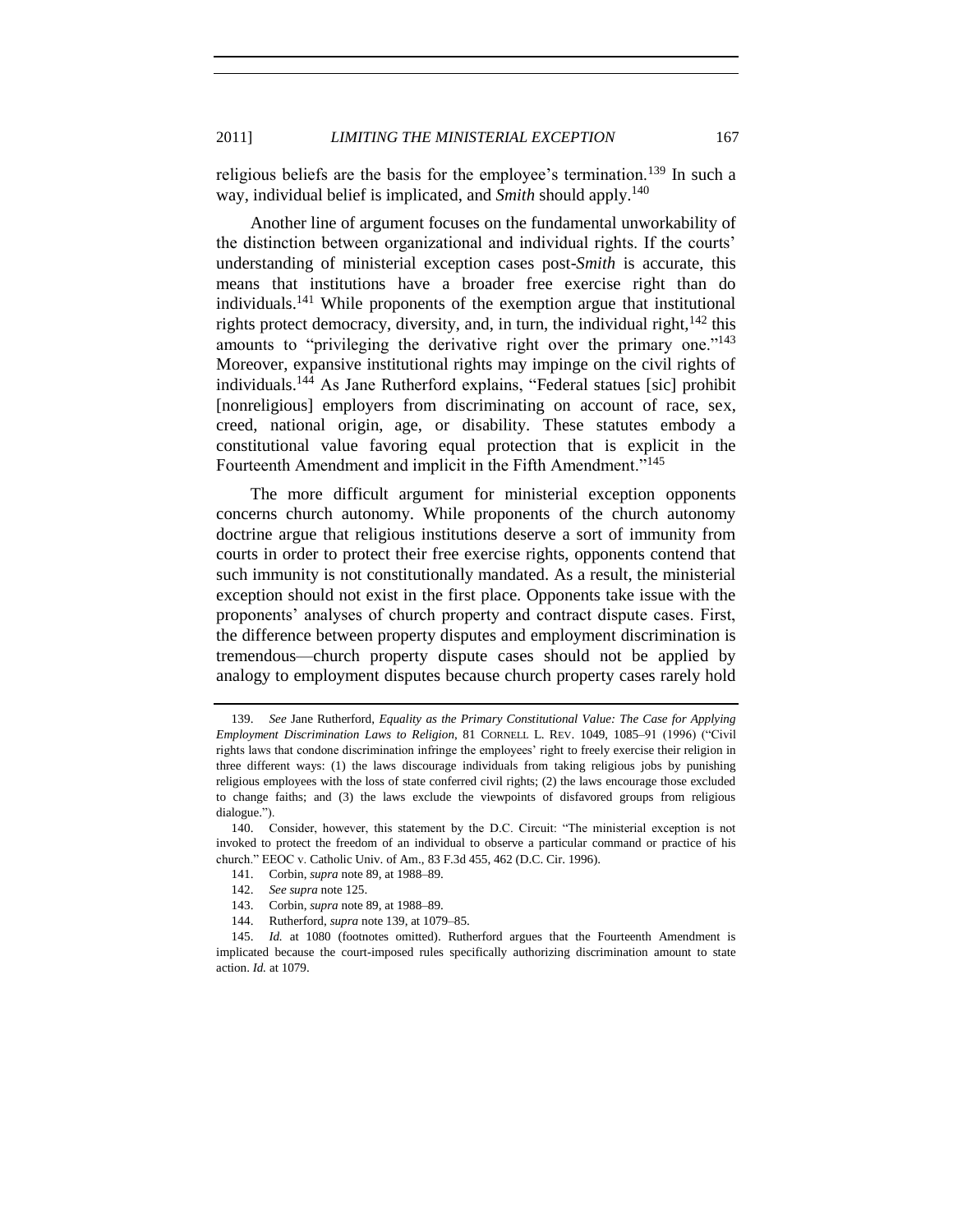religious beliefs are the basis for the employee's termination.[139] In such a way, individual belief is implicated, and *Smith* should apply.[140]

Another line of argument focuses on the fundamental unworkability of the distinction between organizational and individual rights. If the courts' understanding of ministerial exception cases post-*Smith* is accurate, this means that institutions have a broader free exercise right than do individuals.[141] While proponents of the exemption argue that institutional rights protect democracy, diversity, and, in turn, the individual right,[142] this amounts to "privileging the derivative right over the primary one."[143] Moreover, expansive institutional rights may impinge on the civil rights of individuals.[144] As Jane Rutherford explains, "Federal statues [sic] prohibit [nonreligious] employers from discriminating on account of race, sex, creed, national origin, age, or disability. These statutes embody a constitutional value favoring equal protection that is explicit in the Fourteenth Amendment and implicit in the Fifth Amendment."[145]

The more difficult argument for ministerial exception opponents concerns church autonomy. While proponents of the church autonomy doctrine argue that religious institutions deserve a sort of immunity from courts in order to protect their free exercise rights, opponents contend that such immunity is not constitutionally mandated. As a result, the ministerial exception should not exist in the first place. Opponents take issue with the proponents' analyses of church property and contract dispute cases. First, the difference between property disputes and employment discrimination is tremendous—church property dispute cases should not be applied by analogy to employment disputes because church property cases rarely hold

---

139. *See* Jane Rutherford, *Equality as the Primary Constitutional Value: The Case for Applying Employment Discrimination Laws to Religion*, 81 CORNELL L. REV. 1049, 1085–91 (1996) ("Civil rights laws that condone discrimination infringe the employees' right to freely exercise their religion in three different ways: (1) the laws discourage individuals from taking religious jobs by punishing religious employees with the loss of state conferred civil rights; (2) the laws encourage those excluded to change faiths; and (3) the laws exclude the viewpoints of disfavored groups from religious dialogue.").

140. Consider, however, this statement by the D.C. Circuit: "The ministerial exception is not invoked to protect the freedom of an individual to observe a particular command or practice of his church." EEOC v. Catholic Univ. of Am., 83 F.3d 455, 462 (D.C. Cir. 1996).

141. Corbin, *supra* note 89, at 1988–89.

142. *See supra* note 125.

143. Corbin, *supra* note 89, at 1988–89.

144. Rutherford, *supra* note 139, at 1079–85.

145. *Id.* at 1080 (footnotes omitted). Rutherford argues that the Fourteenth Amendment is implicated because the court-imposed rules specifically authorizing discrimination amount to state action. *Id.* at 1079.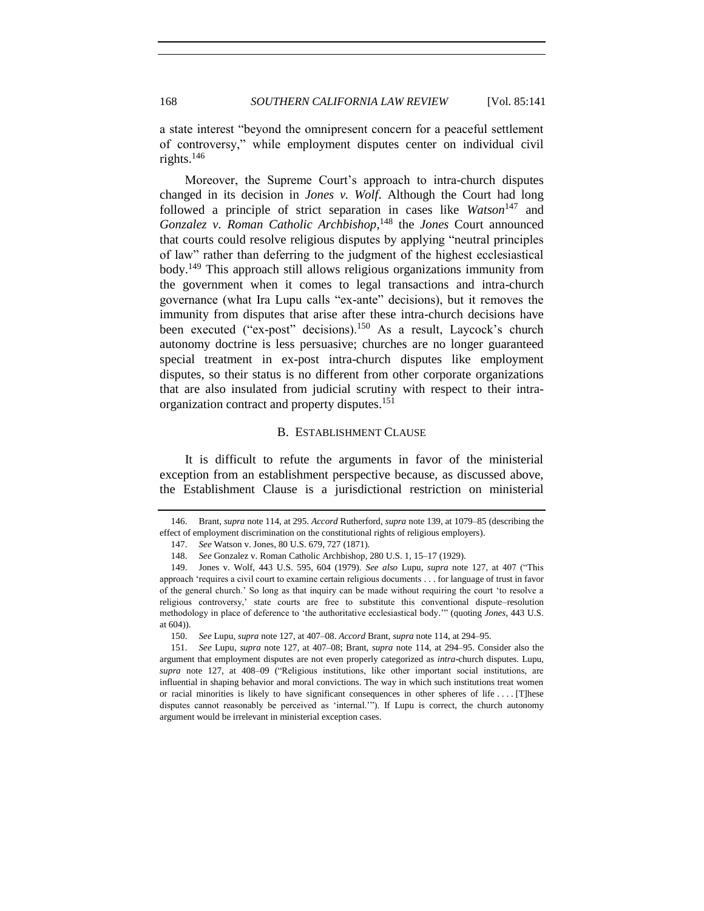a state interest "beyond the omnipresent concern for a peaceful settlement of controversy," while employment disputes center on individual civil rights.[146]

Moreover, the Supreme Court's approach to intra-church disputes changed in its decision in *Jones v. Wolf*. Although the Court had long followed a principle of strict separation in cases like *Watson*[147] and *Gonzalez v. Roman Catholic Archbishop*,[148] the *Jones* Court announced that courts could resolve religious disputes by applying "neutral principles of law" rather than deferring to the judgment of the highest ecclesiastical body.[149] This approach still allows religious organizations immunity from the government when it comes to legal transactions and intra-church governance (what Ira Lupu calls "ex-ante" decisions), but it removes the immunity from disputes that arise after these intra-church decisions have been executed ("ex-post" decisions).[150] As a result, Laycock's church autonomy doctrine is less persuasive; churches are no longer guaranteed special treatment in ex-post intra-church disputes like employment disputes, so their status is no different from other corporate organizations that are also insulated from judicial scrutiny with respect to their intra-organization contract and property disputes.[151]

### B. ESTABLISHMENT CLAUSE

It is difficult to refute the arguments in favor of the ministerial exception from an establishment perspective because, as discussed above, the Establishment Clause is a jurisdictional restriction on ministerial

---

146. Brant, *supra* note 114, at 295. *Accord* Rutherford, *supra* note 139, at 1079–85 (describing the effect of employment discrimination on the constitutional rights of religious employers).

147. *See* Watson v. Jones, 80 U.S. 679, 727 (1871).

148. *See* Gonzalez v. Roman Catholic Archbishop, 280 U.S. 1, 15–17 (1929).

149. Jones v. Wolf, 443 U.S. 595, 604 (1979). *See also* Lupu, *supra* note 127, at 407 ("This approach 'requires a civil court to examine certain religious documents . . . for language of trust in favor of the general church.' So long as that inquiry can be made without requiring the court 'to resolve a religious controversy,' state courts are free to substitute this conventional dispute–resolution methodology in place of deference to 'the authoritative ecclesiastical body.'" (quoting *Jones*, 443 U.S. at 604)).

150. *See* Lupu, *supra* note 127, at 407–08. *Accord* Brant, *supra* note 114, at 294–95.

151. *See* Lupu, *supra* note 127, at 407–08; Brant, *supra* note 114, at 294–95. Consider also the argument that employment disputes are not even properly categorized as *intra*-church disputes. Lupu, *supra* note 127, at 408–09 ("Religious institutions, like other important social institutions, are influential in shaping behavior and moral convictions. The way in which such institutions treat women or racial minorities is likely to have significant consequences in other spheres of life . . . . [T]hese disputes cannot reasonably be perceived as 'internal.'"). If Lupu is correct, the church autonomy argument would be irrelevant in ministerial exception cases.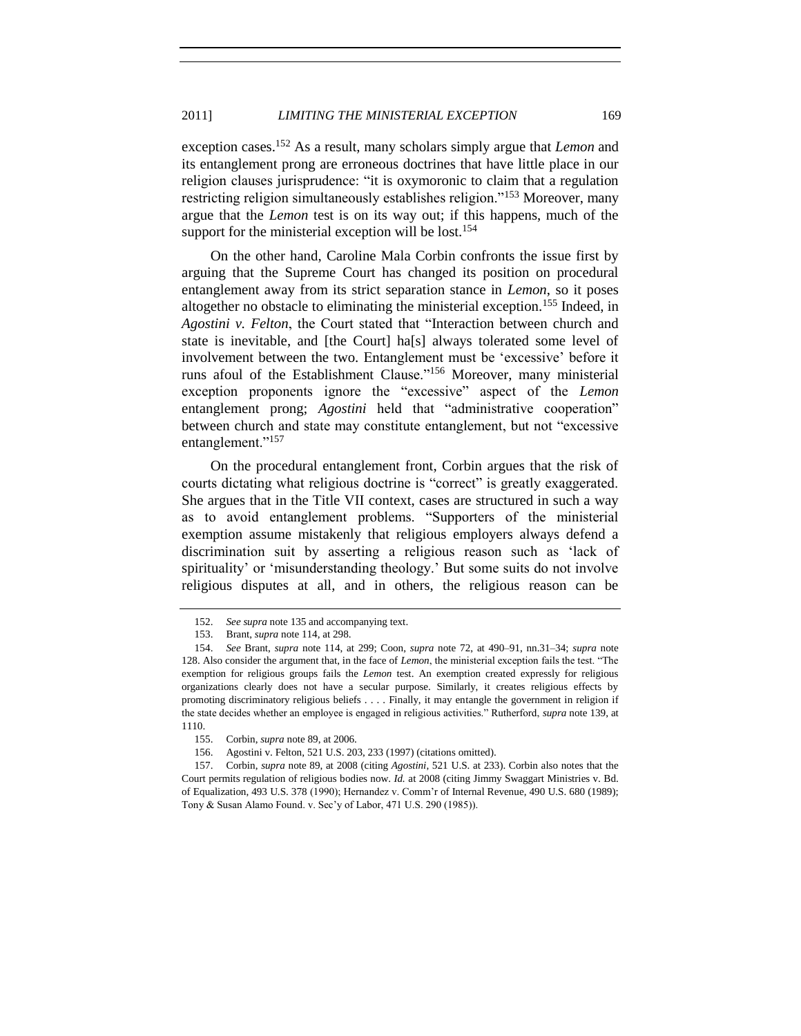exception cases.[152] As a result, many scholars simply argue that *Lemon* and its entanglement prong are erroneous doctrines that have little place in our religion clauses jurisprudence: "it is oxymoronic to claim that a regulation restricting religion simultaneously establishes religion."[153] Moreover, many argue that the *Lemon* test is on its way out; if this happens, much of the support for the ministerial exception will be lost.[154]

On the other hand, Caroline Mala Corbin confronts the issue first by arguing that the Supreme Court has changed its position on procedural entanglement away from its strict separation stance in *Lemon*, so it poses altogether no obstacle to eliminating the ministerial exception.[155] Indeed, in *Agostini v. Felton*, the Court stated that "Interaction between church and state is inevitable, and [the Court] ha[s] always tolerated some level of involvement between the two. Entanglement must be 'excessive' before it runs afoul of the Establishment Clause."[156] Moreover, many ministerial exception proponents ignore the "excessive" aspect of the *Lemon* entanglement prong; *Agostini* held that "administrative cooperation" between church and state may constitute entanglement, but not "excessive entanglement."[157]

On the procedural entanglement front, Corbin argues that the risk of courts dictating what religious doctrine is "correct" is greatly exaggerated. She argues that in the Title VII context, cases are structured in such a way as to avoid entanglement problems. "Supporters of the ministerial exemption assume mistakenly that religious employers always defend a discrimination suit by asserting a religious reason such as 'lack of spirituality' or 'misunderstanding theology.' But some suits do not involve religious disputes at all, and in others, the religious reason can be

---

152. *See supra* note 135 and accompanying text.

153. Brant, *supra* note 114, at 298.

154. *See* Brant, *supra* note 114, at 299; Coon, *supra* note 72, at 490–91, nn.31–34; *supra* note 128. Also consider the argument that, in the face of *Lemon*, the ministerial exception fails the test. "The exemption for religious groups fails the *Lemon* test. An exemption created expressly for religious organizations clearly does not have a secular purpose. Similarly, it creates religious effects by promoting discriminatory religious beliefs . . . . Finally, it may entangle the government in religion if the state decides whether an employee is engaged in religious activities." Rutherford, *supra* note 139, at 1110.

155. Corbin, *supra* note 89, at 2006.

156. Agostini v. Felton, 521 U.S. 203, 233 (1997) (citations omitted).

157. Corbin, *supra* note 89, at 2008 (citing *Agostini*, 521 U.S. at 233). Corbin also notes that the Court permits regulation of religious bodies now. *Id.* at 2008 (citing Jimmy Swaggart Ministries v. Bd. of Equalization, 493 U.S. 378 (1990); Hernandez v. Comm'r of Internal Revenue, 490 U.S. 680 (1989); Tony & Susan Alamo Found. v. Sec'y of Labor, 471 U.S. 290 (1985)).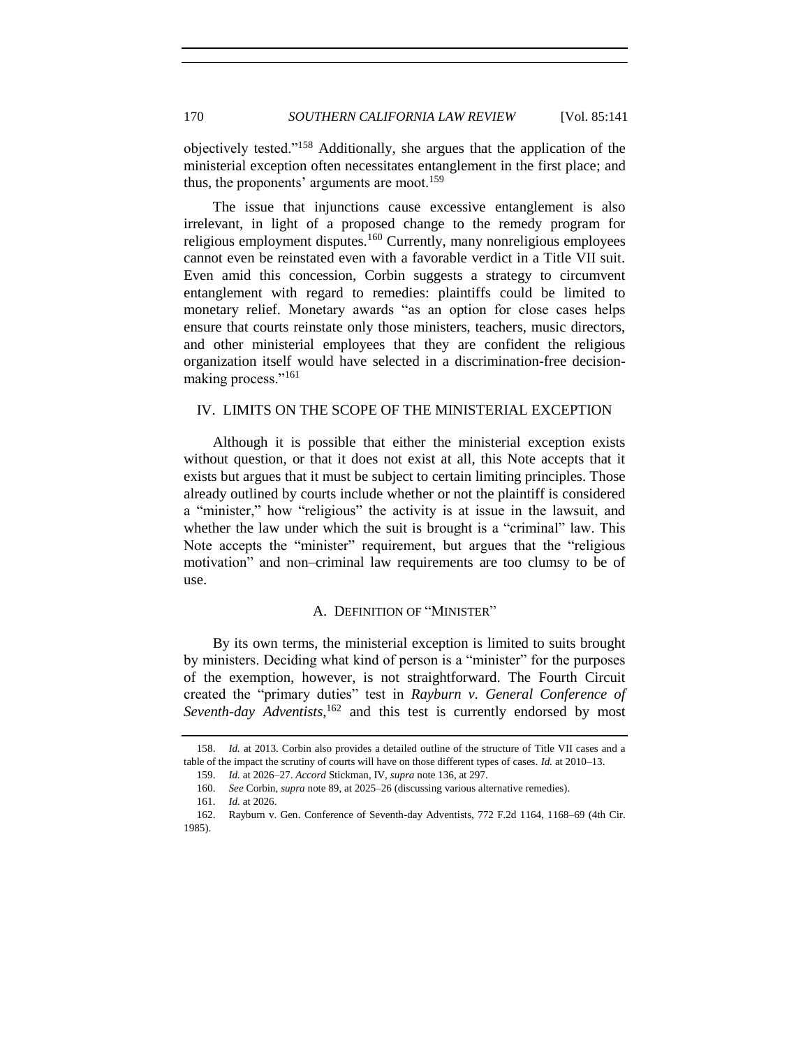objectively tested."[158] Additionally, she argues that the application of the ministerial exception often necessitates entanglement in the first place; and thus, the proponents' arguments are moot.[159]

The issue that injunctions cause excessive entanglement is also irrelevant, in light of a proposed change to the remedy program for religious employment disputes.[160] Currently, many nonreligious employees cannot even be reinstated even with a favorable verdict in a Title VII suit. Even amid this concession, Corbin suggests a strategy to circumvent entanglement with regard to remedies: plaintiffs could be limited to monetary relief. Monetary awards "as an option for close cases helps ensure that courts reinstate only those ministers, teachers, music directors, and other ministerial employees that they are confident the religious organization itself would have selected in a discrimination-free decision-making process."[161]

## IV. LIMITS ON THE SCOPE OF THE MINISTERIAL EXCEPTION

Although it is possible that either the ministerial exception exists without question, or that it does not exist at all, this Note accepts that it exists but argues that it must be subject to certain limiting principles. Those already outlined by courts include whether or not the plaintiff is considered a "minister," how "religious" the activity is at issue in the lawsuit, and whether the law under which the suit is brought is a "criminal" law. This Note accepts the "minister" requirement, but argues that the "religious motivation" and non–criminal law requirements are too clumsy to be of use.

### A. DEFINITION OF "MINISTER"

By its own terms, the ministerial exception is limited to suits brought by ministers. Deciding what kind of person is a "minister" for the purposes of the exemption, however, is not straightforward. The Fourth Circuit created the "primary duties" test in *Rayburn v. General Conference of Seventh-day Adventists*,[162] and this test is currently endorsed by most

---

158. *Id.* at 2013. Corbin also provides a detailed outline of the structure of Title VII cases and a table of the impact the scrutiny of courts will have on those different types of cases. *Id.* at 2010–13.

159. *Id.* at 2026–27. *Accord* Stickman, IV, *supra* note 136, at 297.

160. *See* Corbin, *supra* note 89, at 2025–26 (discussing various alternative remedies).

161. *Id.* at 2026.

162. Rayburn v. Gen. Conference of Seventh-day Adventists, 772 F.2d 1164, 1168–69 (4th Cir. 1985).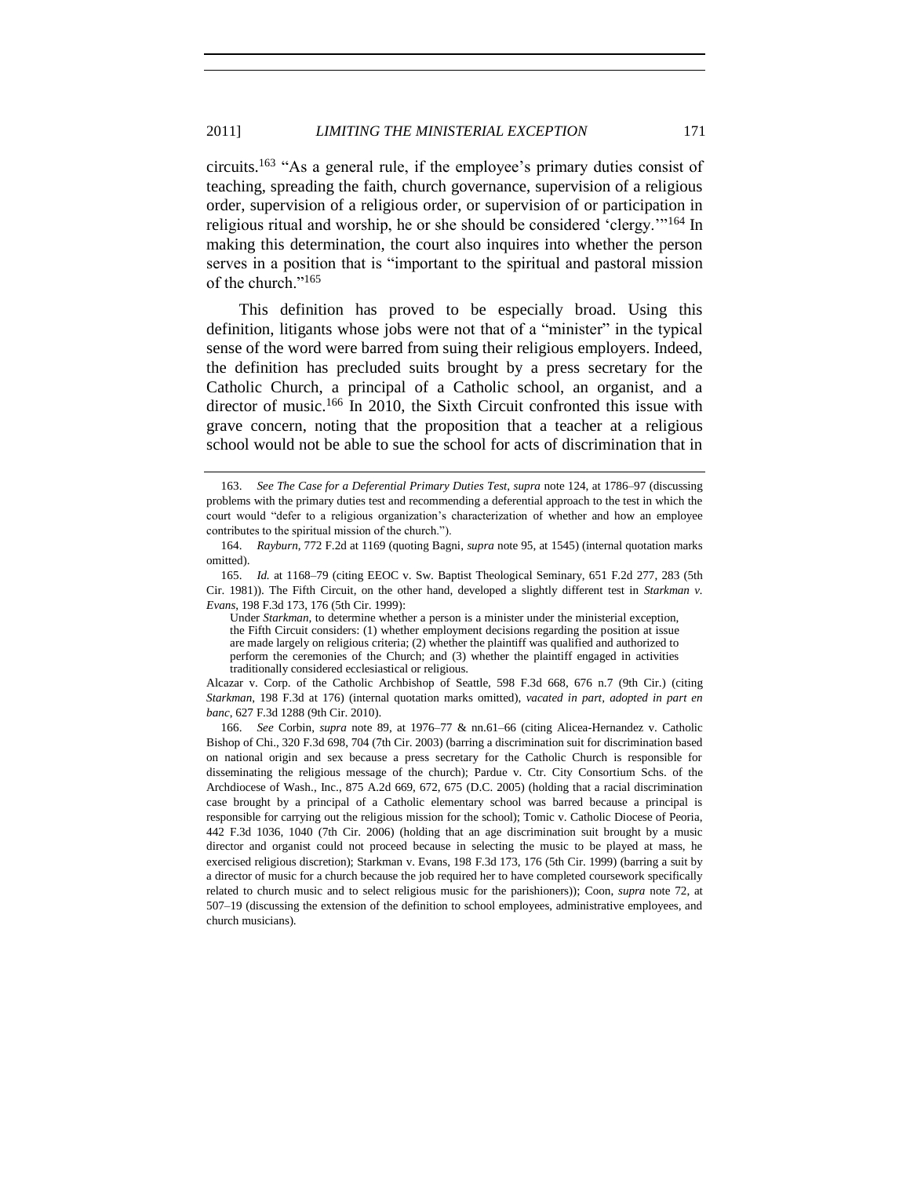circuits.[163] "As a general rule, if the employee's primary duties consist of teaching, spreading the faith, church governance, supervision of a religious order, supervision of a religious order, or supervision of or participation in religious ritual and worship, he or she should be considered 'clergy.'"[164] In making this determination, the court also inquires into whether the person serves in a position that is "important to the spiritual and pastoral mission of the church."[165]

This definition has proved to be especially broad. Using this definition, litigants whose jobs were not that of a "minister" in the typical sense of the word were barred from suing their religious employers. Indeed, the definition has precluded suits brought by a press secretary for the Catholic Church, a principal of a Catholic school, an organist, and a director of music.[166] In 2010, the Sixth Circuit confronted this issue with grave concern, noting that the proposition that a teacher at a religious school would not be able to sue the school for acts of discrimination that in

---

163. *See The Case for a Deferential Primary Duties Test*, *supra* note 124, at 1786–97 (discussing problems with the primary duties test and recommending a deferential approach to the test in which the court would "defer to a religious organization's characterization of whether and how an employee contributes to the spiritual mission of the church.").

164. *Rayburn*, 772 F.2d at 1169 (quoting Bagni, *supra* note 95, at 1545) (internal quotation marks omitted).

165. *Id.* at 1168–79 (citing EEOC v. Sw. Baptist Theological Seminary, 651 F.2d 277, 283 (5th Cir. 1981)). The Fifth Circuit, on the other hand, developed a slightly different test in *Starkman v. Evans*, 198 F.3d 173, 176 (5th Cir. 1999):

> Under *Starkman*, to determine whether a person is a minister under the ministerial exception, the Fifth Circuit considers: (1) whether employment decisions regarding the position at issue are made largely on religious criteria; (2) whether the plaintiff was qualified and authorized to perform the ceremonies of the Church; and (3) whether the plaintiff engaged in activities traditionally considered ecclesiastical or religious.

Alcazar v. Corp. of the Catholic Archbishop of Seattle, 598 F.3d 668, 676 n.7 (9th Cir.) (citing *Starkman*, 198 F.3d at 176) (internal quotation marks omitted), *vacated in part*, *adopted in part en banc*, 627 F.3d 1288 (9th Cir. 2010).

166. *See* Corbin, *supra* note 89, at 1976–77 & nn.61–66 (citing Alicea-Hernandez v. Catholic Bishop of Chi., 320 F.3d 698, 704 (7th Cir. 2003) (barring a discrimination suit for discrimination based on national origin and sex because a press secretary for the Catholic Church is responsible for disseminating the religious message of the church); Pardue v. Ctr. City Consortium Schs. of the Archdiocese of Wash., Inc., 875 A.2d 669, 672, 675 (D.C. 2005) (holding that a racial discrimination case brought by a principal of a Catholic elementary school was barred because a principal is responsible for carrying out the religious mission for the school); Tomic v. Catholic Diocese of Peoria, 442 F.3d 1036, 1040 (7th Cir. 2006) (holding that an age discrimination suit brought by a music director and organist could not proceed because in selecting the music to be played at mass, he exercised religious discretion); Starkman v. Evans, 198 F.3d 173, 176 (5th Cir. 1999) (barring a suit by a director of music for a church because the job required her to have completed coursework specifically related to church music and to select religious music for the parishioners)); Coon, *supra* note 72, at 507–19 (discussing the extension of the definition to school employees, administrative employees, and church musicians).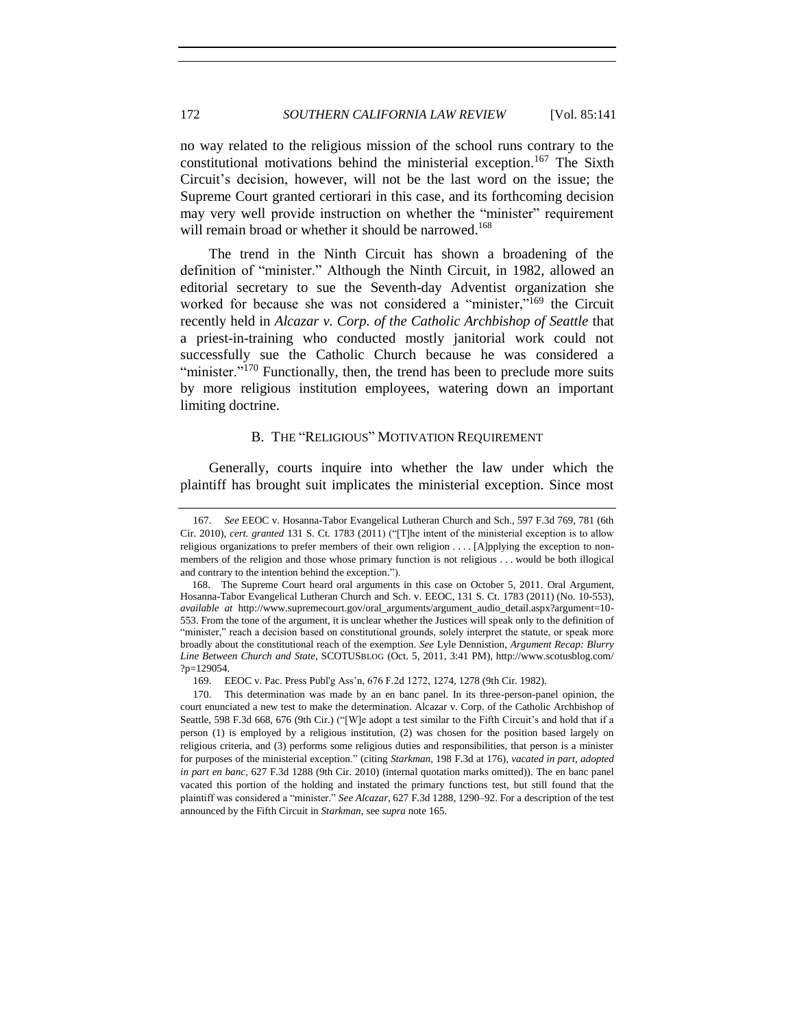no way related to the religious mission of the school runs contrary to the constitutional motivations behind the ministerial exception.[167] The Sixth Circuit's decision, however, will not be the last word on the issue; the Supreme Court granted certiorari in this case, and its forthcoming decision may very well provide instruction on whether the "minister" requirement will remain broad or whether it should be narrowed.[168]

The trend in the Ninth Circuit has shown a broadening of the definition of "minister." Although the Ninth Circuit, in 1982, allowed an editorial secretary to sue the Seventh-day Adventist organization she worked for because she was not considered a "minister,"[169] the Circuit recently held in *Alcazar v. Corp. of the Catholic Archbishop of Seattle* that a priest-in-training who conducted mostly janitorial work could not successfully sue the Catholic Church because he was considered a "minister."[170] Functionally, then, the trend has been to preclude more suits by more religious institution employees, watering down an important limiting doctrine.

### B. THE "RELIGIOUS" MOTIVATION REQUIREMENT

Generally, courts inquire into whether the law under which the plaintiff has brought suit implicates the ministerial exception. Since most

---

167. *See* EEOC v. Hosanna-Tabor Evangelical Lutheran Church and Sch., 597 F.3d 769, 781 (6th Cir. 2010), *cert. granted* 131 S. Ct. 1783 (2011) ("[T]he intent of the ministerial exception is to allow religious organizations to prefer members of their own religion . . . . [A]pplying the exception to non-members of the religion and those whose primary function is not religious . . . would be both illogical and contrary to the intention behind the exception.").

168. The Supreme Court heard oral arguments in this case on October 5, 2011. Oral Argument, Hosanna-Tabor Evangelical Lutheran Church and Sch. v. EEOC, 131 S. Ct. 1783 (2011) (No. 10-553), *available at* http://www.supremecourt.gov/oral_arguments/argument_audio_detail.aspx?argument=10-553. From the tone of the argument, it is unclear whether the Justices will speak only to the definition of "minister," reach a decision based on constitutional grounds, solely interpret the statute, or speak more broadly about the constitutional reach of the exemption. *See* Lyle Denniston, *Argument Recap: Blurry Line Between Church and State*, SCOTUSBLOG (Oct. 5, 2011, 3:41 PM), http://www.scotusblog.com/?p=129054.

169. EEOC v. Pac. Press Publ'g Ass'n, 676 F.2d 1272, 1274, 1278 (9th Cir. 1982).

170. This determination was made by an en banc panel. In its three-person-panel opinion, the court enunciated a new test to make the determination. Alcazar v. Corp. of the Catholic Archbishop of Seattle, 598 F.3d 668, 676 (9th Cir.) ("[W]e adopt a test similar to the Fifth Circuit's and hold that if a person (1) is employed by a religious institution, (2) was chosen for the position based largely on religious criteria, and (3) performs some religious duties and responsibilities, that person is a minister for purposes of the ministerial exception." (citing *Starkman*, 198 F.3d at 176), *vacated in part*, *adopted in part en banc*, 627 F.3d 1288 (9th Cir. 2010) (internal quotation marks omitted)). The en banc panel vacated this portion of the holding and instated the primary functions test, but still found that the plaintiff was considered a "minister." *See Alcazar*, 627 F.3d 1288, 1290–92. For a description of the test announced by the Fifth Circuit in *Starkman*, see *supra* note 165.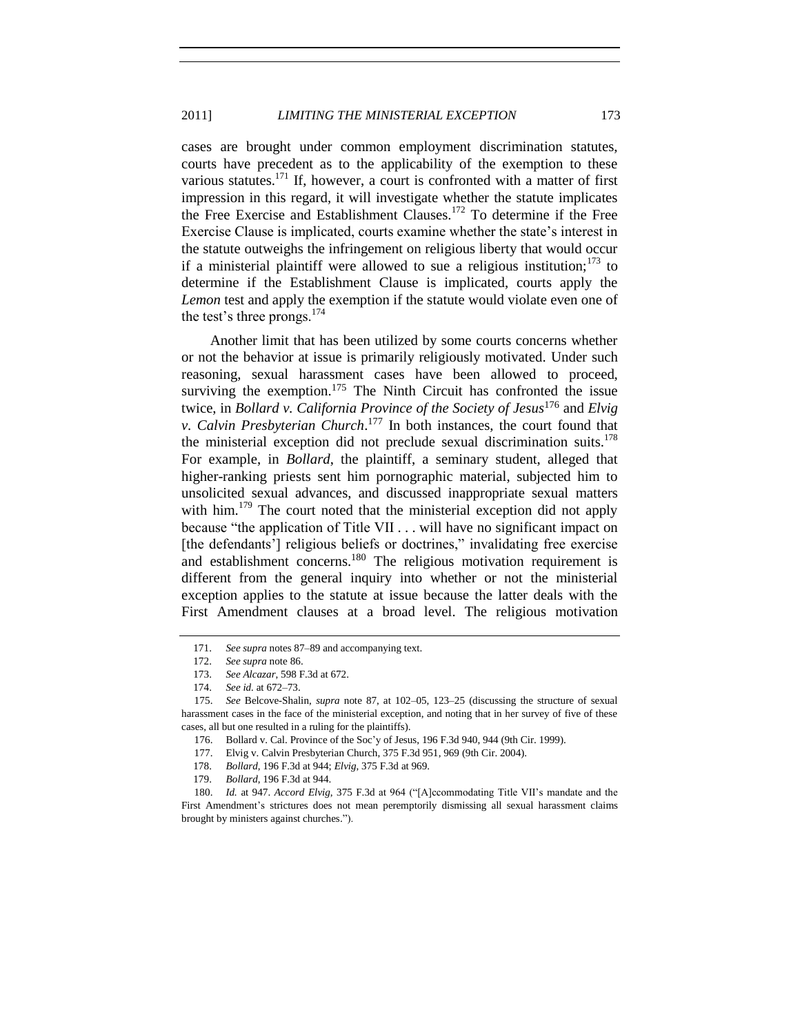cases are brought under common employment discrimination statutes, courts have precedent as to the applicability of the exemption to these various statutes.[171] If, however, a court is confronted with a matter of first impression in this regard, it will investigate whether the statute implicates the Free Exercise and Establishment Clauses.[172] To determine if the Free Exercise Clause is implicated, courts examine whether the state's interest in the statute outweighs the infringement on religious liberty that would occur if a ministerial plaintiff were allowed to sue a religious institution;[173] to determine if the Establishment Clause is implicated, courts apply the *Lemon* test and apply the exemption if the statute would violate even one of the test's three prongs.[174]

Another limit that has been utilized by some courts concerns whether or not the behavior at issue is primarily religiously motivated. Under such reasoning, sexual harassment cases have been allowed to proceed, surviving the exemption.[175] The Ninth Circuit has confronted the issue twice, in *Bollard v. California Province of the Society of Jesus*[176] and *Elvig v. Calvin Presbyterian Church*.[177] In both instances, the court found that the ministerial exception did not preclude sexual discrimination suits.[178] For example, in *Bollard*, the plaintiff, a seminary student, alleged that higher-ranking priests sent him pornographic material, subjected him to unsolicited sexual advances, and discussed inappropriate sexual matters with him.[179] The court noted that the ministerial exception did not apply because "the application of Title VII . . . will have no significant impact on [the defendants'] religious beliefs or doctrines," invalidating free exercise and establishment concerns.[180] The religious motivation requirement is different from the general inquiry into whether or not the ministerial exception applies to the statute at issue because the latter deals with the First Amendment clauses at a broad level. The religious motivation

---

171. *See supra* notes 87–89 and accompanying text.

172. *See supra* note 86.

173. *See Alcazar*, 598 F.3d at 672.

174. *See id.* at 672–73.

175. *See* Belcove-Shalin, *supra* note 87, at 102–05, 123–25 (discussing the structure of sexual harassment cases in the face of the ministerial exception, and noting that in her survey of five of these cases, all but one resulted in a ruling for the plaintiffs).

176. Bollard v. Cal. Province of the Soc'y of Jesus, 196 F.3d 940, 944 (9th Cir. 1999).

177. Elvig v. Calvin Presbyterian Church, 375 F.3d 951, 969 (9th Cir. 2004).

178. *Bollard*, 196 F.3d at 944; *Elvig*, 375 F.3d at 969.

179. *Bollard*, 196 F.3d at 944.

180. *Id.* at 947. *Accord Elvig*, 375 F.3d at 964 ("[A]ccommodating Title VII's mandate and the First Amendment's strictures does not mean peremptorily dismissing all sexual harassment claims brought by ministers against churches.").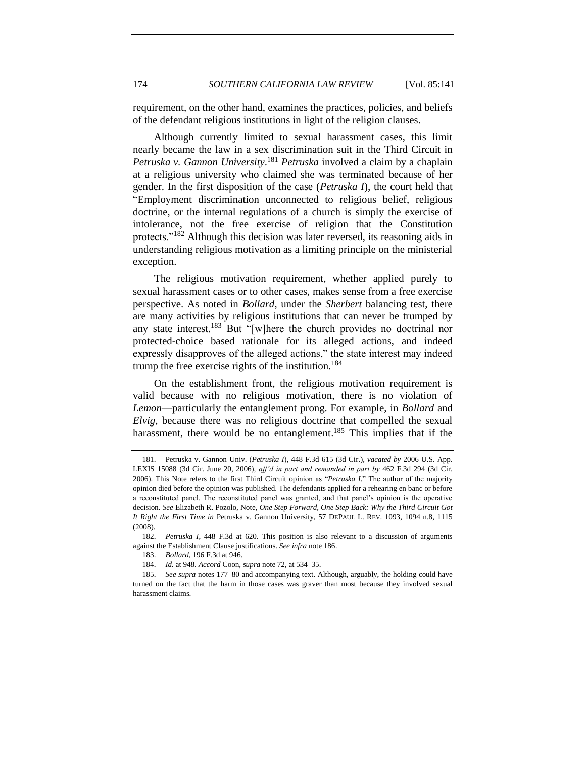requirement, on the other hand, examines the practices, policies, and beliefs of the defendant religious institutions in light of the religion clauses.

Although currently limited to sexual harassment cases, this limit nearly became the law in a sex discrimination suit in the Third Circuit in *Petruska v. Gannon University*.[181] *Petruska* involved a claim by a chaplain at a religious university who claimed she was terminated because of her gender. In the first disposition of the case (*Petruska I*), the court held that "Employment discrimination unconnected to religious belief, religious doctrine, or the internal regulations of a church is simply the exercise of intolerance, not the free exercise of religion that the Constitution protects."[182] Although this decision was later reversed, its reasoning aids in understanding religious motivation as a limiting principle on the ministerial exception.

The religious motivation requirement, whether applied purely to sexual harassment cases or to other cases, makes sense from a free exercise perspective. As noted in *Bollard*, under the *Sherbert* balancing test, there are many activities by religious institutions that can never be trumped by any state interest.[183] But "[w]here the church provides no doctrinal nor protected-choice based rationale for its alleged actions, and indeed expressly disapproves of the alleged actions," the state interest may indeed trump the free exercise rights of the institution.[184]

On the establishment front, the religious motivation requirement is valid because with no religious motivation, there is no violation of *Lemon*—particularly the entanglement prong. For example, in *Bollard* and *Elvig*, because there was no religious doctrine that compelled the sexual harassment, there would be no entanglement.[185] This implies that if the

---

181. Petruska v. Gannon Univ. (*Petruska I*), 448 F.3d 615 (3d Cir.), *vacated by* 2006 U.S. App. LEXIS 15088 (3d Cir. June 20, 2006), *aff'd in part and remanded in part by* 462 F.3d 294 (3d Cir. 2006). This Note refers to the first Third Circuit opinion as "*Petruska I*." The author of the majority opinion died before the opinion was published. The defendants applied for a rehearing en banc or before a reconstituted panel. The reconstituted panel was granted, and that panel's opinion is the operative decision. *See* Elizabeth R. Pozolo, Note, *One Step Forward, One Step Back: Why the Third Circuit Got It Right the First Time in* Petruska v. Gannon University, 57 DEPAUL L. REV. 1093, 1094 n.8, 1115 (2008).

182. *Petruska I*, 448 F.3d at 620. This position is also relevant to a discussion of arguments against the Establishment Clause justifications. *See infra* note 186.

183. *Bollard*, 196 F.3d at 946.

184. *Id.* at 948. *Accord* Coon, *supra* note 72, at 534–35.

185. *See supra* notes 177–80 and accompanying text. Although, arguably, the holding could have turned on the fact that the harm in those cases was graver than most because they involved sexual harassment claims.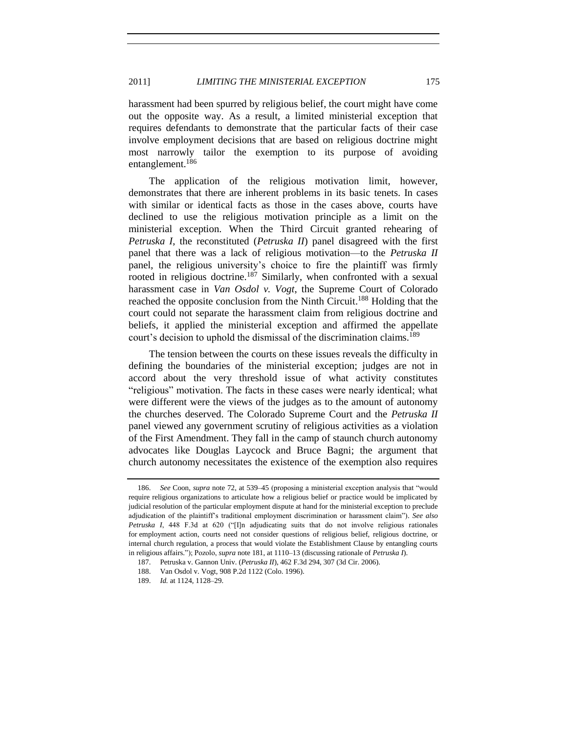harassment had been spurred by religious belief, the court might have come out the opposite way. As a result, a limited ministerial exception that requires defendants to demonstrate that the particular facts of their case involve employment decisions that are based on religious doctrine might most narrowly tailor the exemption to its purpose of avoiding entanglement.[186]

The application of the religious motivation limit, however, demonstrates that there are inherent problems in its basic tenets. In cases with similar or identical facts as those in the cases above, courts have declined to use the religious motivation principle as a limit on the ministerial exception. When the Third Circuit granted rehearing of *Petruska I*, the reconstituted (*Petruska II*) panel disagreed with the first panel that there was a lack of religious motivation—to the *Petruska II* panel, the religious university's choice to fire the plaintiff was firmly rooted in religious doctrine.[187] Similarly, when confronted with a sexual harassment case in *Van Osdol v. Vogt*, the Supreme Court of Colorado reached the opposite conclusion from the Ninth Circuit.[188] Holding that the court could not separate the harassment claim from religious doctrine and beliefs, it applied the ministerial exception and affirmed the appellate court's decision to uphold the dismissal of the discrimination claims.[189]

The tension between the courts on these issues reveals the difficulty in defining the boundaries of the ministerial exception; judges are not in accord about the very threshold issue of what activity constitutes "religious" motivation. The facts in these cases were nearly identical; what were different were the views of the judges as to the amount of autonomy the churches deserved. The Colorado Supreme Court and the *Petruska II* panel viewed any government scrutiny of religious activities as a violation of the First Amendment. They fall in the camp of staunch church autonomy advocates like Douglas Laycock and Bruce Bagni; the argument that church autonomy necessitates the existence of the exemption also requires

---

186. *See* Coon, *supra* note 72, at 539–45 (proposing a ministerial exception analysis that "would require religious organizations to articulate how a religious belief or practice would be implicated by judicial resolution of the particular employment dispute at hand for the ministerial exception to preclude adjudication of the plaintiff's traditional employment discrimination or harassment claim"). *See also Petruska I*, 448 F.3d at 620 ("[I]n adjudicating suits that do not involve religious rationales for employment action, courts need not consider questions of religious belief, religious doctrine, or internal church regulation, a process that would violate the Establishment Clause by entangling courts in religious affairs."); Pozolo, *supra* note 181, at 1110–13 (discussing rationale of *Petruska I*).

187. Petruska v. Gannon Univ. (*Petruska II*), 462 F.3d 294, 307 (3d Cir. 2006).

188. Van Osdol v. Vogt, 908 P.2d 1122 (Colo. 1996).

189. *Id.* at 1124, 1128–29.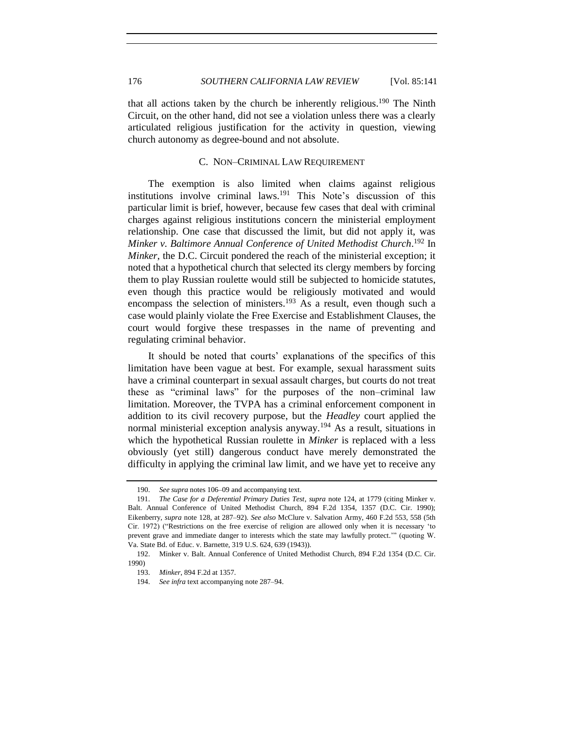that all actions taken by the church be inherently religious.[190] The Ninth Circuit, on the other hand, did not see a violation unless there was a clearly articulated religious justification for the activity in question, viewing church autonomy as degree-bound and not absolute.

### C. NON–CRIMINAL LAW REQUIREMENT

The exemption is also limited when claims against religious institutions involve criminal laws.[191] This Note's discussion of this particular limit is brief, however, because few cases that deal with criminal charges against religious institutions concern the ministerial employment relationship. One case that discussed the limit, but did not apply it, was *Minker v. Baltimore Annual Conference of United Methodist Church*.[192] In *Minker*, the D.C. Circuit pondered the reach of the ministerial exception; it noted that a hypothetical church that selected its clergy members by forcing them to play Russian roulette would still be subjected to homicide statutes, even though this practice would be religiously motivated and would encompass the selection of ministers.[193] As a result, even though such a case would plainly violate the Free Exercise and Establishment Clauses, the court would forgive these trespasses in the name of preventing and regulating criminal behavior.

It should be noted that courts' explanations of the specifics of this limitation have been vague at best. For example, sexual harassment suits have a criminal counterpart in sexual assault charges, but courts do not treat these as "criminal laws" for the purposes of the non–criminal law limitation. Moreover, the TVPA has a criminal enforcement component in addition to its civil recovery purpose, but the *Headley* court applied the normal ministerial exception analysis anyway.[194] As a result, situations in which the hypothetical Russian roulette in *Minker* is replaced with a less obviously (yet still) dangerous conduct have merely demonstrated the difficulty in applying the criminal law limit, and we have yet to receive any

---

190. *See supra* notes 106–09 and accompanying text.

191. *The Case for a Deferential Primary Duties Test*, *supra* note 124, at 1779 (citing Minker v. Balt. Annual Conference of United Methodist Church, 894 F.2d 1354, 1357 (D.C. Cir. 1990); Eikenberry, *supra* note 128, at 287–92). *See also* McClure v. Salvation Army, 460 F.2d 553, 558 (5th Cir. 1972) ("Restrictions on the free exercise of religion are allowed only when it is necessary 'to prevent grave and immediate danger to interests which the state may lawfully protect.'" (quoting W. Va. State Bd. of Educ. v. Barnette, 319 U.S. 624, 639 (1943)).

192. Minker v. Balt. Annual Conference of United Methodist Church, 894 F.2d 1354 (D.C. Cir. 1990)

193. *Minker*, 894 F.2d at 1357.

194. *See infra* text accompanying note 287–94.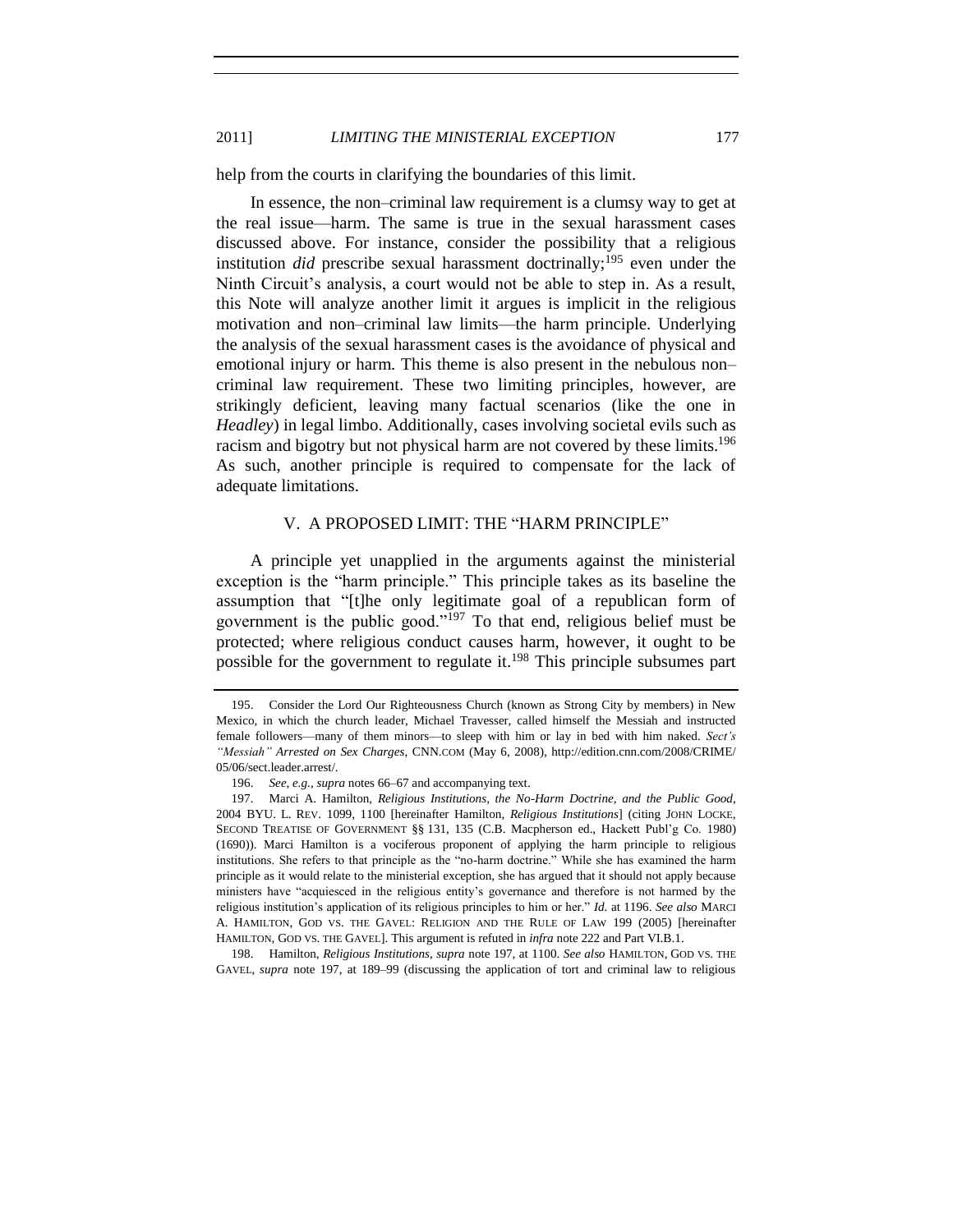help from the courts in clarifying the boundaries of this limit.

In essence, the non–criminal law requirement is a clumsy way to get at the real issue—harm. The same is true in the sexual harassment cases discussed above. For instance, consider the possibility that a religious institution *did* prescribe sexual harassment doctrinally;[195] even under the Ninth Circuit's analysis, a court would not be able to step in. As a result, this Note will analyze another limit it argues is implicit in the religious motivation and non–criminal law limits—the harm principle. Underlying the analysis of the sexual harassment cases is the avoidance of physical and emotional injury or harm. This theme is also present in the nebulous non–criminal law requirement. These two limiting principles, however, are strikingly deficient, leaving many factual scenarios (like the one in *Headley*) in legal limbo. Additionally, cases involving societal evils such as racism and bigotry but not physical harm are not covered by these limits.[196] As such, another principle is required to compensate for the lack of adequate limitations.

## V. A PROPOSED LIMIT: THE "HARM PRINCIPLE"

A principle yet unapplied in the arguments against the ministerial exception is the "harm principle." This principle takes as its baseline the assumption that "[t]he only legitimate goal of a republican form of government is the public good."[197] To that end, religious belief must be protected; where religious conduct causes harm, however, it ought to be possible for the government to regulate it.[198] This principle subsumes part

---

195. Consider the Lord Our Righteousness Church (known as Strong City by members) in New Mexico, in which the church leader, Michael Travesser, called himself the Messiah and instructed female followers—many of them minors—to sleep with him or lay in bed with him naked. *Sect's "Messiah" Arrested on Sex Charges*, CNN.COM (May 6, 2008), http://edition.cnn.com/2008/CRIME/05/06/sect.leader.arrest/.

196. *See, e.g.*, *supra* notes 66–67 and accompanying text.

197. Marci A. Hamilton, *Religious Institutions, the No-Harm Doctrine, and the Public Good*, 2004 BYU. L. REV. 1099, 1100 [hereinafter Hamilton, *Religious Institutions*] (citing JOHN LOCKE, SECOND TREATISE OF GOVERNMENT §§ 131, 135 (C.B. Macpherson ed., Hackett Publ'g Co. 1980) (1690)). Marci Hamilton is a vociferous proponent of applying the harm principle to religious institutions. She refers to that principle as the "no-harm doctrine." While she has examined the harm principle as it would relate to the ministerial exception, she has argued that it should not apply because ministers have "acquiesced in the religious entity's governance and therefore is not harmed by the religious institution's application of its religious principles to him or her." *Id.* at 1196. *See also* MARCI A. HAMILTON, GOD VS. THE GAVEL: RELIGION AND THE RULE OF LAW 199 (2005) [hereinafter HAMILTON, GOD VS. THE GAVEL]. This argument is refuted in *infra* note 222 and Part VI.B.1.

198. Hamilton, *Religious Institutions*, *supra* note 197, at 1100. *See also* HAMILTON, GOD VS. THE GAVEL, *supra* note 197, at 189–99 (discussing the application of tort and criminal law to religious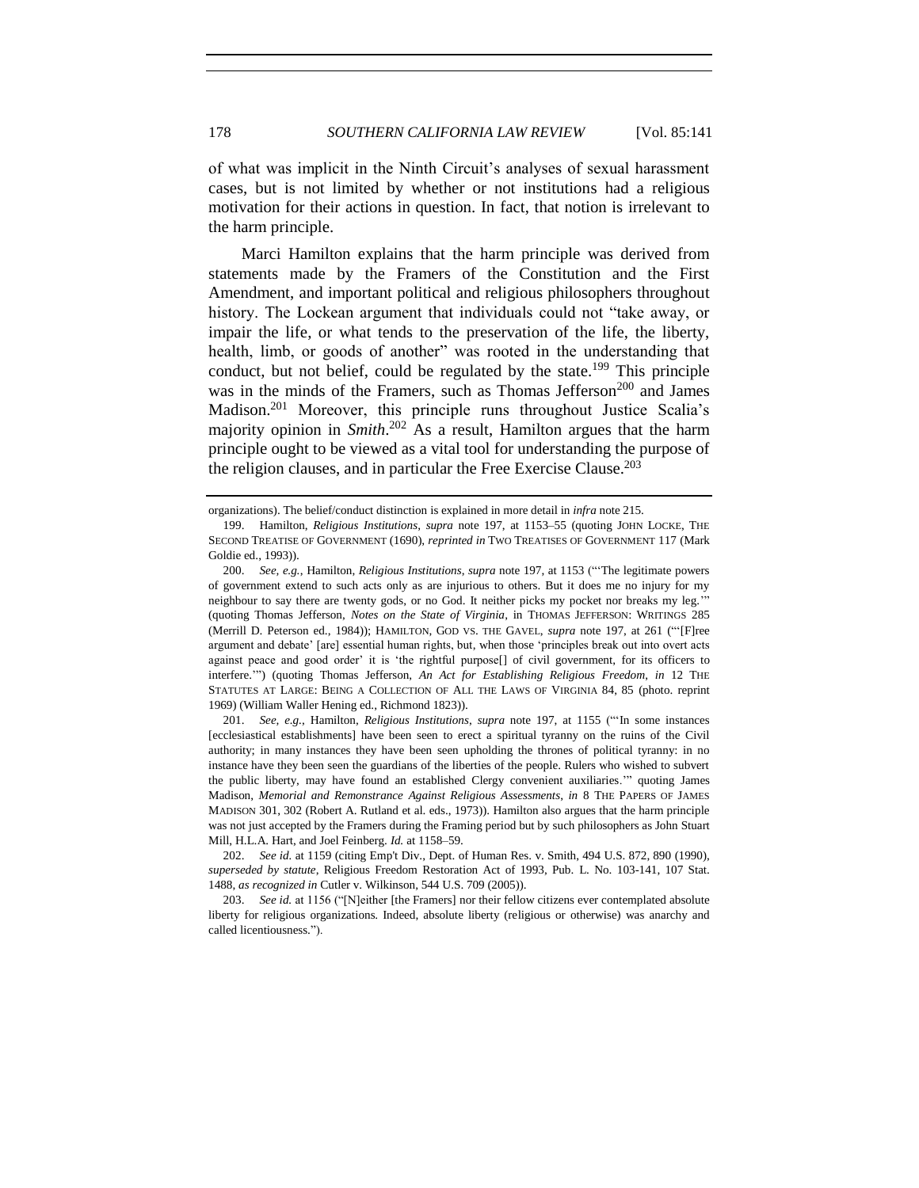of what was implicit in the Ninth Circuit's analyses of sexual harassment cases, but is not limited by whether or not institutions had a religious motivation for their actions in question. In fact, that notion is irrelevant to the harm principle.

Marci Hamilton explains that the harm principle was derived from statements made by the Framers of the Constitution and the First Amendment, and important political and religious philosophers throughout history. The Lockean argument that individuals could not "take away, or impair the life, or what tends to the preservation of the life, the liberty, health, limb, or goods of another" was rooted in the understanding that conduct, but not belief, could be regulated by the state.[199] This principle was in the minds of the Framers, such as Thomas Jefferson[200] and James Madison.[201] Moreover, this principle runs throughout Justice Scalia's majority opinion in *Smith*.[202] As a result, Hamilton argues that the harm principle ought to be viewed as a vital tool for understanding the purpose of the religion clauses, and in particular the Free Exercise Clause.[203]

---

organizations). The belief/conduct distinction is explained in more detail in *infra* note 215.

199. Hamilton, *Religious Institutions*, *supra* note 197, at 1153–55 (quoting JOHN LOCKE, THE SECOND TREATISE OF GOVERNMENT (1690), *reprinted in* TWO TREATISES OF GOVERNMENT 117 (Mark Goldie ed., 1993)).

200. *See, e.g.*, Hamilton, *Religious Institutions*, *supra* note 197, at 1153 ("'The legitimate powers of government extend to such acts only as are injurious to others. But it does me no injury for my neighbour to say there are twenty gods, or no God. It neither picks my pocket nor breaks my leg.'" (quoting Thomas Jefferson, *Notes on the State of Virginia*, in THOMAS JEFFERSON: WRITINGS 285 (Merrill D. Peterson ed., 1984)); HAMILTON, GOD VS. THE GAVEL, *supra* note 197, at 261 ("'[F]ree argument and debate' [are] essential human rights, but, when those 'principles break out into overt acts against peace and good order' it is 'the rightful purpose[] of civil government, for its officers to interfere.'") (quoting Thomas Jefferson, *An Act for Establishing Religious Freedom*, *in* 12 THE STATUTES AT LARGE: BEING A COLLECTION OF ALL THE LAWS OF VIRGINIA 84, 85 (photo. reprint 1969) (William Waller Hening ed., Richmond 1823)).

201. *See, e.g.*, Hamilton, *Religious Institutions*, *supra* note 197, at 1155 ("'In some instances [ecclesiastical establishments] have been seen to erect a spiritual tyranny on the ruins of the Civil authority; in many instances they have been seen upholding the thrones of political tyranny: in no instance have they been seen the guardians of the liberties of the people. Rulers who wished to subvert the public liberty, may have found an established Clergy convenient auxiliaries.'" quoting James Madison, *Memorial and Remonstrance Against Religious Assessments*, *in* 8 THE PAPERS OF JAMES MADISON 301, 302 (Robert A. Rutland et al. eds., 1973)). Hamilton also argues that the harm principle was not just accepted by the Framers during the Framing period but by such philosophers as John Stuart Mill, H.L.A. Hart, and Joel Feinberg. *Id.* at 1158–59.

202. *See id.* at 1159 (citing Emp't Div., Dept. of Human Res. v. Smith, 494 U.S. 872, 890 (1990), *superseded by statute*, Religious Freedom Restoration Act of 1993, Pub. L. No. 103-141, 107 Stat. 1488, *as recognized in* Cutler v. Wilkinson, 544 U.S. 709 (2005)).

203. *See id.* at 1156 ("[N]either [the Framers] nor their fellow citizens ever contemplated absolute liberty for religious organizations. Indeed, absolute liberty (religious or otherwise) was anarchy and called licentiousness.").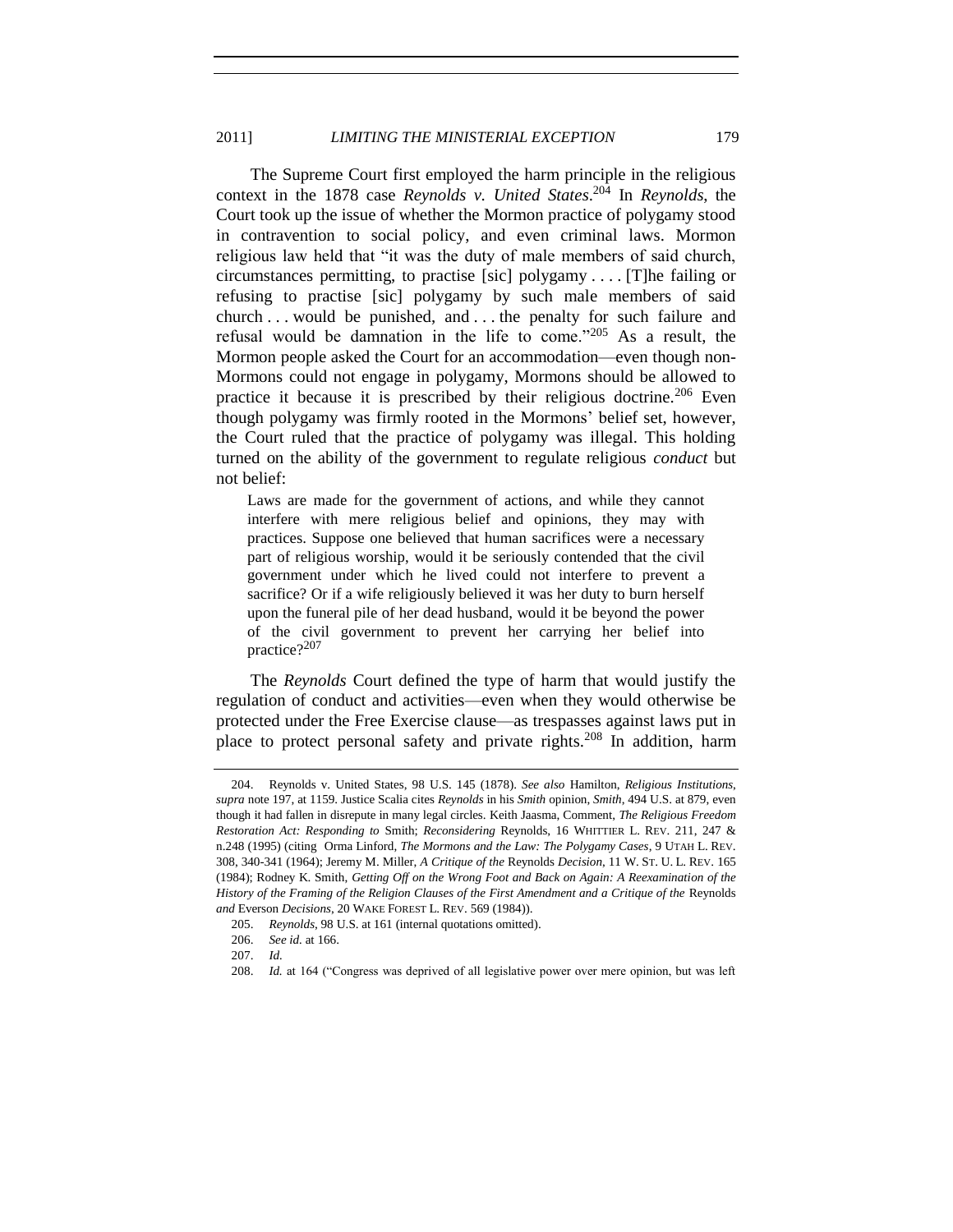The Supreme Court first employed the harm principle in the religious context in the 1878 case *Reynolds v. United States*.[204] In *Reynolds*, the Court took up the issue of whether the Mormon practice of polygamy stood in contravention to social policy, and even criminal laws. Mormon religious law held that "it was the duty of male members of said church, circumstances permitting, to practise [sic] polygamy . . . . [T]he failing or refusing to practise [sic] polygamy by such male members of said church . . . would be punished, and . . . the penalty for such failure and refusal would be damnation in the life to come."[205] As a result, the Mormon people asked the Court for an accommodation—even though non-Mormons could not engage in polygamy, Mormons should be allowed to practice it because it is prescribed by their religious doctrine.[206] Even though polygamy was firmly rooted in the Mormons' belief set, however, the Court ruled that the practice of polygamy was illegal. This holding turned on the ability of the government to regulate religious *conduct* but not belief:

> Laws are made for the government of actions, and while they cannot interfere with mere religious belief and opinions, they may with practices. Suppose one believed that human sacrifices were a necessary part of religious worship, would it be seriously contended that the civil government under which he lived could not interfere to prevent a sacrifice? Or if a wife religiously believed it was her duty to burn herself upon the funeral pile of her dead husband, would it be beyond the power of the civil government to prevent her carrying her belief into practice?[207]

The *Reynolds* Court defined the type of harm that would justify the regulation of conduct and activities—even when they would otherwise be protected under the Free Exercise clause—as trespasses against laws put in place to protect personal safety and private rights.[208] In addition, harm

---

204. Reynolds v. United States, 98 U.S. 145 (1878). *See also* Hamilton, *Religious Institutions*, *supra* note 197, at 1159. Justice Scalia cites *Reynolds* in his *Smith* opinion, *Smith*, 494 U.S. at 879, even though it had fallen in disrepute in many legal circles. Keith Jaasma, Comment, *The Religious Freedom Restoration Act: Responding to* Smith; *Reconsidering* Reynolds, 16 WHITTIER L. REV. 211, 247 & n.248 (1995) (citing Orma Linford, *The Mormons and the Law: The Polygamy Cases*, 9 UTAH L. REV. 308, 340-341 (1964); Jeremy M. Miller, *A Critique of the* Reynolds *Decision*, 11 W. ST. U. L. REV. 165 (1984); Rodney K. Smith, *Getting Off on the Wrong Foot and Back on Again: A Reexamination of the History of the Framing of the Religion Clauses of the First Amendment and a Critique of the* Reynolds *and* Everson *Decisions*, 20 WAKE FOREST L. REV. 569 (1984)).

205. *Reynolds*, 98 U.S. at 161 (internal quotations omitted).

206. *See id.* at 166.

207. *Id.*

208. *Id.* at 164 ("Congress was deprived of all legislative power over mere opinion, but was left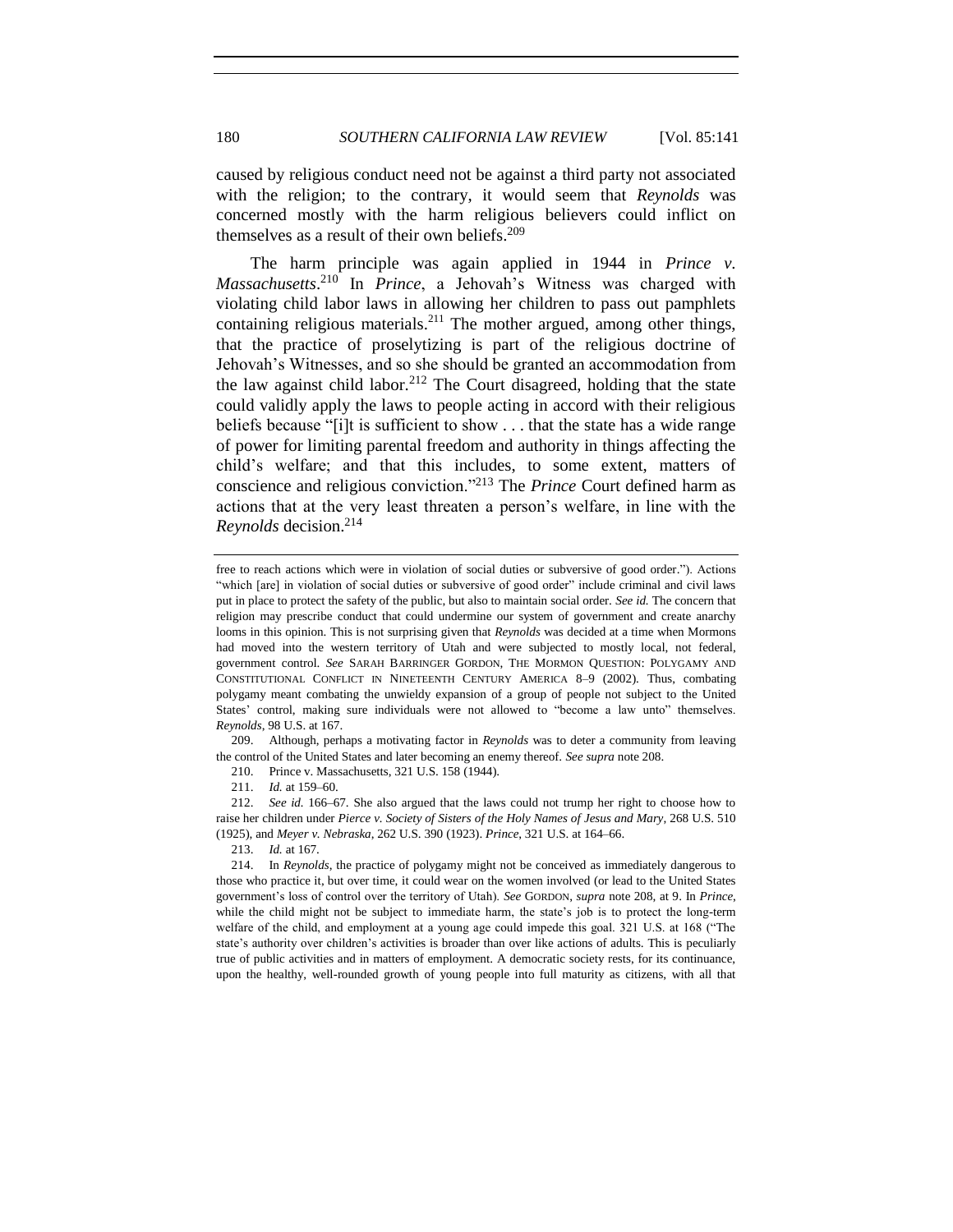caused by religious conduct need not be against a third party not associated with the religion; to the contrary, it would seem that *Reynolds* was concerned mostly with the harm religious believers could inflict on themselves as a result of their own beliefs.[209]

The harm principle was again applied in 1944 in *Prince v. Massachusetts*.[210] In *Prince*, a Jehovah's Witness was charged with violating child labor laws in allowing her children to pass out pamphlets containing religious materials.[211] The mother argued, among other things, that the practice of proselytizing is part of the religious doctrine of Jehovah's Witnesses, and so she should be granted an accommodation from the law against child labor.[212] The Court disagreed, holding that the state could validly apply the laws to people acting in accord with their religious beliefs because "[i]t is sufficient to show . . . that the state has a wide range of power for limiting parental freedom and authority in things affecting the child's welfare; and that this includes, to some extent, matters of conscience and religious conviction."[213] The *Prince* Court defined harm as actions that at the very least threaten a person's welfare, in line with the *Reynolds* decision.[214]

---

free to reach actions which were in violation of social duties or subversive of good order."). Actions "which [are] in violation of social duties or subversive of good order" include criminal and civil laws put in place to protect the safety of the public, but also to maintain social order. *See id.* The concern that religion may prescribe conduct that could undermine our system of government and create anarchy looms in this opinion. This is not surprising given that *Reynolds* was decided at a time when Mormons had moved into the western territory of Utah and were subjected to mostly local, not federal, government control. *See* SARAH BARRINGER GORDON, THE MORMON QUESTION: POLYGAMY AND CONSTITUTIONAL CONFLICT IN NINETEENTH CENTURY AMERICA 8–9 (2002). Thus, combating polygamy meant combating the unwieldy expansion of a group of people not subject to the United States' control, making sure individuals were not allowed to "become a law unto" themselves. *Reynolds*, 98 U.S. at 167.

209. Although, perhaps a motivating factor in *Reynolds* was to deter a community from leaving the control of the United States and later becoming an enemy thereof. *See supra* note 208.

210. Prince v. Massachusetts, 321 U.S. 158 (1944).

211. *Id.* at 159–60.

212. *See id.* 166–67. She also argued that the laws could not trump her right to choose how to raise her children under *Pierce v. Society of Sisters of the Holy Names of Jesus and Mary*, 268 U.S. 510 (1925), and *Meyer v. Nebraska*, 262 U.S. 390 (1923). *Prince*, 321 U.S. at 164–66.

213. *Id.* at 167.

214. In *Reynolds*, the practice of polygamy might not be conceived as immediately dangerous to those who practice it, but over time, it could wear on the women involved (or lead to the United States government's loss of control over the territory of Utah). *See* GORDON, *supra* note 208, at 9. In *Prince*, while the child might not be subject to immediate harm, the state's job is to protect the long-term welfare of the child, and employment at a young age could impede this goal. 321 U.S. at 168 ("The state's authority over children's activities is broader than over like actions of adults. This is peculiarly true of public activities and in matters of employment. A democratic society rests, for its continuance, upon the healthy, well-rounded growth of young people into full maturity as citizens, with all that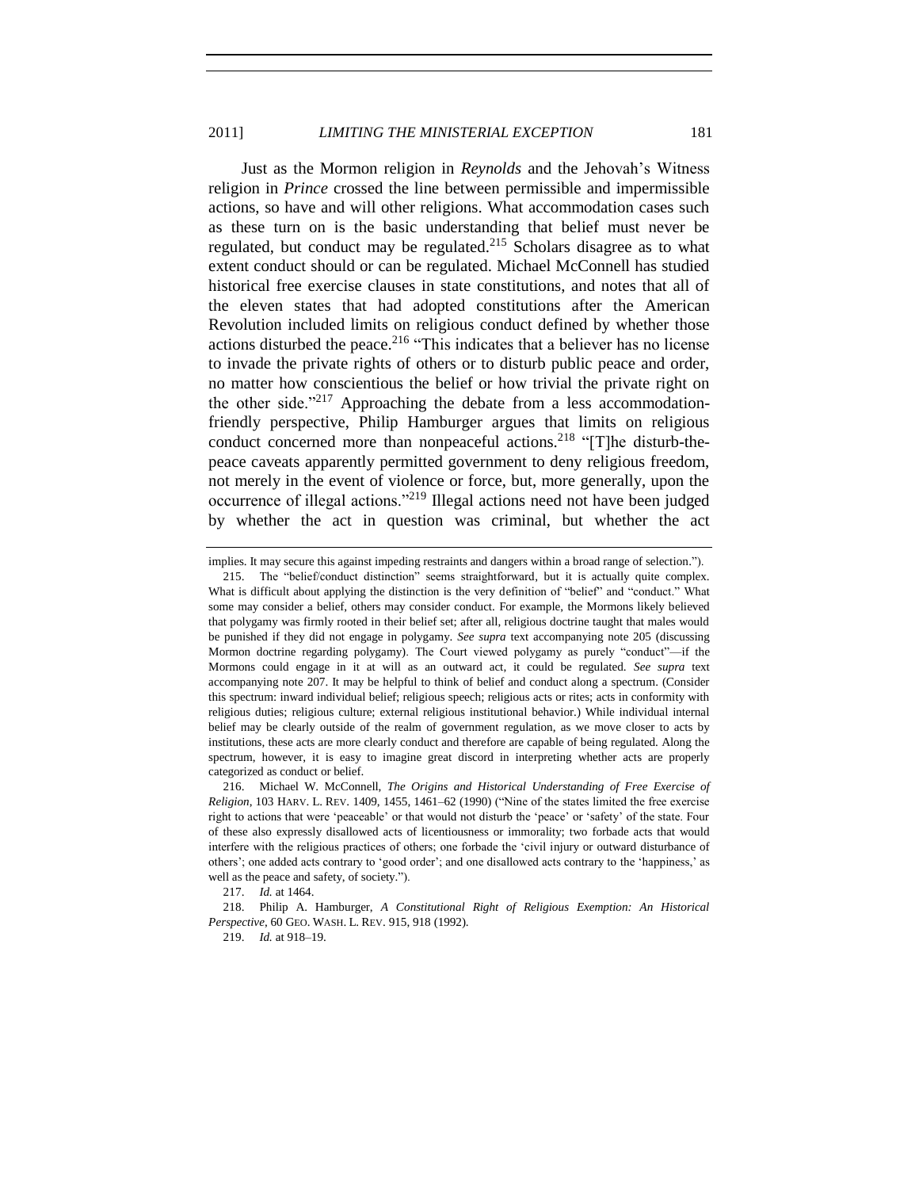Just as the Mormon religion in *Reynolds* and the Jehovah's Witness religion in *Prince* crossed the line between permissible and impermissible actions, so have and will other religions. What accommodation cases such as these turn on is the basic understanding that belief must never be regulated, but conduct may be regulated.[215] Scholars disagree as to what extent conduct should or can be regulated. Michael McConnell has studied historical free exercise clauses in state constitutions, and notes that all of the eleven states that had adopted constitutions after the American Revolution included limits on religious conduct defined by whether those actions disturbed the peace.[216] "This indicates that a believer has no license to invade the private rights of others or to disturb public peace and order, no matter how conscientious the belief or how trivial the private right on the other side."[217] Approaching the debate from a less accommodation-friendly perspective, Philip Hamburger argues that limits on religious conduct concerned more than nonpeaceful actions.[218] "[T]he disturb-the-peace caveats apparently permitted government to deny religious freedom, not merely in the event of violence or force, but, more generally, upon the occurrence of illegal actions."[219] Illegal actions need not have been judged by whether the act in question was criminal, but whether the act

---

implies. It may secure this against impeding restraints and dangers within a broad range of selection.").

215. The "belief/conduct distinction" seems straightforward, but it is actually quite complex. What is difficult about applying the distinction is the very definition of "belief" and "conduct." What some may consider a belief, others may consider conduct. For example, the Mormons likely believed that polygamy was firmly rooted in their belief set; after all, religious doctrine taught that males would be punished if they did not engage in polygamy. *See supra* text accompanying note 205 (discussing Mormon doctrine regarding polygamy). The Court viewed polygamy as purely "conduct"—if the Mormons could engage in it at will as an outward act, it could be regulated. *See supra* text accompanying note 207. It may be helpful to think of belief and conduct along a spectrum. (Consider this spectrum: inward individual belief; religious speech; religious acts or rites; acts in conformity with religious duties; religious culture; external religious institutional behavior.) While individual internal belief may be clearly outside of the realm of government regulation, as we move closer to acts by institutions, these acts are more clearly conduct and therefore are capable of being regulated. Along the spectrum, however, it is easy to imagine great discord in interpreting whether acts are properly categorized as conduct or belief.

216. Michael W. McConnell, *The Origins and Historical Understanding of Free Exercise of Religion*, 103 HARV. L. REV. 1409, 1455, 1461–62 (1990) ("Nine of the states limited the free exercise right to actions that were 'peaceable' or that would not disturb the 'peace' or 'safety' of the state. Four of these also expressly disallowed acts of licentiousness or immorality; two forbade acts that would interfere with the religious practices of others; one forbade the 'civil injury or outward disturbance of others'; one added acts contrary to 'good order'; and one disallowed acts contrary to the 'happiness,' as well as the peace and safety, of society.").

217. *Id.* at 1464.

218. Philip A. Hamburger, *A Constitutional Right of Religious Exemption: An Historical Perspective*, 60 GEO. WASH. L. REV. 915, 918 (1992).

219. *Id.* at 918–19.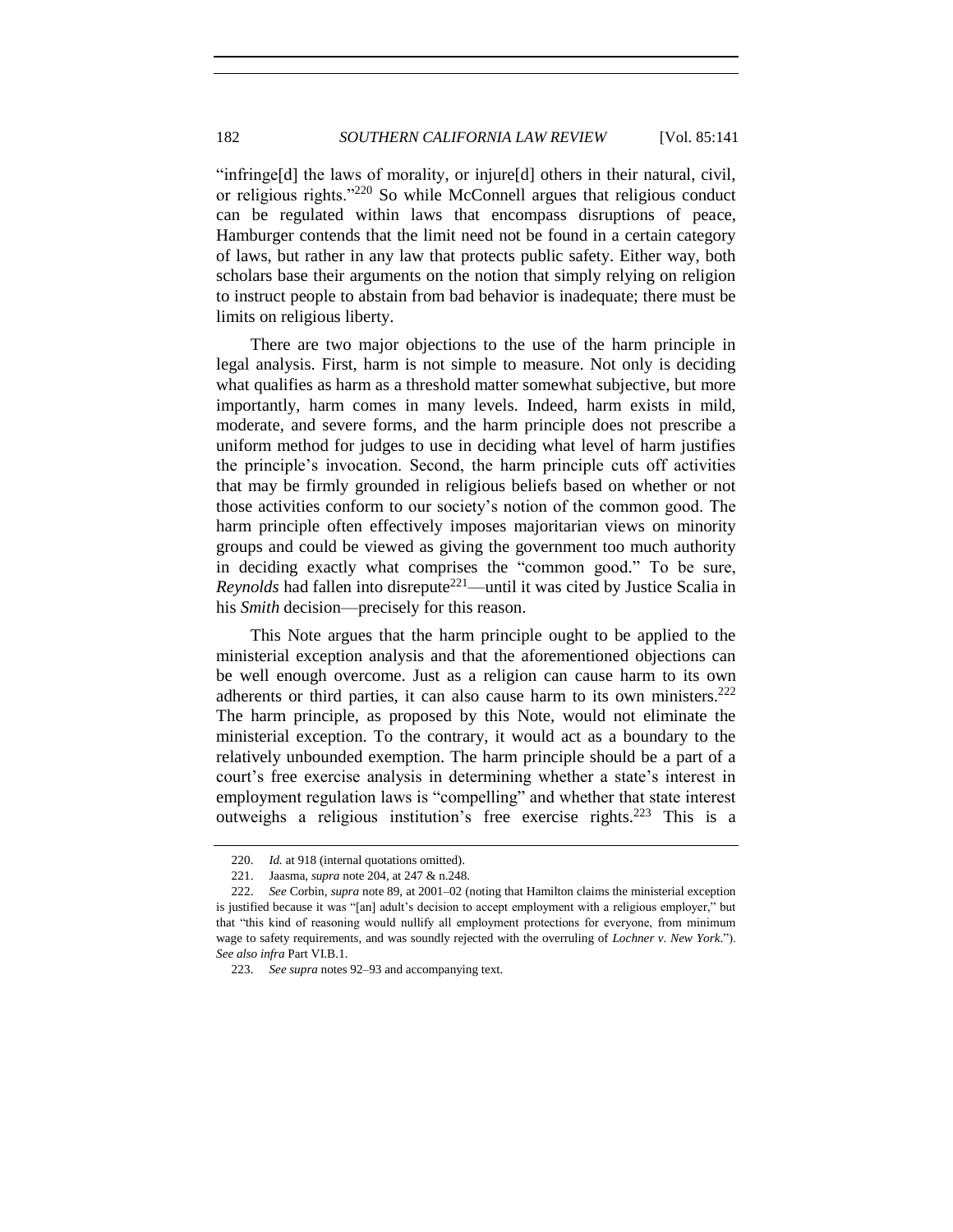"infringe[d] the laws of morality, or injure[d] others in their natural, civil, or religious rights."[220] So while McConnell argues that religious conduct can be regulated within laws that encompass disruptions of peace, Hamburger contends that the limit need not be found in a certain category of laws, but rather in any law that protects public safety. Either way, both scholars base their arguments on the notion that simply relying on religion to instruct people to abstain from bad behavior is inadequate; there must be limits on religious liberty.

There are two major objections to the use of the harm principle in legal analysis. First, harm is not simple to measure. Not only is deciding what qualifies as harm as a threshold matter somewhat subjective, but more importantly, harm comes in many levels. Indeed, harm exists in mild, moderate, and severe forms, and the harm principle does not prescribe a uniform method for judges to use in deciding what level of harm justifies the principle's invocation. Second, the harm principle cuts off activities that may be firmly grounded in religious beliefs based on whether or not those activities conform to our society's notion of the common good. The harm principle often effectively imposes majoritarian views on minority groups and could be viewed as giving the government too much authority in deciding exactly what comprises the "common good." To be sure, *Reynolds* had fallen into disrepute[221]—until it was cited by Justice Scalia in his *Smith* decision—precisely for this reason.

This Note argues that the harm principle ought to be applied to the ministerial exception analysis and that the aforementioned objections can be well enough overcome. Just as a religion can cause harm to its own adherents or third parties, it can also cause harm to its own ministers.[222] The harm principle, as proposed by this Note, would not eliminate the ministerial exception. To the contrary, it would act as a boundary to the relatively unbounded exemption. The harm principle should be a part of a court's free exercise analysis in determining whether a state's interest in employment regulation laws is "compelling" and whether that state interest outweighs a religious institution's free exercise rights.[223] This is a

---

220. *Id.* at 918 (internal quotations omitted).

221. Jaasma, *supra* note 204, at 247 & n.248.

222. *See* Corbin, *supra* note 89, at 2001–02 (noting that Hamilton claims the ministerial exception is justified because it was "[an] adult's decision to accept employment with a religious employer," but that "this kind of reasoning would nullify all employment protections for everyone, from minimum wage to safety requirements, and was soundly rejected with the overruling of *Lochner v. New York*."). *See also infra* Part VI.B.1.

223. *See supra* notes 92–93 and accompanying text.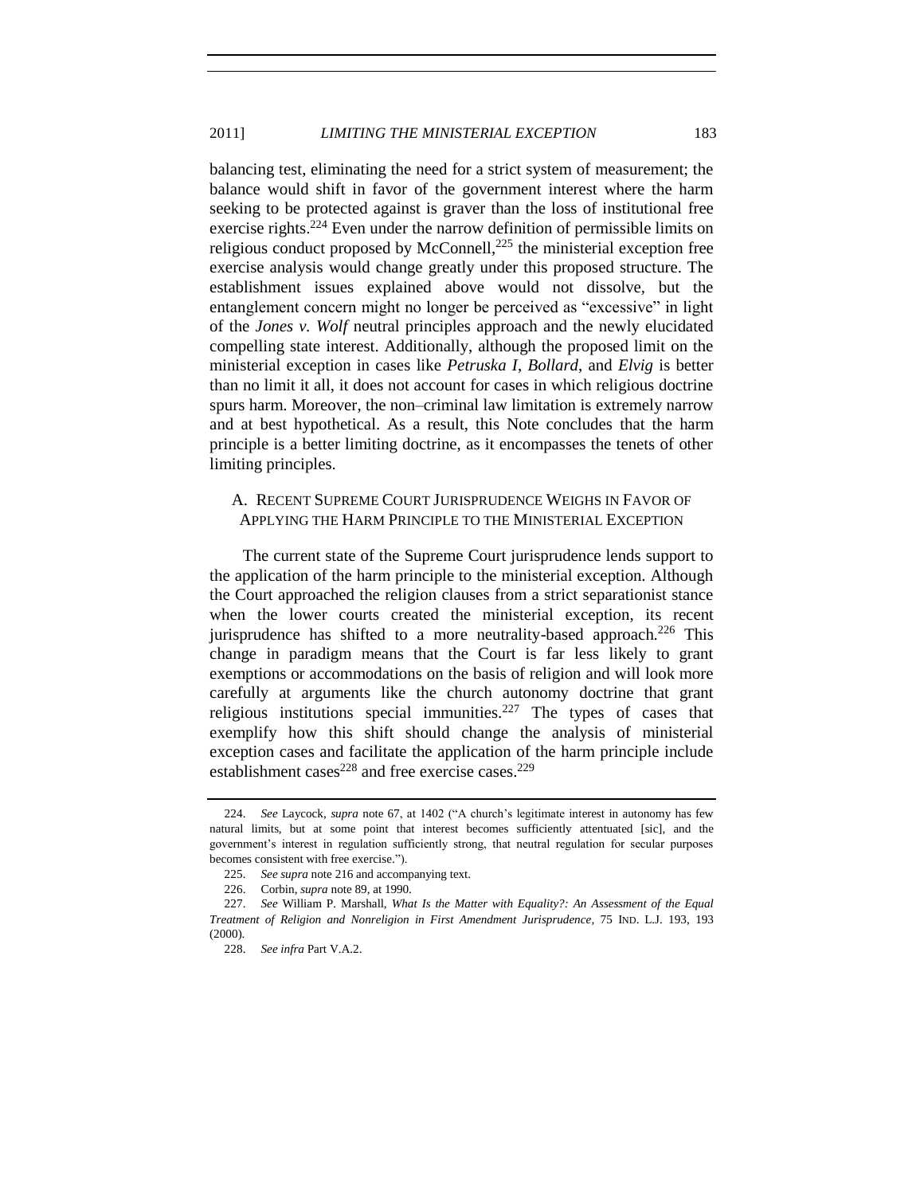balancing test, eliminating the need for a strict system of measurement; the balance would shift in favor of the government interest where the harm seeking to be protected against is graver than the loss of institutional free exercise rights.[224] Even under the narrow definition of permissible limits on religious conduct proposed by McConnell,[225] the ministerial exception free exercise analysis would change greatly under this proposed structure. The establishment issues explained above would not dissolve, but the entanglement concern might no longer be perceived as "excessive" in light of the *Jones v. Wolf* neutral principles approach and the newly elucidated compelling state interest. Additionally, although the proposed limit on the ministerial exception in cases like *Petruska I*, *Bollard*, and *Elvig* is better than no limit it all, it does not account for cases in which religious doctrine spurs harm. Moreover, the non–criminal law limitation is extremely narrow and at best hypothetical. As a result, this Note concludes that the harm principle is a better limiting doctrine, as it encompasses the tenets of other limiting principles.

### A. Recent Supreme Court Jurisprudence Weighs in Favor of Applying the Harm Principle to the Ministerial Exception

The current state of the Supreme Court jurisprudence lends support to the application of the harm principle to the ministerial exception. Although the Court approached the religion clauses from a strict separationist stance when the lower courts created the ministerial exception, its recent jurisprudence has shifted to a more neutrality-based approach.[226] This change in paradigm means that the Court is far less likely to grant exemptions or accommodations on the basis of religion and will look more carefully at arguments like the church autonomy doctrine that grant religious institutions special immunities.[227] The types of cases that exemplify how this shift should change the analysis of ministerial exception cases and facilitate the application of the harm principle include establishment cases[228] and free exercise cases.[229]

---

224. *See* Laycock, *supra* note 67, at 1402 ("A church's legitimate interest in autonomy has few natural limits, but at some point that interest becomes sufficiently attentuated [sic], and the government's interest in regulation sufficiently strong, that neutral regulation for secular purposes becomes consistent with free exercise.").

225. *See supra* note 216 and accompanying text.

226. Corbin, *supra* note 89, at 1990.

227. *See* William P. Marshall, *What Is the Matter with Equality?: An Assessment of the Equal Treatment of Religion and Nonreligion in First Amendment Jurisprudence*, 75 IND. L.J. 193, 193 (2000).

228. *See infra* Part V.A.2.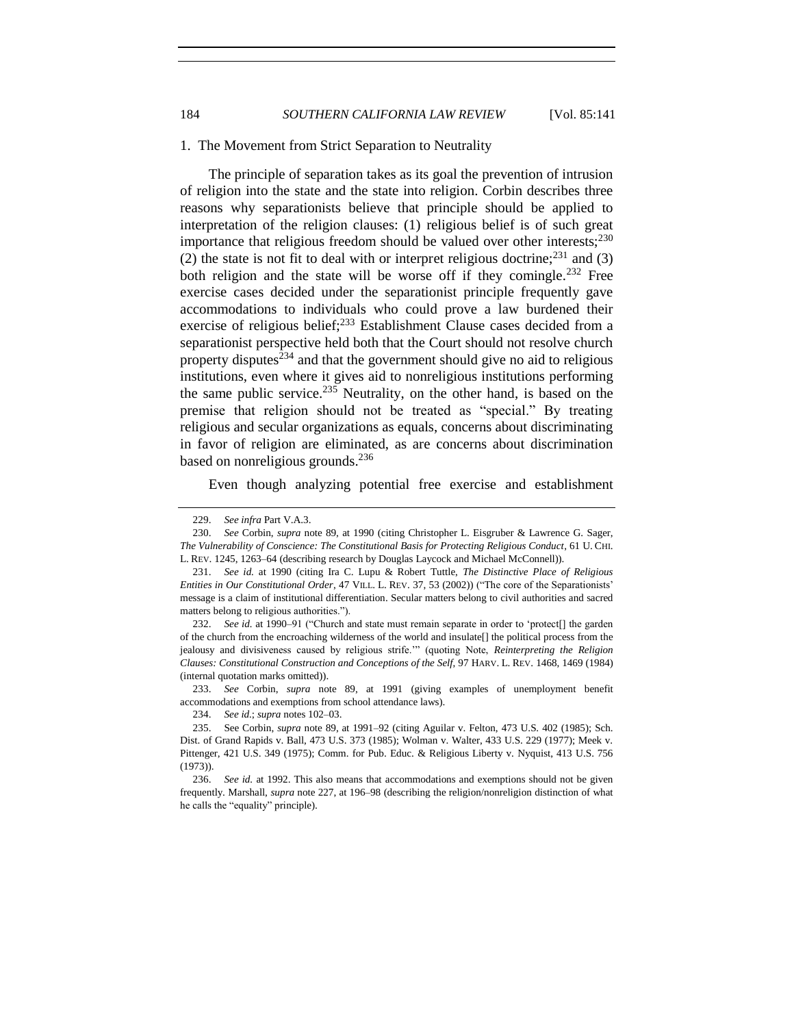### 1. The Movement from Strict Separation to Neutrality

The principle of separation takes as its goal the prevention of intrusion of religion into the state and the state into religion. Corbin describes three reasons why separationists believe that principle should be applied to interpretation of the religion clauses: (1) religious belief is of such great importance that religious freedom should be valued over other interests;[230] (2) the state is not fit to deal with or interpret religious doctrine;[231] and (3) both religion and the state will be worse off if they comingle.[232] Free exercise cases decided under the separationist principle frequently gave accommodations to individuals who could prove a law burdened their exercise of religious belief;[233] Establishment Clause cases decided from a separationist perspective held both that the Court should not resolve church property disputes[234] and that the government should give no aid to religious institutions, even where it gives aid to nonreligious institutions performing the same public service.[235] Neutrality, on the other hand, is based on the premise that religion should not be treated as "special." By treating religious and secular organizations as equals, concerns about discriminating in favor of religion are eliminated, as are concerns about discrimination based on nonreligious grounds.[236]

Even though analyzing potential free exercise and establishment

---

229. *See infra* Part V.A.3.

230. *See* Corbin, *supra* note 89, at 1990 (citing Christopher L. Eisgruber & Lawrence G. Sager, *The Vulnerability of Conscience: The Constitutional Basis for Protecting Religious Conduct*, 61 U. CHI. L. REV. 1245, 1263–64 (describing research by Douglas Laycock and Michael McConnell)).

231. *See id.* at 1990 (citing Ira C. Lupu & Robert Tuttle, *The Distinctive Place of Religious Entities in Our Constitutional Order*, 47 VILL. L. REV. 37, 53 (2002)) ("The core of the Separationists' message is a claim of institutional differentiation. Secular matters belong to civil authorities and sacred matters belong to religious authorities.").

232. *See id.* at 1990–91 ("Church and state must remain separate in order to 'protect[] the garden of the church from the encroaching wilderness of the world and insulate[] the political process from the jealousy and divisiveness caused by religious strife.'" (quoting Note, *Reinterpreting the Religion Clauses: Constitutional Construction and Conceptions of the Self*, 97 HARV. L. REV. 1468, 1469 (1984) (internal quotation marks omitted)).

233. *See* Corbin, *supra* note 89, at 1991 (giving examples of unemployment benefit accommodations and exemptions from school attendance laws).

234. *See id.*; *supra* notes 102–03.

235. See Corbin, *supra* note 89, at 1991–92 (citing Aguilar v. Felton, 473 U.S. 402 (1985); Sch. Dist. of Grand Rapids v. Ball, 473 U.S. 373 (1985); Wolman v. Walter, 433 U.S. 229 (1977); Meek v. Pittenger, 421 U.S. 349 (1975); Comm. for Pub. Educ. & Religious Liberty v. Nyquist, 413 U.S. 756 (1973)).

236. *See id.* at 1992. This also means that accommodations and exemptions should not be given frequently. Marshall, *supra* note 227, at 196–98 (describing the religion/nonreligion distinction of what he calls the "equality" principle).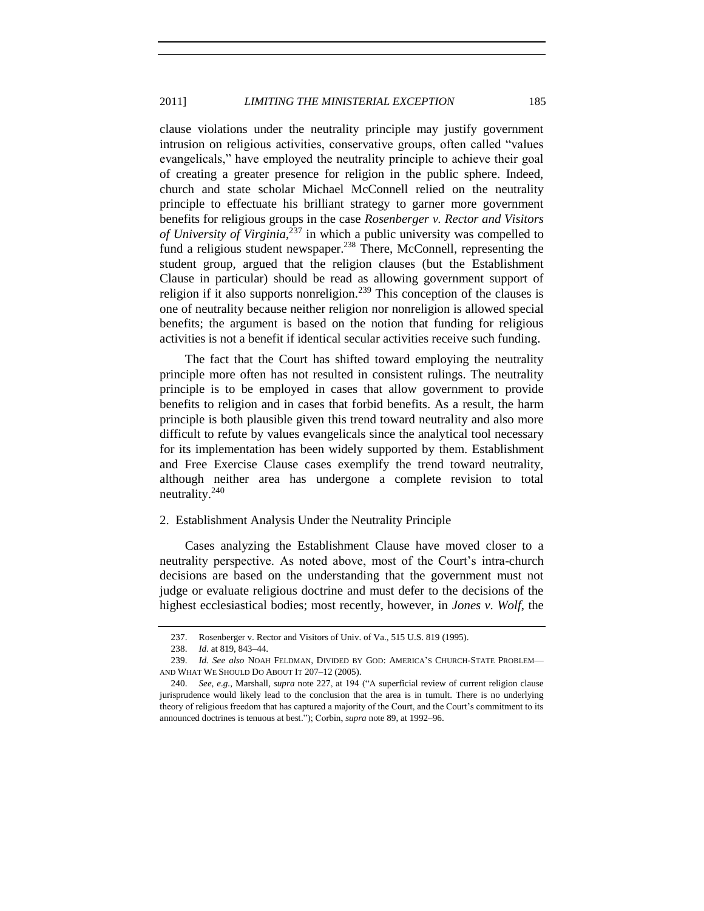clause violations under the neutrality principle may justify government intrusion on religious activities, conservative groups, often called "values evangelicals," have employed the neutrality principle to achieve their goal of creating a greater presence for religion in the public sphere. Indeed, church and state scholar Michael McConnell relied on the neutrality principle to effectuate his brilliant strategy to garner more government benefits for religious groups in the case *Rosenberger v. Rector and Visitors of University of Virginia*,[237] in which a public university was compelled to fund a religious student newspaper.[238] There, McConnell, representing the student group, argued that the religion clauses (but the Establishment Clause in particular) should be read as allowing government support of religion if it also supports nonreligion.[239] This conception of the clauses is one of neutrality because neither religion nor nonreligion is allowed special benefits; the argument is based on the notion that funding for religious activities is not a benefit if identical secular activities receive such funding.

The fact that the Court has shifted toward employing the neutrality principle more often has not resulted in consistent rulings. The neutrality principle is to be employed in cases that allow government to provide benefits to religion and in cases that forbid benefits. As a result, the harm principle is both plausible given this trend toward neutrality and also more difficult to refute by values evangelicals since the analytical tool necessary for its implementation has been widely supported by them. Establishment and Free Exercise Clause cases exemplify the trend toward neutrality, although neither area has undergone a complete revision to total neutrality.[240]

2. Establishment Analysis Under the Neutrality Principle

Cases analyzing the Establishment Clause have moved closer to a neutrality perspective. As noted above, most of the Court's intra-church decisions are based on the understanding that the government must not judge or evaluate religious doctrine and must defer to the decisions of the highest ecclesiastical bodies; most recently, however, in *Jones v. Wolf*, the

237. Rosenberger v. Rector and Visitors of Univ. of Va., 515 U.S. 819 (1995).

238. *Id*. at 819, 843–44.

239. *Id. See also* NOAH FELDMAN, DIVIDED BY GOD: AMERICA'S CHURCH-STATE PROBLEM—AND WHAT WE SHOULD DO ABOUT IT 207–12 (2005).

240. *See, e.g.*, Marshall, *supra* note 227, at 194 ("A superficial review of current religion clause jurisprudence would likely lead to the conclusion that the area is in tumult. There is no underlying theory of religious freedom that has captured a majority of the Court, and the Court's commitment to its announced doctrines is tenuous at best."); Corbin, *supra* note 89, at 1992–96.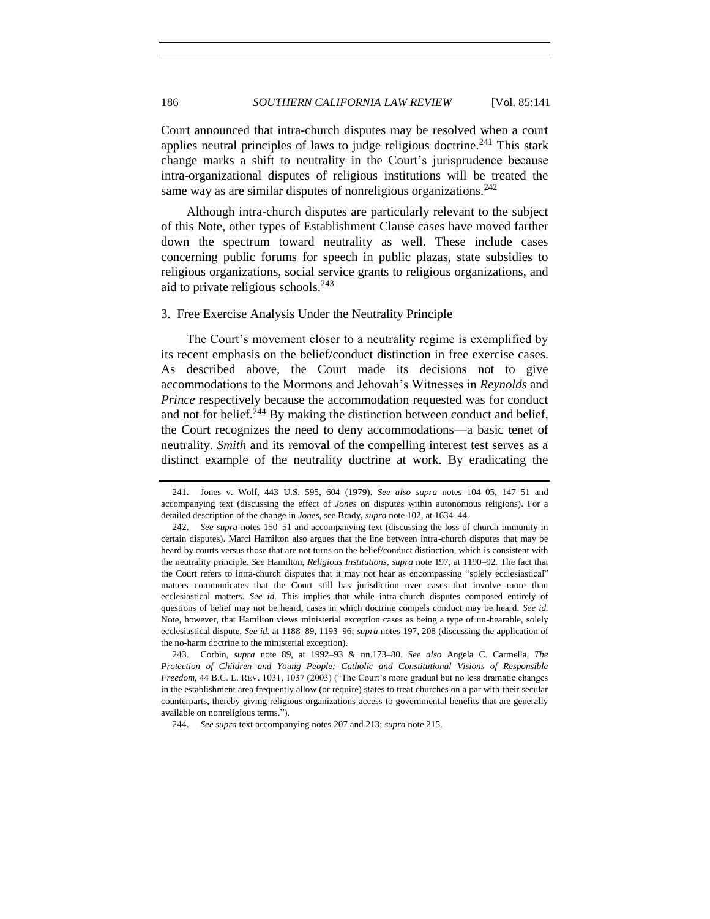Court announced that intra-church disputes may be resolved when a court applies neutral principles of laws to judge religious doctrine.[241] This stark change marks a shift to neutrality in the Court's jurisprudence because intra-organizational disputes of religious institutions will be treated the same way as are similar disputes of nonreligious organizations.[242]

Although intra-church disputes are particularly relevant to the subject of this Note, other types of Establishment Clause cases have moved farther down the spectrum toward neutrality as well. These include cases concerning public forums for speech in public plazas, state subsidies to religious organizations, social service grants to religious organizations, and aid to private religious schools.[243]

### 3. Free Exercise Analysis Under the Neutrality Principle

The Court's movement closer to a neutrality regime is exemplified by its recent emphasis on the belief/conduct distinction in free exercise cases. As described above, the Court made its decisions not to give accommodations to the Mormons and Jehovah's Witnesses in *Reynolds* and *Prince* respectively because the accommodation requested was for conduct and not for belief.[244] By making the distinction between conduct and belief, the Court recognizes the need to deny accommodations—a basic tenet of neutrality. *Smith* and its removal of the compelling interest test serves as a distinct example of the neutrality doctrine at work. By eradicating the

---

241. Jones v. Wolf, 443 U.S. 595, 604 (1979). *See also supra* notes 104–05, 147–51 and accompanying text (discussing the effect of *Jones* on disputes within autonomous religions). For a detailed description of the change in *Jones*, see Brady, *supra* note 102, at 1634–44.

242. *See supra* notes 150–51 and accompanying text (discussing the loss of church immunity in certain disputes). Marci Hamilton also argues that the line between intra-church disputes that may be heard by courts versus those that are not turns on the belief/conduct distinction, which is consistent with the neutrality principle. *See* Hamilton, *Religious Institutions*, *supra* note 197, at 1190–92. The fact that the Court refers to intra-church disputes that it may not hear as encompassing "solely ecclesiastical" matters communicates that the Court still has jurisdiction over cases that involve more than ecclesiastical matters. *See id.* This implies that while intra-church disputes composed entirely of questions of belief may not be heard, cases in which doctrine compels conduct may be heard. *See id.* Note, however, that Hamilton views ministerial exception cases as being a type of un-hearable, solely ecclesiastical dispute. *See id.* at 1188–89, 1193–96; *supra* notes 197, 208 (discussing the application of the no-harm doctrine to the ministerial exception).

243. Corbin, *supra* note 89, at 1992–93 & nn.173–80. *See also* Angela C. Carmella, *The Protection of Children and Young People: Catholic and Constitutional Visions of Responsible Freedom*, 44 B.C. L. REV. 1031, 1037 (2003) ("The Court's more gradual but no less dramatic changes in the establishment area frequently allow (or require) states to treat churches on a par with their secular counterparts, thereby giving religious organizations access to governmental benefits that are generally available on nonreligious terms.").

244. *See supra* text accompanying notes 207 and 213; *supra* note 215.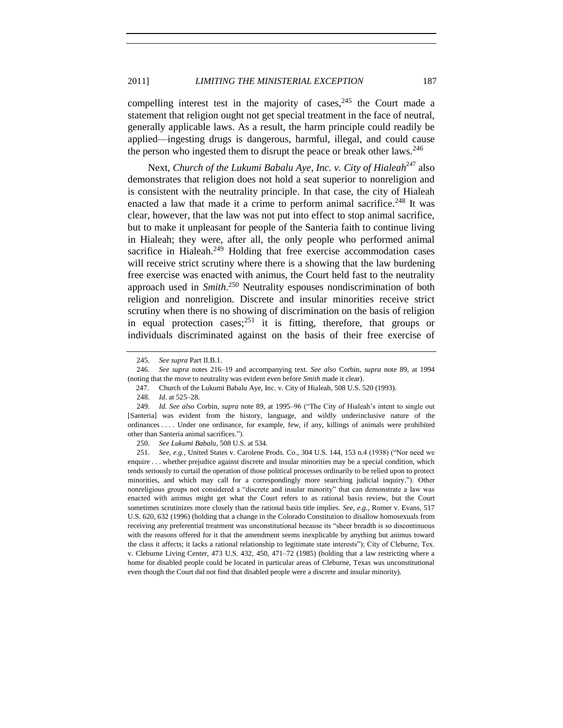compelling interest test in the majority of cases,[245] the Court made a statement that religion ought not get special treatment in the face of neutral, generally applicable laws. As a result, the harm principle could readily be applied—ingesting drugs is dangerous, harmful, illegal, and could cause the person who ingested them to disrupt the peace or break other laws.[246]

Next, *Church of the Lukumi Babalu Aye, Inc. v. City of Hialeah*[247] also demonstrates that religion does not hold a seat superior to nonreligion and is consistent with the neutrality principle. In that case, the city of Hialeah enacted a law that made it a crime to perform animal sacrifice.[248] It was clear, however, that the law was not put into effect to stop animal sacrifice, but to make it unpleasant for people of the Santeria faith to continue living in Hialeah; they were, after all, the only people who performed animal sacrifice in Hialeah.[249] Holding that free exercise accommodation cases will receive strict scrutiny where there is a showing that the law burdening free exercise was enacted with animus, the Court held fast to the neutrality approach used in *Smith*.[250] Neutrality espouses nondiscrimination of both religion and nonreligion. Discrete and insular minorities receive strict scrutiny when there is no showing of discrimination on the basis of religion in equal protection cases;[251] it is fitting, therefore, that groups or individuals discriminated against on the basis of their free exercise of

---

245. *See supra* Part II.B.1.

246. *See supra* notes 216–19 and accompanying text. *See also* Corbin, *supra* note 89, at 1994 (noting that the move to neutrality was evident even before *Smith* made it clear).

247. Church of the Lukumi Babalu Aye, Inc. v. City of Hialeah, 508 U.S. 520 (1993).

248. *Id*. at 525–28.

249. *Id. See also* Corbin, *supra* note 89, at 1995–96 ("The City of Hialeah's intent to single out [Santeria] was evident from the history, language, and wildly underinclusive nature of the ordinances . . . . Under one ordinance, for example, few, if any, killings of animals were prohibited other than Santeria animal sacrifices.").

250. *See Lukumi Babalu*, 508 U.S. at 534.

251. *See, e.g.*, United States v. Carolene Prods. Co., 304 U.S. 144, 153 n.4 (1938) ("Nor need we enquire . . . whether prejudice against discrete and insular minorities may be a special condition, which tends seriously to curtail the operation of those political processes ordinarily to be relied upon to protect minorities, and which may call for a correspondingly more searching judicial inquiry."). Other nonreligious groups not considered a "discrete and insular minority" that can demonstrate a law was enacted with animus might get what the Court refers to as rational basis review, but the Court sometimes scrutinizes more closely than the rational basis title implies. *See, e.g.*, Romer v. Evans, 517 U.S. 620, 632 (1996) (holding that a change in the Colorado Constitution to disallow homosexuals from receiving any preferential treatment was unconstitutional because its "sheer breadth is so discontinuous with the reasons offered for it that the amendment seems inexplicable by anything but animus toward the class it affects; it lacks a rational relationship to legitimate state interests"); City of Cleburne, Tex. v. Cleburne Living Center, 473 U.S. 432, 450, 471–72 (1985) (holding that a law restricting where a home for disabled people could be located in particular areas of Cleburne, Texas was unconstitutional even though the Court did not find that disabled people were a discrete and insular minority).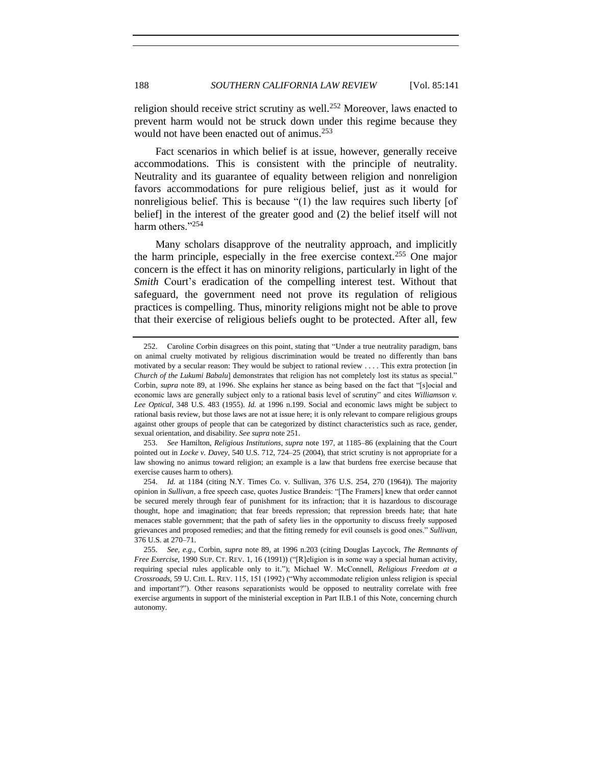religion should receive strict scrutiny as well.[252] Moreover, laws enacted to prevent harm would not be struck down under this regime because they would not have been enacted out of animus.[253]

Fact scenarios in which belief is at issue, however, generally receive accommodations. This is consistent with the principle of neutrality. Neutrality and its guarantee of equality between religion and nonreligion favors accommodations for pure religious belief, just as it would for nonreligious belief. This is because "(1) the law requires such liberty [of belief] in the interest of the greater good and (2) the belief itself will not harm others."[254]

Many scholars disapprove of the neutrality approach, and implicitly the harm principle, especially in the free exercise context.[255] One major concern is the effect it has on minority religions, particularly in light of the *Smith* Court's eradication of the compelling interest test. Without that safeguard, the government need not prove its regulation of religious practices is compelling. Thus, minority religions might not be able to prove that their exercise of religious beliefs ought to be protected. After all, few

---

252. Caroline Corbin disagrees on this point, stating that "Under a true neutrality paradigm, bans on animal cruelty motivated by religious discrimination would be treated no differently than bans motivated by a secular reason: They would be subject to rational review . . . . This extra protection [in *Church of the Lukumi Babalu*] demonstrates that religion has not completely lost its status as special." Corbin, *supra* note 89, at 1996. She explains her stance as being based on the fact that "[s]ocial and economic laws are generally subject only to a rational basis level of scrutiny" and cites *Williamson v. Lee Optical*, 348 U.S. 483 (1955). *Id.* at 1996 n.199. Social and economic laws might be subject to rational basis review, but those laws are not at issue here; it is only relevant to compare religious groups against other groups of people that can be categorized by distinct characteristics such as race, gender, sexual orientation, and disability. *See supra* note 251.

253. *See* Hamilton, *Religious Institutions*, *supra* note 197, at 1185–86 (explaining that the Court pointed out in *Locke v. Davey*, 540 U.S. 712, 724–25 (2004), that strict scrutiny is not appropriate for a law showing no animus toward religion; an example is a law that burdens free exercise because that exercise causes harm to others).

254. *Id.* at 1184 (citing N.Y. Times Co. v. Sullivan, 376 U.S. 254, 270 (1964)). The majority opinion in *Sullivan*, a free speech case, quotes Justice Brandeis: "[The Framers] knew that order cannot be secured merely through fear of punishment for its infraction; that it is hazardous to discourage thought, hope and imagination; that fear breeds repression; that repression breeds hate; that hate menaces stable government; that the path of safety lies in the opportunity to discuss freely supposed grievances and proposed remedies; and that the fitting remedy for evil counsels is good ones." *Sullivan*, 376 U.S. at 270–71.

255. *See, e.g.*, Corbin, *supra* note 89, at 1996 n.203 (citing Douglas Laycock, *The Remnants of Free Exercise*, 1990 SUP. CT. REV. 1, 16 (1991)) ("[R]eligion is in some way a special human activity, requiring special rules applicable only to it."); Michael W. McConnell, *Religious Freedom at a Crossroads*, 59 U. CHI. L. REV. 115, 151 (1992) ("Why accommodate religion unless religion is special and important?"). Other reasons separationists would be opposed to neutrality correlate with free exercise arguments in support of the ministerial exception in Part II.B.1 of this Note, concerning church autonomy.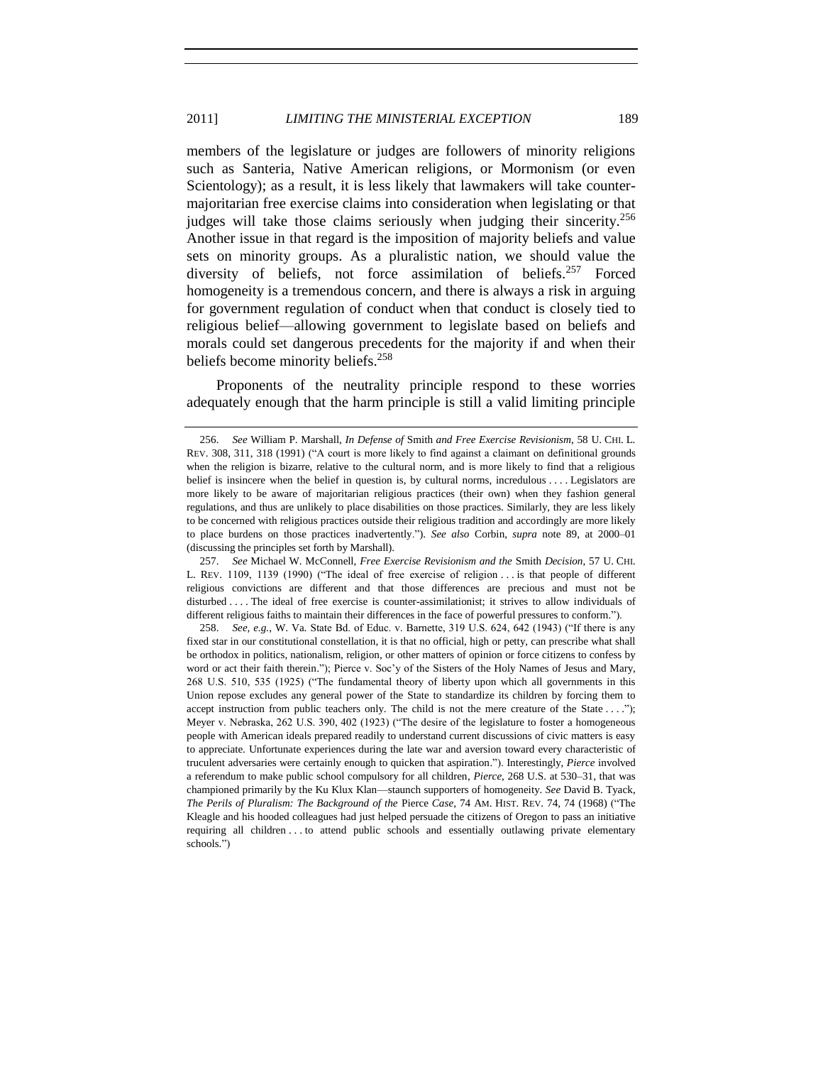members of the legislature or judges are followers of minority religions such as Santeria, Native American religions, or Mormonism (or even Scientology); as a result, it is less likely that lawmakers will take counter-majoritarian free exercise claims into consideration when legislating or that judges will take those claims seriously when judging their sincerity.[256] Another issue in that regard is the imposition of majority beliefs and value sets on minority groups. As a pluralistic nation, we should value the diversity of beliefs, not force assimilation of beliefs.[257] Forced homogeneity is a tremendous concern, and there is always a risk in arguing for government regulation of conduct when that conduct is closely tied to religious belief—allowing government to legislate based on beliefs and morals could set dangerous precedents for the majority if and when their beliefs become minority beliefs.[258]

Proponents of the neutrality principle respond to these worries adequately enough that the harm principle is still a valid limiting principle

---

256. *See* William P. Marshall, *In Defense of* Smith *and Free Exercise Revisionism*, 58 U. CHI. L. REV. 308, 311, 318 (1991) ("A court is more likely to find against a claimant on definitional grounds when the religion is bizarre, relative to the cultural norm, and is more likely to find that a religious belief is insincere when the belief in question is, by cultural norms, incredulous . . . . Legislators are more likely to be aware of majoritarian religious practices (their own) when they fashion general regulations, and thus are unlikely to place disabilities on those practices. Similarly, they are less likely to be concerned with religious practices outside their religious tradition and accordingly are more likely to place burdens on those practices inadvertently."). *See also* Corbin, *supra* note 89, at 2000–01 (discussing the principles set forth by Marshall).

257. *See* Michael W. McConnell, *Free Exercise Revisionism and the* Smith *Decision*, 57 U. CHI. L. REV. 1109, 1139 (1990) ("The ideal of free exercise of religion . . . is that people of different religious convictions are different and that those differences are precious and must not be disturbed . . . . The ideal of free exercise is counter-assimilationist; it strives to allow individuals of different religious faiths to maintain their differences in the face of powerful pressures to conform.").

258. *See, e.g.*, W. Va. State Bd. of Educ. v. Barnette, 319 U.S. 624, 642 (1943) ("If there is any fixed star in our constitutional constellation, it is that no official, high or petty, can prescribe what shall be orthodox in politics, nationalism, religion, or other matters of opinion or force citizens to confess by word or act their faith therein."); Pierce v. Soc'y of the Sisters of the Holy Names of Jesus and Mary, 268 U.S. 510, 535 (1925) ("The fundamental theory of liberty upon which all governments in this Union repose excludes any general power of the State to standardize its children by forcing them to accept instruction from public teachers only. The child is not the mere creature of the State . . . ."); Meyer v. Nebraska, 262 U.S. 390, 402 (1923) ("The desire of the legislature to foster a homogeneous people with American ideals prepared readily to understand current discussions of civic matters is easy to appreciate. Unfortunate experiences during the late war and aversion toward every characteristic of truculent adversaries were certainly enough to quicken that aspiration."). Interestingly, *Pierce* involved a referendum to make public school compulsory for all children, *Pierce*, 268 U.S. at 530–31, that was championed primarily by the Ku Klux Klan—staunch supporters of homogeneity. *See* David B. Tyack, *The Perils of Pluralism: The Background of the* Pierce *Case*, 74 AM. HIST. REV. 74, 74 (1968) ("The Kleagle and his hooded colleagues had just helped persuade the citizens of Oregon to pass an initiative requiring all children . . . to attend public schools and essentially outlawing private elementary schools.")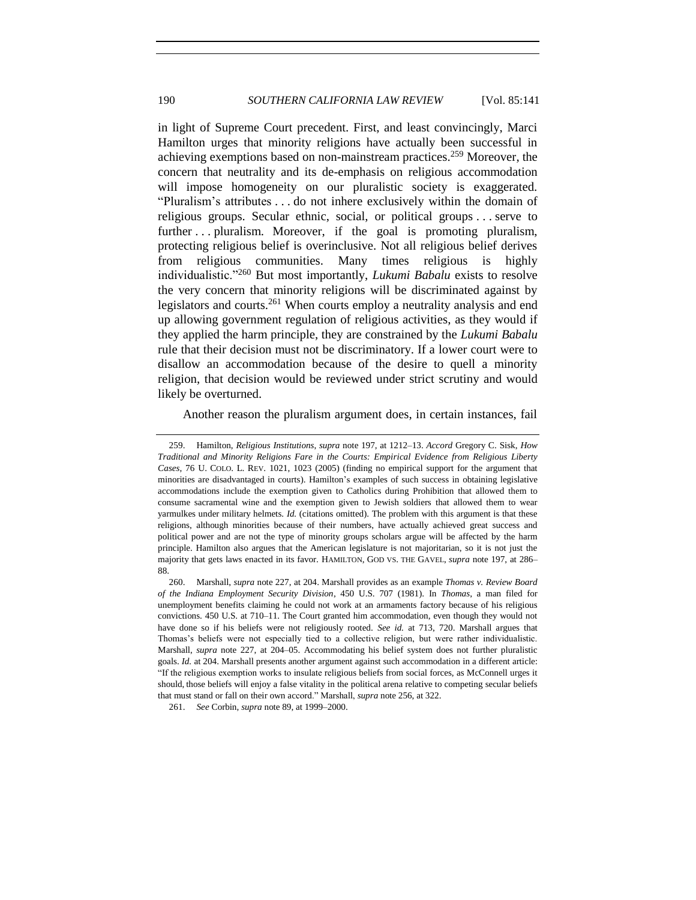in light of Supreme Court precedent. First, and least convincingly, Marci Hamilton urges that minority religions have actually been successful in achieving exemptions based on non-mainstream practices.[259] Moreover, the concern that neutrality and its de-emphasis on religious accommodation will impose homogeneity on our pluralistic society is exaggerated. "Pluralism's attributes . . . do not inhere exclusively within the domain of religious groups. Secular ethnic, social, or political groups . . . serve to further . . . pluralism. Moreover, if the goal is promoting pluralism, protecting religious belief is overinclusive. Not all religious belief derives from religious communities. Many times religious is highly individualistic."[260] But most importantly, *Lukumi Babalu* exists to resolve the very concern that minority religions will be discriminated against by legislators and courts.[261] When courts employ a neutrality analysis and end up allowing government regulation of religious activities, as they would if they applied the harm principle, they are constrained by the *Lukumi Babalu* rule that their decision must not be discriminatory. If a lower court were to disallow an accommodation because of the desire to quell a minority religion, that decision would be reviewed under strict scrutiny and would likely be overturned.

Another reason the pluralism argument does, in certain instances, fail

---

259. Hamilton, *Religious Institutions*, *supra* note 197, at 1212–13. *Accord* Gregory C. Sisk, *How Traditional and Minority Religions Fare in the Courts: Empirical Evidence from Religious Liberty Cases*, 76 U. COLO. L. REV. 1021, 1023 (2005) (finding no empirical support for the argument that minorities are disadvantaged in courts). Hamilton's examples of such success in obtaining legislative accommodations include the exemption given to Catholics during Prohibition that allowed them to consume sacramental wine and the exemption given to Jewish soldiers that allowed them to wear yarmulkes under military helmets. *Id.* (citations omitted). The problem with this argument is that these religions, although minorities because of their numbers, have actually achieved great success and political power and are not the type of minority groups scholars argue will be affected by the harm principle. Hamilton also argues that the American legislature is not majoritarian, so it is not just the majority that gets laws enacted in its favor. HAMILTON, GOD VS. THE GAVEL, *supra* note 197, at 286–88.

260. Marshall, *supra* note 227, at 204. Marshall provides as an example *Thomas v. Review Board of the Indiana Employment Security Division*, 450 U.S. 707 (1981). In *Thomas*, a man filed for unemployment benefits claiming he could not work at an armaments factory because of his religious convictions. 450 U.S. at 710–11. The Court granted him accommodation, even though they would not have done so if his beliefs were not religiously rooted. *See id.* at 713, 720. Marshall argues that Thomas's beliefs were not especially tied to a collective religion, but were rather individualistic. Marshall, *supra* note 227, at 204–05. Accommodating his belief system does not further pluralistic goals. *Id.* at 204. Marshall presents another argument against such accommodation in a different article: "If the religious exemption works to insulate religious beliefs from social forces, as McConnell urges it should, those beliefs will enjoy a false vitality in the political arena relative to competing secular beliefs that must stand or fall on their own accord." Marshall, *supra* note 256, at 322.

261. *See* Corbin, *supra* note 89, at 1999–2000.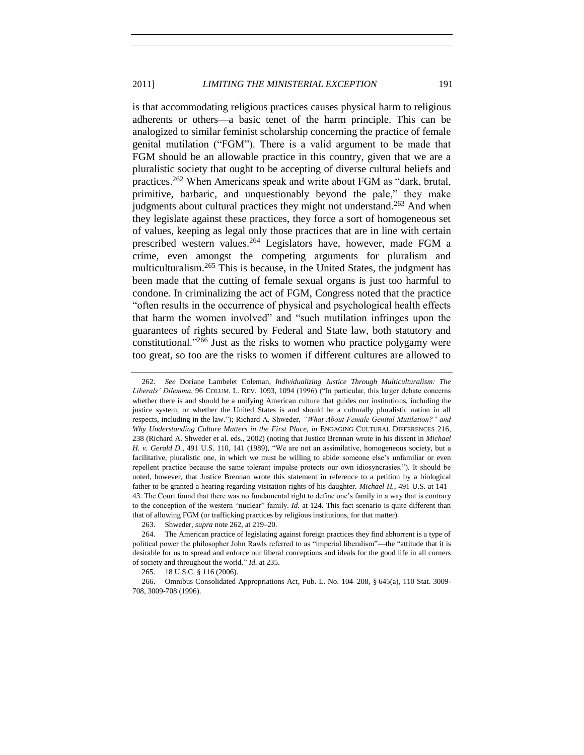is that accommodating religious practices causes physical harm to religious adherents or others—a basic tenet of the harm principle. This can be analogized to similar feminist scholarship concerning the practice of female genital mutilation ("FGM"). There is a valid argument to be made that FGM should be an allowable practice in this country, given that we are a pluralistic society that ought to be accepting of diverse cultural beliefs and practices.[262] When Americans speak and write about FGM as "dark, brutal, primitive, barbaric, and unquestionably beyond the pale," they make judgments about cultural practices they might not understand.[263] And when they legislate against these practices, they force a sort of homogeneous set of values, keeping as legal only those practices that are in line with certain prescribed western values.[264] Legislators have, however, made FGM a crime, even amongst the competing arguments for pluralism and multiculturalism.[265] This is because, in the United States, the judgment has been made that the cutting of female sexual organs is just too harmful to condone. In criminalizing the act of FGM, Congress noted that the practice "often results in the occurrence of physical and psychological health effects that harm the women involved" and "such mutilation infringes upon the guarantees of rights secured by Federal and State law, both statutory and constitutional."[266] Just as the risks to women who practice polygamy were too great, so too are the risks to women if different cultures are allowed to

---

262. *See* Doriane Lambelet Coleman, *Individualizing Justice Through Multiculturalism: The Liberals' Dilemma*, 96 COLUM. L. REV. 1093, 1094 (1996) ("In particular, this larger debate concerns whether there is and should be a unifying American culture that guides our institutions, including the justice system, or whether the United States is and should be a culturally pluralistic nation in all respects, including in the law."); Richard A. Shweder, *"What About Female Genital Mutilation?" and Why Understanding Culture Matters in the First Place*, *in* ENGAGING CULTURAL DIFFERENCES 216, 238 (Richard A. Shweder et al. eds., 2002) (noting that Justice Brennan wrote in his dissent in *Michael H. v. Gerald D.*, 491 U.S. 110, 141 (1989), "We are not an assimilative, homogeneous society, but a facilitative, pluralistic one, in which we must be willing to abide someone else's unfamiliar or even repellent practice because the same tolerant impulse protects our own idiosyncrasies."). It should be noted, however, that Justice Brennan wrote this statement in reference to a petition by a biological father to be granted a hearing regarding visitation rights of his daughter. *Michael H.*, 491 U.S. at 141–43. The Court found that there was no fundamental right to define one's family in a way that is contrary to the conception of the western "nuclear" family. *Id.* at 124. This fact scenario is quite different than that of allowing FGM (or trafficking practices by religious institutions, for that matter).

263. Shweder, *supra* note 262, at 219–20.

264. The American practice of legislating against foreign practices they find abhorrent is a type of political power the philosopher John Rawls referred to as "imperial liberalism"—the "attitude that it is desirable for us to spread and enforce our liberal conceptions and ideals for the good life in all corners of society and throughout the world." *Id.* at 235.

265. 18 U.S.C. § 116 (2006).

266. Omnibus Consolidated Appropriations Act, Pub. L. No. 104–208, § 645(a), 110 Stat. 3009-708, 3009-708 (1996).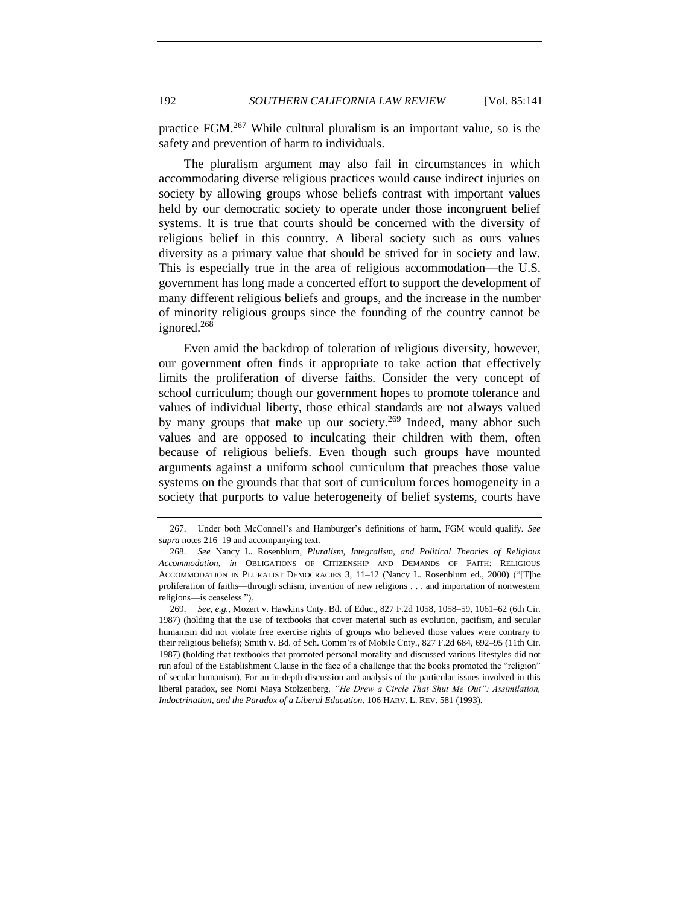practice FGM.[267] While cultural pluralism is an important value, so is the safety and prevention of harm to individuals.

The pluralism argument may also fail in circumstances in which accommodating diverse religious practices would cause indirect injuries on society by allowing groups whose beliefs contrast with important values held by our democratic society to operate under those incongruent belief systems. It is true that courts should be concerned with the diversity of religious belief in this country. A liberal society such as ours values diversity as a primary value that should be strived for in society and law. This is especially true in the area of religious accommodation—the U.S. government has long made a concerted effort to support the development of many different religious beliefs and groups, and the increase in the number of minority religious groups since the founding of the country cannot be ignored.[268]

Even amid the backdrop of toleration of religious diversity, however, our government often finds it appropriate to take action that effectively limits the proliferation of diverse faiths. Consider the very concept of school curriculum; though our government hopes to promote tolerance and values of individual liberty, those ethical standards are not always valued by many groups that make up our society.[269] Indeed, many abhor such values and are opposed to inculcating their children with them, often because of religious beliefs. Even though such groups have mounted arguments against a uniform school curriculum that preaches those value systems on the grounds that that sort of curriculum forces homogeneity in a society that purports to value heterogeneity of belief systems, courts have

---

267. Under both McConnell's and Hamburger's definitions of harm, FGM would qualify. *See supra* notes 216–19 and accompanying text.

268. *See* Nancy L. Rosenblum, *Pluralism, Integralism, and Political Theories of Religious Accommodation*, *in* OBLIGATIONS OF CITIZENSHIP AND DEMANDS OF FAITH: RELIGIOUS ACCOMMODATION IN PLURALIST DEMOCRACIES 3, 11–12 (Nancy L. Rosenblum ed., 2000) ("[T]he proliferation of faiths—through schism, invention of new religions . . . and importation of nonwestern religions—is ceaseless.").

269. *See, e.g.*, Mozert v. Hawkins Cnty. Bd. of Educ., 827 F.2d 1058, 1058–59, 1061–62 (6th Cir. 1987) (holding that the use of textbooks that cover material such as evolution, pacifism, and secular humanism did not violate free exercise rights of groups who believed those values were contrary to their religious beliefs); Smith v. Bd. of Sch. Comm'rs of Mobile Cnty., 827 F.2d 684, 692–95 (11th Cir. 1987) (holding that textbooks that promoted personal morality and discussed various lifestyles did not run afoul of the Establishment Clause in the face of a challenge that the books promoted the "religion" of secular humanism). For an in-depth discussion and analysis of the particular issues involved in this liberal paradox, see Nomi Maya Stolzenberg, *"He Drew a Circle That Shut Me Out": Assimilation, Indoctrination, and the Paradox of a Liberal Education*, 106 HARV. L. REV. 581 (1993).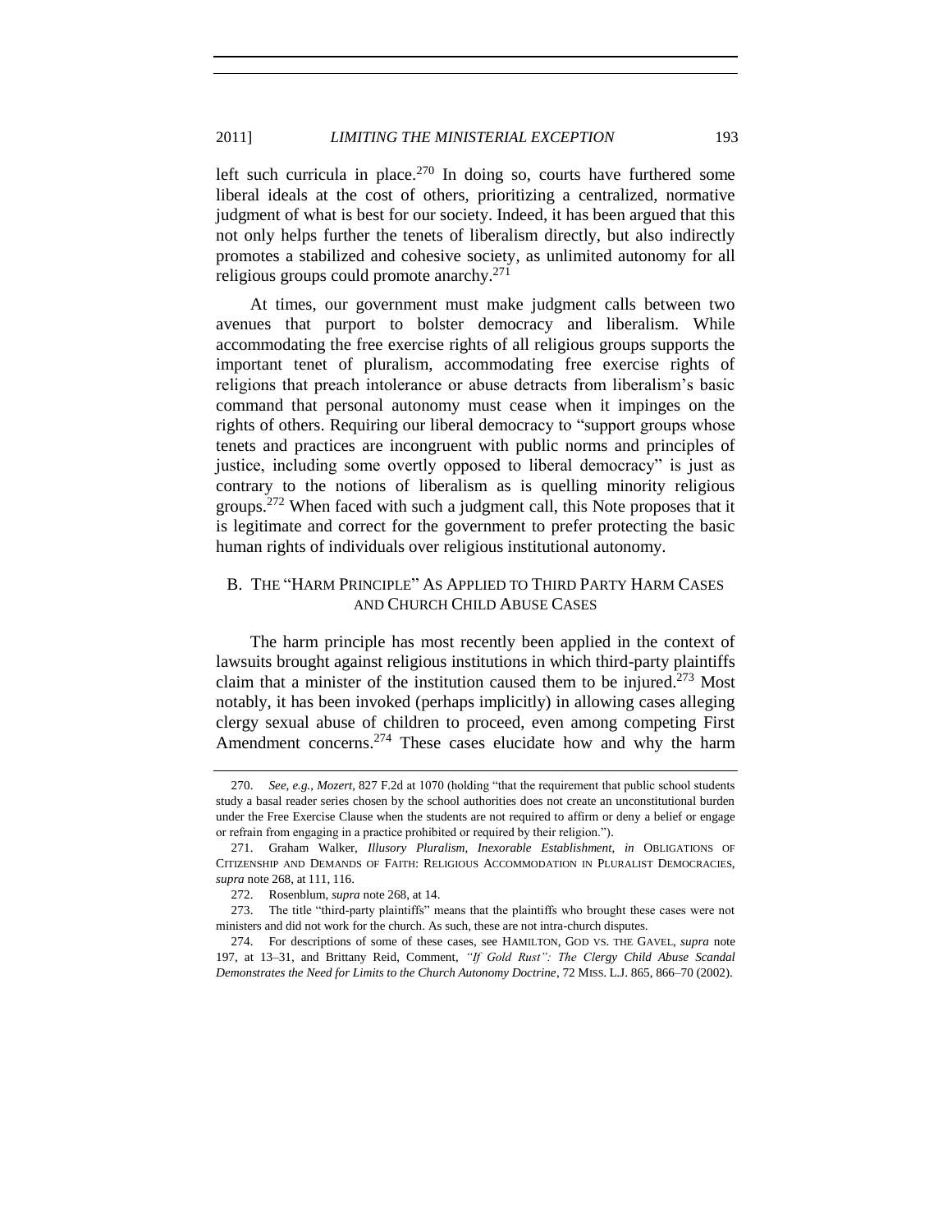left such curricula in place.[270] In doing so, courts have furthered some liberal ideals at the cost of others, prioritizing a centralized, normative judgment of what is best for our society. Indeed, it has been argued that this not only helps further the tenets of liberalism directly, but also indirectly promotes a stabilized and cohesive society, as unlimited autonomy for all religious groups could promote anarchy.[271]

At times, our government must make judgment calls between two avenues that purport to bolster democracy and liberalism. While accommodating the free exercise rights of all religious groups supports the important tenet of pluralism, accommodating free exercise rights of religions that preach intolerance or abuse detracts from liberalism's basic command that personal autonomy must cease when it impinges on the rights of others. Requiring our liberal democracy to "support groups whose tenets and practices are incongruent with public norms and principles of justice, including some overtly opposed to liberal democracy" is just as contrary to the notions of liberalism as is quelling minority religious groups.[272] When faced with such a judgment call, this Note proposes that it is legitimate and correct for the government to prefer protecting the basic human rights of individuals over religious institutional autonomy.

## B. The "Harm Principle" As Applied to Third Party Harm Cases and Church Child Abuse Cases

The harm principle has most recently been applied in the context of lawsuits brought against religious institutions in which third-party plaintiffs claim that a minister of the institution caused them to be injured.[273] Most notably, it has been invoked (perhaps implicitly) in allowing cases alleging clergy sexual abuse of children to proceed, even among competing First Amendment concerns.[274] These cases elucidate how and why the harm

---

270. *See, e.g.*, *Mozert*, 827 F.2d at 1070 (holding "that the requirement that public school students study a basal reader series chosen by the school authorities does not create an unconstitutional burden under the Free Exercise Clause when the students are not required to affirm or deny a belief or engage or refrain from engaging in a practice prohibited or required by their religion.").

271. Graham Walker, *Illusory Pluralism, Inexorable Establishment*, *in* OBLIGATIONS OF CITIZENSHIP AND DEMANDS OF FAITH: RELIGIOUS ACCOMMODATION IN PLURALIST DEMOCRACIES, *supra* note 268, at 111, 116.

272. Rosenblum, *supra* note 268, at 14.

273. The title "third-party plaintiffs" means that the plaintiffs who brought these cases were not ministers and did not work for the church. As such, these are not intra-church disputes.

274. For descriptions of some of these cases, see HAMILTON, GOD VS. THE GAVEL, *supra* note 197, at 13–31, and Brittany Reid, Comment, *"If Gold Rust": The Clergy Child Abuse Scandal Demonstrates the Need for Limits to the Church Autonomy Doctrine*, 72 MISS. L.J. 865, 866–70 (2002).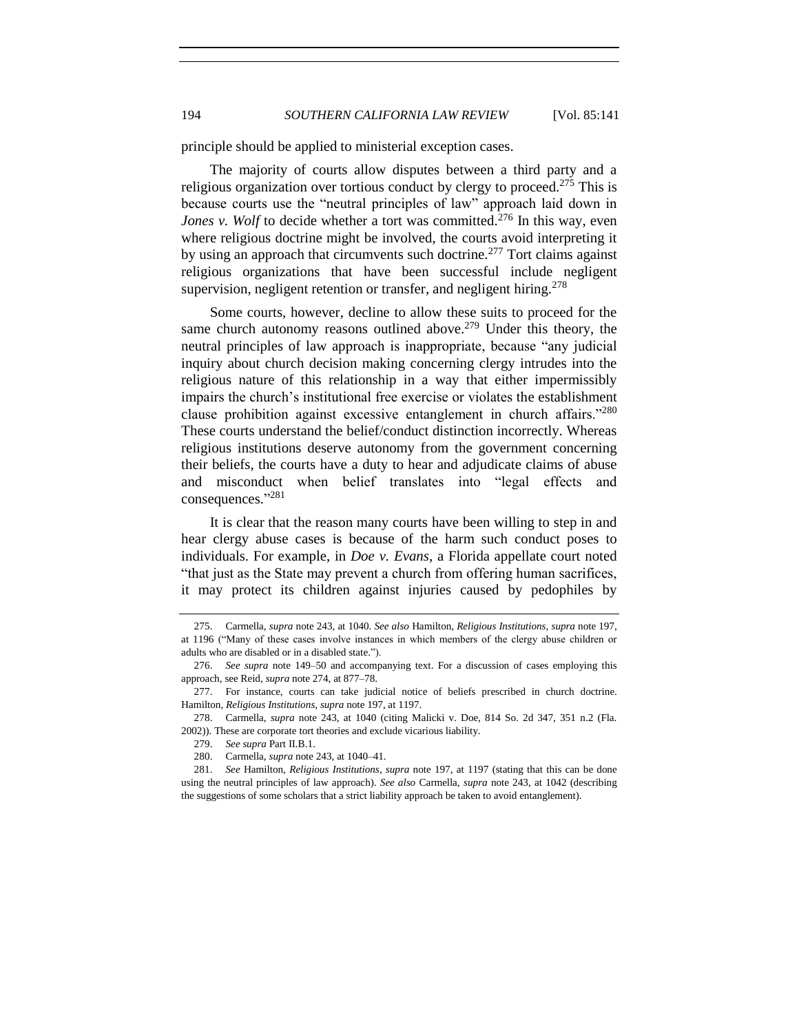principle should be applied to ministerial exception cases.

The majority of courts allow disputes between a third party and a religious organization over tortious conduct by clergy to proceed.[275] This is because courts use the "neutral principles of law" approach laid down in *Jones v. Wolf* to decide whether a tort was committed.[276] In this way, even where religious doctrine might be involved, the courts avoid interpreting it by using an approach that circumvents such doctrine.[277] Tort claims against religious organizations that have been successful include negligent supervision, negligent retention or transfer, and negligent hiring.[278]

Some courts, however, decline to allow these suits to proceed for the same church autonomy reasons outlined above.[279] Under this theory, the neutral principles of law approach is inappropriate, because "any judicial inquiry about church decision making concerning clergy intrudes into the religious nature of this relationship in a way that either impermissibly impairs the church's institutional free exercise or violates the establishment clause prohibition against excessive entanglement in church affairs."[280] These courts understand the belief/conduct distinction incorrectly. Whereas religious institutions deserve autonomy from the government concerning their beliefs, the courts have a duty to hear and adjudicate claims of abuse and misconduct when belief translates into "legal effects and consequences."[281]

It is clear that the reason many courts have been willing to step in and hear clergy abuse cases is because of the harm such conduct poses to individuals. For example, in *Doe v. Evans*, a Florida appellate court noted "that just as the State may prevent a church from offering human sacrifices, it may protect its children against injuries caused by pedophiles by

---

275. Carmella, *supra* note 243, at 1040. *See also* Hamilton, *Religious Institutions*, *supra* note 197, at 1196 ("Many of these cases involve instances in which members of the clergy abuse children or adults who are disabled or in a disabled state.").

276. *See supra* note 149–50 and accompanying text. For a discussion of cases employing this approach, see Reid, *supra* note 274, at 877–78.

277. For instance, courts can take judicial notice of beliefs prescribed in church doctrine. Hamilton, *Religious Institutions*, *supra* note 197, at 1197.

278. Carmella, *supra* note 243, at 1040 (citing Malicki v. Doe, 814 So. 2d 347, 351 n.2 (Fla. 2002)). These are corporate tort theories and exclude vicarious liability.

279. *See supra* Part II.B.1.

280. Carmella, *supra* note 243, at 1040–41.

281. *See* Hamilton, *Religious Institutions*, *supra* note 197, at 1197 (stating that this can be done using the neutral principles of law approach). *See also* Carmella, *supra* note 243, at 1042 (describing the suggestions of some scholars that a strict liability approach be taken to avoid entanglement).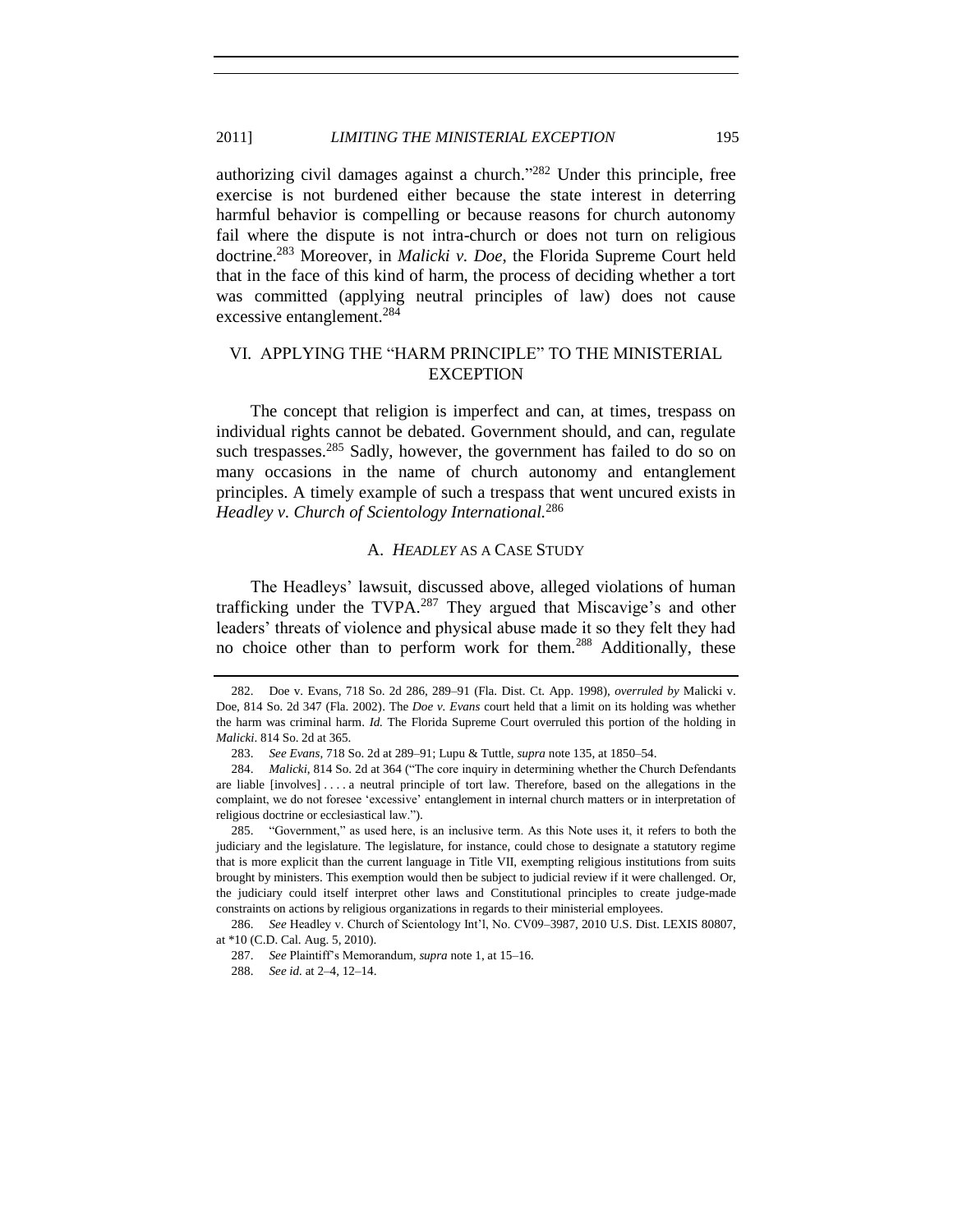authorizing civil damages against a church."[282] Under this principle, free exercise is not burdened either because the state interest in deterring harmful behavior is compelling or because reasons for church autonomy fail where the dispute is not intra-church or does not turn on religious doctrine.[283] Moreover, in *Malicki v. Doe*, the Florida Supreme Court held that in the face of this kind of harm, the process of deciding whether a tort was committed (applying neutral principles of law) does not cause excessive entanglement.[284]

## VI. APPLYING THE "HARM PRINCIPLE" TO THE MINISTERIAL EXCEPTION

The concept that religion is imperfect and can, at times, trespass on individual rights cannot be debated. Government should, and can, regulate such trespasses.[285] Sadly, however, the government has failed to do so on many occasions in the name of church autonomy and entanglement principles. A timely example of such a trespass that went uncured exists in *Headley v. Church of Scientology International.*[286]

### A. *HEADLEY* AS A CASE STUDY

The Headleys' lawsuit, discussed above, alleged violations of human trafficking under the TVPA.[287] They argued that Miscavige's and other leaders' threats of violence and physical abuse made it so they felt they had no choice other than to perform work for them.[288] Additionally, these

---

282. Doe v. Evans, 718 So. 2d 286, 289–91 (Fla. Dist. Ct. App. 1998), *overruled by* Malicki v. Doe, 814 So. 2d 347 (Fla. 2002). The *Doe v. Evans* court held that a limit on its holding was whether the harm was criminal harm. *Id.* The Florida Supreme Court overruled this portion of the holding in *Malicki*. 814 So. 2d at 365.

283. *See Evans*, 718 So. 2d at 289–91; Lupu & Tuttle, *supra* note 135, at 1850–54.

284. *Malicki*, 814 So. 2d at 364 ("The core inquiry in determining whether the Church Defendants are liable [involves] . . . . a neutral principle of tort law. Therefore, based on the allegations in the complaint, we do not foresee 'excessive' entanglement in internal church matters or in interpretation of religious doctrine or ecclesiastical law.").

285. "Government," as used here, is an inclusive term. As this Note uses it, it refers to both the judiciary and the legislature. The legislature, for instance, could chose to designate a statutory regime that is more explicit than the current language in Title VII, exempting religious institutions from suits brought by ministers. This exemption would then be subject to judicial review if it were challenged. Or, the judiciary could itself interpret other laws and Constitutional principles to create judge-made constraints on actions by religious organizations in regards to their ministerial employees.

286. *See* Headley v. Church of Scientology Int'l, No. CV09–3987, 2010 U.S. Dist. LEXIS 80807, at *10 (C.D. Cal. Aug. 5, 2010).

287. *See* Plaintiff's Memorandum, *supra* note 1, at 15–16.

288. *See id.* at 2–4, 12–14.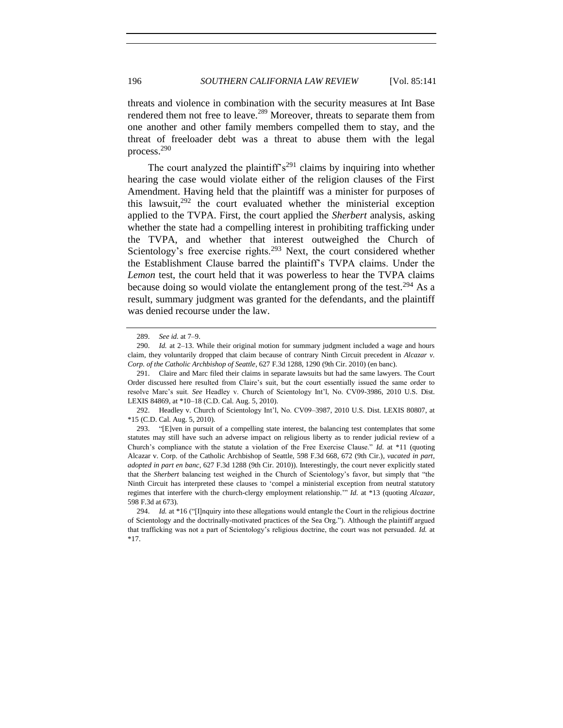threats and violence in combination with the security measures at Int Base rendered them not free to leave.[289] Moreover, threats to separate them from one another and other family members compelled them to stay, and the threat of freeloader debt was a threat to abuse them with the legal process.[290]

The court analyzed the plaintiff's[291] claims by inquiring into whether hearing the case would violate either of the religion clauses of the First Amendment. Having held that the plaintiff was a minister for purposes of this lawsuit,[292] the court evaluated whether the ministerial exception applied to the TVPA. First, the court applied the *Sherbert* analysis, asking whether the state had a compelling interest in prohibiting trafficking under the TVPA, and whether that interest outweighed the Church of Scientology's free exercise rights.[293] Next, the court considered whether the Establishment Clause barred the plaintiff's TVPA claims. Under the *Lemon* test, the court held that it was powerless to hear the TVPA claims because doing so would violate the entanglement prong of the test.[294] As a result, summary judgment was granted for the defendants, and the plaintiff was denied recourse under the law.

---

289. *See id.* at 7–9.

290. *Id.* at 2–13. While their original motion for summary judgment included a wage and hours claim, they voluntarily dropped that claim because of contrary Ninth Circuit precedent in *Alcazar v. Corp. of the Catholic Archbishop of Seattle*, 627 F.3d 1288, 1290 (9th Cir. 2010) (en banc).

291. Claire and Marc filed their claims in separate lawsuits but had the same lawyers. The Court Order discussed here resulted from Claire's suit, but the court essentially issued the same order to resolve Marc's suit. *See* Headley v. Church of Scientology Int'l, No. CV09-3986, 2010 U.S. Dist. LEXIS 84869, at *10–18 (C.D. Cal. Aug. 5, 2010).

292. Headley v. Church of Scientology Int'l, No. CV09–3987, 2010 U.S. Dist. LEXIS 80807, at *15 (C.D. Cal. Aug. 5, 2010).

293. "[E]ven in pursuit of a compelling state interest, the balancing test contemplates that some statutes may still have such an adverse impact on religious liberty as to render judicial review of a Church's compliance with the statute a violation of the Free Exercise Clause." *Id.* at *11 (quoting Alcazar v. Corp. of the Catholic Archbishop of Seattle, 598 F.3d 668, 672 (9th Cir.), *vacated in part*, *adopted in part en banc*, 627 F.3d 1288 (9th Cir. 2010)). Interestingly, the court never explicitly stated that the *Sherbert* balancing test weighed in the Church of Scientology's favor, but simply that "the Ninth Circuit has interpreted these clauses to 'compel a ministerial exception from neutral statutory regimes that interfere with the church-clergy employment relationship.'" *Id.* at *13 (quoting *Alcazar*, 598 F.3d at 673).

294. *Id.* at *16 ("[I]nquiry into these allegations would entangle the Court in the religious doctrine of Scientology and the doctrinally-motivated practices of the Sea Org."). Although the plaintiff argued that trafficking was not a part of Scientology's religious doctrine, the court was not persuaded. *Id.* at *17.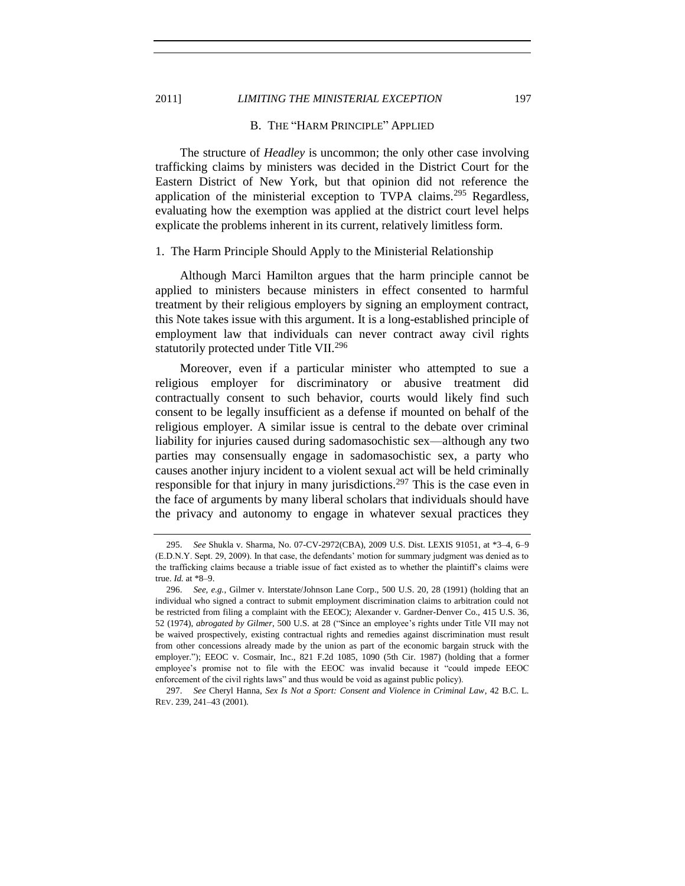## B. THE "HARM PRINCIPLE" APPLIED

The structure of *Headley* is uncommon; the only other case involving trafficking claims by ministers was decided in the District Court for the Eastern District of New York, but that opinion did not reference the application of the ministerial exception to TVPA claims.[295] Regardless, evaluating how the exemption was applied at the district court level helps explicate the problems inherent in its current, relatively limitless form.

### 1. The Harm Principle Should Apply to the Ministerial Relationship

Although Marci Hamilton argues that the harm principle cannot be applied to ministers because ministers in effect consented to harmful treatment by their religious employers by signing an employment contract, this Note takes issue with this argument. It is a long-established principle of employment law that individuals can never contract away civil rights statutorily protected under Title VII.[296]

Moreover, even if a particular minister who attempted to sue a religious employer for discriminatory or abusive treatment did contractually consent to such behavior, courts would likely find such consent to be legally insufficient as a defense if mounted on behalf of the religious employer. A similar issue is central to the debate over criminal liability for injuries caused during sadomasochistic sex—although any two parties may consensually engage in sadomasochistic sex, a party who causes another injury incident to a violent sexual act will be held criminally responsible for that injury in many jurisdictions.[297] This is the case even in the face of arguments by many liberal scholars that individuals should have the privacy and autonomy to engage in whatever sexual practices they

---

295. *See* Shukla v. Sharma, No. 07-CV-2972(CBA), 2009 U.S. Dist. LEXIS 91051, at *3–4, 6–9 (E.D.N.Y. Sept. 29, 2009). In that case, the defendants' motion for summary judgment was denied as to the trafficking claims because a triable issue of fact existed as to whether the plaintiff's claims were true. *Id.* at *8–9.

296. *See, e.g.*, Gilmer v. Interstate/Johnson Lane Corp., 500 U.S. 20, 28 (1991) (holding that an individual who signed a contract to submit employment discrimination claims to arbitration could not be restricted from filing a complaint with the EEOC); Alexander v. Gardner-Denver Co., 415 U.S. 36, 52 (1974), *abrogated by Gilmer*, 500 U.S. at 28 ("Since an employee's rights under Title VII may not be waived prospectively, existing contractual rights and remedies against discrimination must result from other concessions already made by the union as part of the economic bargain struck with the employer."); EEOC v. Cosmair, Inc., 821 F.2d 1085, 1090 (5th Cir. 1987) (holding that a former employee's promise not to file with the EEOC was invalid because it "could impede EEOC enforcement of the civil rights laws" and thus would be void as against public policy).

297. *See* Cheryl Hanna, *Sex Is Not a Sport: Consent and Violence in Criminal Law*, 42 B.C. L. REV. 239, 241–43 (2001).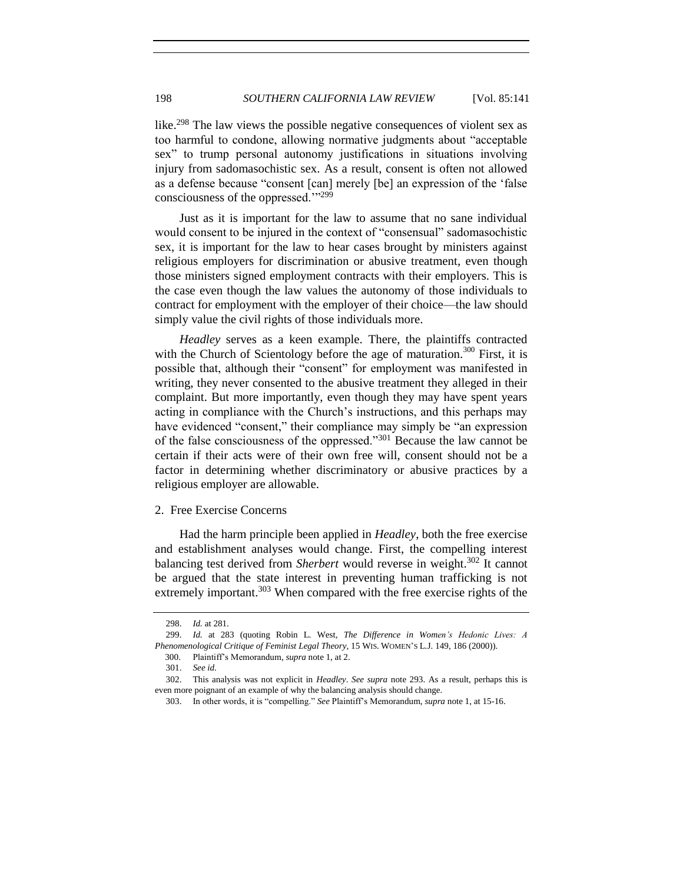like.[298] The law views the possible negative consequences of violent sex as too harmful to condone, allowing normative judgments about "acceptable sex" to trump personal autonomy justifications in situations involving injury from sadomasochistic sex. As a result, consent is often not allowed as a defense because "consent [can] merely [be] an expression of the 'false consciousness of the oppressed.'"[299]

Just as it is important for the law to assume that no sane individual would consent to be injured in the context of "consensual" sadomasochistic sex, it is important for the law to hear cases brought by ministers against religious employers for discrimination or abusive treatment, even though those ministers signed employment contracts with their employers. This is the case even though the law values the autonomy of those individuals to contract for employment with the employer of their choice—the law should simply value the civil rights of those individuals more.

*Headley* serves as a keen example. There, the plaintiffs contracted with the Church of Scientology before the age of maturation.[300] First, it is possible that, although their "consent" for employment was manifested in writing, they never consented to the abusive treatment they alleged in their complaint. But more importantly, even though they may have spent years acting in compliance with the Church's instructions, and this perhaps may have evidenced "consent," their compliance may simply be "an expression of the false consciousness of the oppressed."[301] Because the law cannot be certain if their acts were of their own free will, consent should not be a factor in determining whether discriminatory or abusive practices by a religious employer are allowable.

2. Free Exercise Concerns

Had the harm principle been applied in *Headley*, both the free exercise and establishment analyses would change. First, the compelling interest balancing test derived from *Sherbert* would reverse in weight.[302] It cannot be argued that the state interest in preventing human trafficking is not extremely important.[303] When compared with the free exercise rights of the

---

298. *Id.* at 281.

299. *Id.* at 283 (quoting Robin L. West, *The Difference in Women's Hedonic Lives: A Phenomenological Critique of Feminist Legal Theory*, 15 WIS. WOMEN'S L.J. 149, 186 (2000)).

300. Plaintiff's Memorandum, *supra* note 1, at 2.

301. *See id.*

302. This analysis was not explicit in *Headley*. *See supra* note 293. As a result, perhaps this is even more poignant of an example of why the balancing analysis should change.

303. In other words, it is "compelling." *See* Plaintiff's Memorandum, *supra* note 1, at 15-16.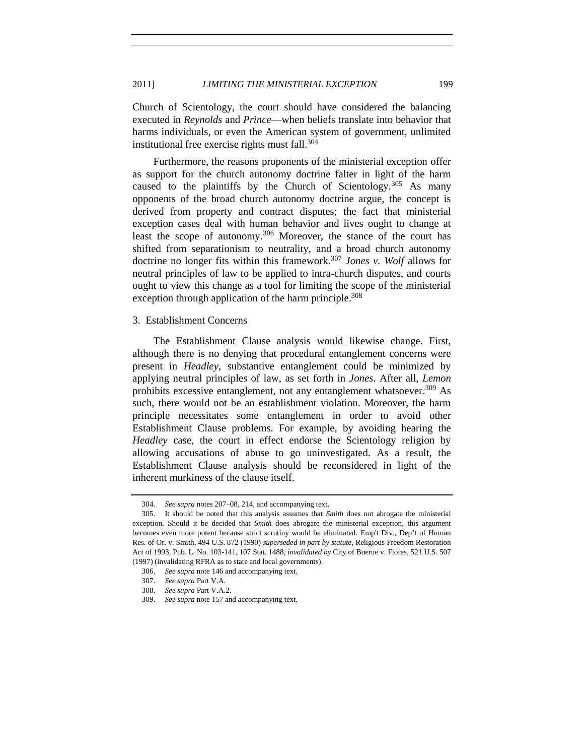Church of Scientology, the court should have considered the balancing executed in *Reynolds* and *Prince*—when beliefs translate into behavior that harms individuals, or even the American system of government, unlimited institutional free exercise rights must fall.[304]

Furthermore, the reasons proponents of the ministerial exception offer as support for the church autonomy doctrine falter in light of the harm caused to the plaintiffs by the Church of Scientology.[305] As many opponents of the broad church autonomy doctrine argue, the concept is derived from property and contract disputes; the fact that ministerial exception cases deal with human behavior and lives ought to change at least the scope of autonomy.[306] Moreover, the stance of the court has shifted from separationism to neutrality, and a broad church autonomy doctrine no longer fits within this framework.[307] *Jones v. Wolf* allows for neutral principles of law to be applied to intra-church disputes, and courts ought to view this change as a tool for limiting the scope of the ministerial exception through application of the harm principle.[308]

### 3. Establishment Concerns

The Establishment Clause analysis would likewise change. First, although there is no denying that procedural entanglement concerns were present in *Headley*, substantive entanglement could be minimized by applying neutral principles of law, as set forth in *Jones*. After all, *Lemon* prohibits excessive entanglement, not any entanglement whatsoever.[309] As such, there would not be an establishment violation. Moreover, the harm principle necessitates some entanglement in order to avoid other Establishment Clause problems. For example, by avoiding hearing the *Headley* case, the court in effect endorse the Scientology religion by allowing accusations of abuse to go uninvestigated. As a result, the Establishment Clause analysis should be reconsidered in light of the inherent murkiness of the clause itself.

---

304. *See supra* notes 207–08, 214, and accompanying text.

305. It should be noted that this analysis assumes that *Smith* does not abrogate the ministerial exception. Should it be decided that *Smith* does abrogate the ministerial exception, this argument becomes even more potent because strict scrutiny would be eliminated. Emp't Div., Dep't of Human Res. of Or. v. Smith, 494 U.S. 872 (1990) *superseded in part by statute*, Religious Freedom Restoration Act of 1993, Pub. L. No. 103-141, 107 Stat. 1488, *invalidated by* City of Boerne v. Flores, 521 U.S. 507 (1997) (invalidating RFRA as to state and local governments).

306. *See supra* note 146 and accompanying text.

307. *See supra* Part V.A.

308. *See supra* Part V.A.2.

309. *See supra* note 157 and accompanying text.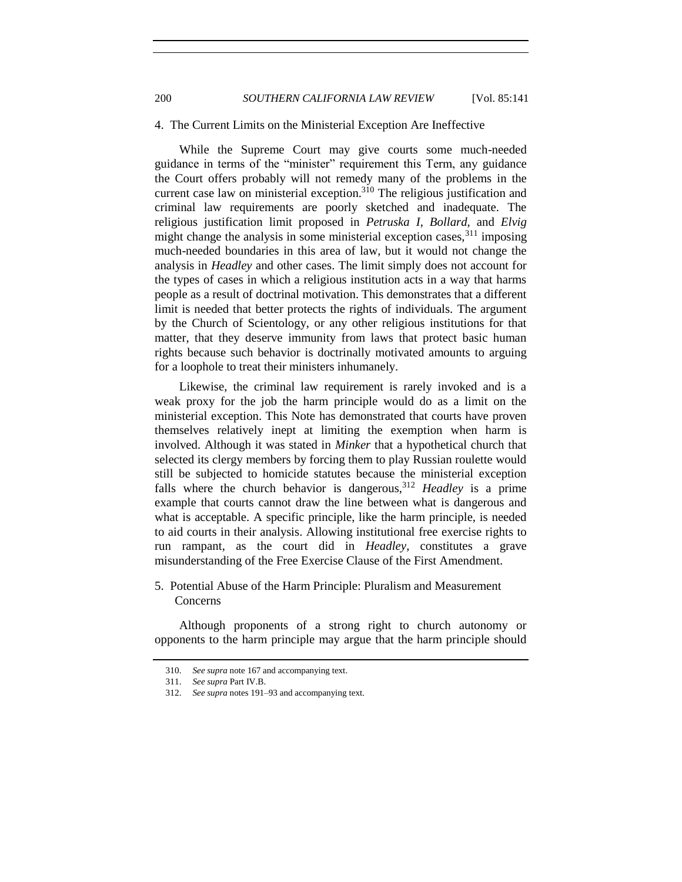#### 4. The Current Limits on the Ministerial Exception Are Ineffective

While the Supreme Court may give courts some much-needed guidance in terms of the "minister" requirement this Term, any guidance the Court offers probably will not remedy many of the problems in the current case law on ministerial exception.[310] The religious justification and criminal law requirements are poorly sketched and inadequate. The religious justification limit proposed in *Petruska I*, *Bollard*, and *Elvig* might change the analysis in some ministerial exception cases,[311] imposing much-needed boundaries in this area of law, but it would not change the analysis in *Headley* and other cases. The limit simply does not account for the types of cases in which a religious institution acts in a way that harms people as a result of doctrinal motivation. This demonstrates that a different limit is needed that better protects the rights of individuals. The argument by the Church of Scientology, or any other religious institutions for that matter, that they deserve immunity from laws that protect basic human rights because such behavior is doctrinally motivated amounts to arguing for a loophole to treat their ministers inhumanely.

Likewise, the criminal law requirement is rarely invoked and is a weak proxy for the job the harm principle would do as a limit on the ministerial exception. This Note has demonstrated that courts have proven themselves relatively inept at limiting the exemption when harm is involved. Although it was stated in *Minker* that a hypothetical church that selected its clergy members by forcing them to play Russian roulette would still be subjected to homicide statutes because the ministerial exception falls where the church behavior is dangerous,[312] *Headley* is a prime example that courts cannot draw the line between what is dangerous and what is acceptable. A specific principle, like the harm principle, is needed to aid courts in their analysis. Allowing institutional free exercise rights to run rampant, as the court did in *Headley*, constitutes a grave misunderstanding of the Free Exercise Clause of the First Amendment.

#### 5. Potential Abuse of the Harm Principle: Pluralism and Measurement Concerns

Although proponents of a strong right to church autonomy or opponents to the harm principle may argue that the harm principle should

310. *See supra* note 167 and accompanying text.

311. *See supra* Part IV.B.

312. *See supra* notes 191–93 and accompanying text.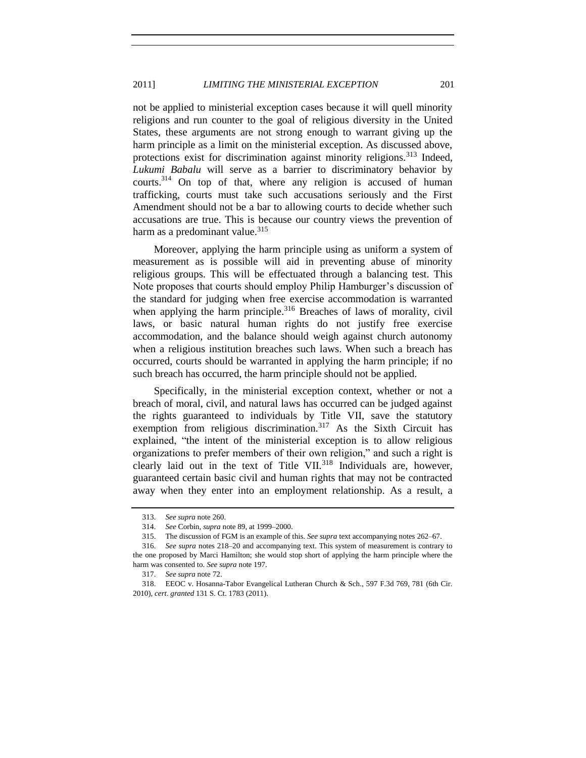not be applied to ministerial exception cases because it will quell minority religions and run counter to the goal of religious diversity in the United States, these arguments are not strong enough to warrant giving up the harm principle as a limit on the ministerial exception. As discussed above, protections exist for discrimination against minority religions.[313] Indeed, *Lukumi Babalu* will serve as a barrier to discriminatory behavior by courts.[314] On top of that, where any religion is accused of human trafficking, courts must take such accusations seriously and the First Amendment should not be a bar to allowing courts to decide whether such accusations are true. This is because our country views the prevention of harm as a predominant value.[315]

Moreover, applying the harm principle using as uniform a system of measurement as is possible will aid in preventing abuse of minority religious groups. This will be effectuated through a balancing test. This Note proposes that courts should employ Philip Hamburger's discussion of the standard for judging when free exercise accommodation is warranted when applying the harm principle.[316] Breaches of laws of morality, civil laws, or basic natural human rights do not justify free exercise accommodation, and the balance should weigh against church autonomy when a religious institution breaches such laws. When such a breach has occurred, courts should be warranted in applying the harm principle; if no such breach has occurred, the harm principle should not be applied.

Specifically, in the ministerial exception context, whether or not a breach of moral, civil, and natural laws has occurred can be judged against the rights guaranteed to individuals by Title VII, save the statutory exemption from religious discrimination.[317] As the Sixth Circuit has explained, "the intent of the ministerial exception is to allow religious organizations to prefer members of their own religion," and such a right is clearly laid out in the text of Title VII.[318] Individuals are, however, guaranteed certain basic civil and human rights that may not be contracted away when they enter into an employment relationship. As a result, a

---

313. *See supra* note 260.

314. *See* Corbin, *supra* note 89, at 1999–2000.

315. The discussion of FGM is an example of this. *See supra* text accompanying notes 262–67.

316. *See supra* notes 218–20 and accompanying text. This system of measurement is contrary to the one proposed by Marci Hamilton; she would stop short of applying the harm principle where the harm was consented to. *See supra* note 197.

317. *See supra* note 72.

318. EEOC v. Hosanna-Tabor Evangelical Lutheran Church & Sch., 597 F.3d 769, 781 (6th Cir. 2010), *cert. granted* 131 S. Ct. 1783 (2011).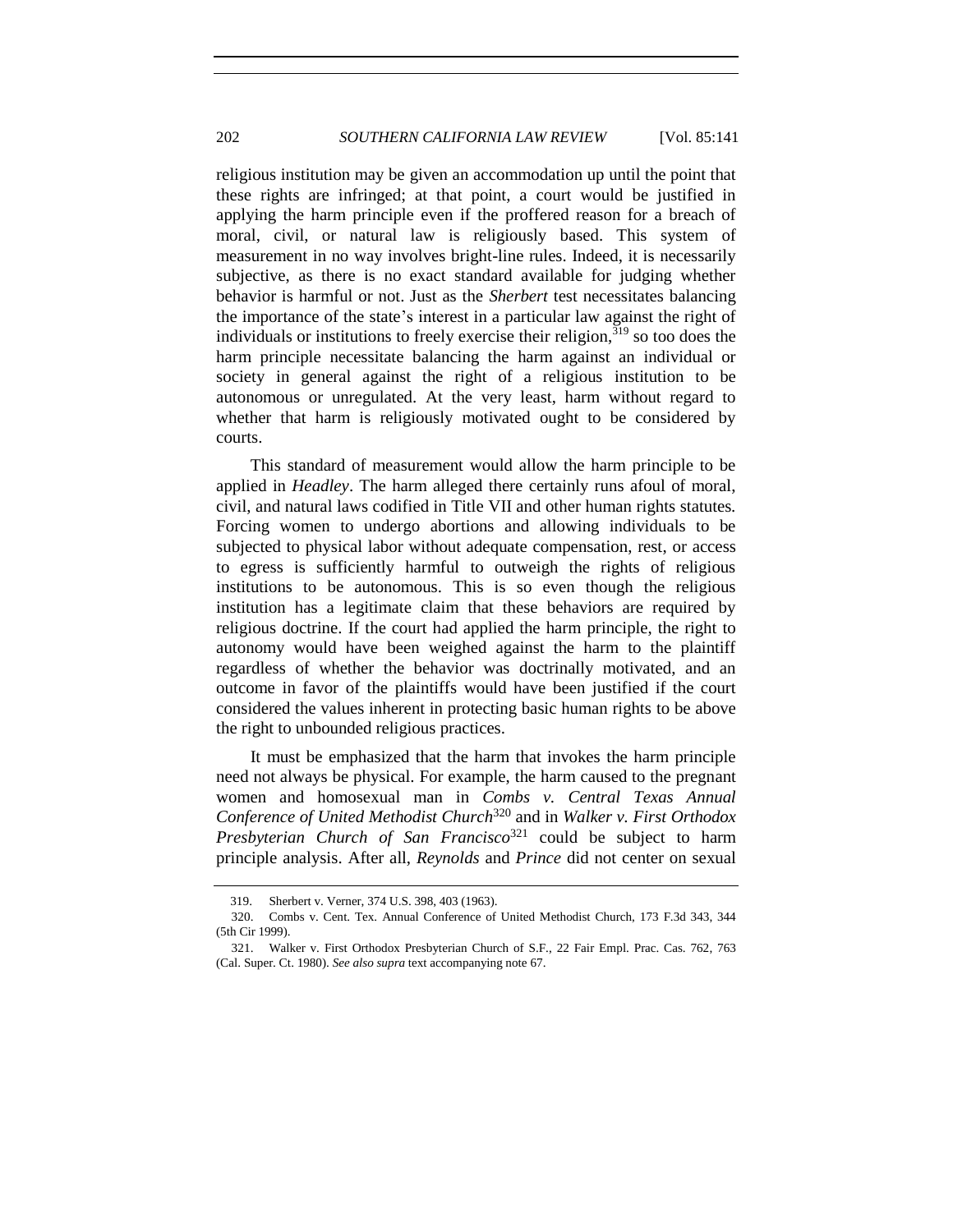religious institution may be given an accommodation up until the point that these rights are infringed; at that point, a court would be justified in applying the harm principle even if the proffered reason for a breach of moral, civil, or natural law is religiously based. This system of measurement in no way involves bright-line rules. Indeed, it is necessarily subjective, as there is no exact standard available for judging whether behavior is harmful or not. Just as the *Sherbert* test necessitates balancing the importance of the state's interest in a particular law against the right of individuals or institutions to freely exercise their religion,[319] so too does the harm principle necessitate balancing the harm against an individual or society in general against the right of a religious institution to be autonomous or unregulated. At the very least, harm without regard to whether that harm is religiously motivated ought to be considered by courts.

This standard of measurement would allow the harm principle to be applied in *Headley*. The harm alleged there certainly runs afoul of moral, civil, and natural laws codified in Title VII and other human rights statutes. Forcing women to undergo abortions and allowing individuals to be subjected to physical labor without adequate compensation, rest, or access to egress is sufficiently harmful to outweigh the rights of religious institutions to be autonomous. This is so even though the religious institution has a legitimate claim that these behaviors are required by religious doctrine. If the court had applied the harm principle, the right to autonomy would have been weighed against the harm to the plaintiff regardless of whether the behavior was doctrinally motivated, and an outcome in favor of the plaintiffs would have been justified if the court considered the values inherent in protecting basic human rights to be above the right to unbounded religious practices.

It must be emphasized that the harm that invokes the harm principle need not always be physical. For example, the harm caused to the pregnant women and homosexual man in *Combs v. Central Texas Annual Conference of United Methodist Church*[320] and in *Walker v. First Orthodox Presbyterian Church of San Francisco*[321] could be subject to harm principle analysis. After all, *Reynolds* and *Prince* did not center on sexual

---

319. Sherbert v. Verner, 374 U.S. 398, 403 (1963).

320. Combs v. Cent. Tex. Annual Conference of United Methodist Church, 173 F.3d 343, 344 (5th Cir 1999).

321. Walker v. First Orthodox Presbyterian Church of S.F., 22 Fair Empl. Prac. Cas. 762, 763 (Cal. Super. Ct. 1980). *See also supra* text accompanying note 67.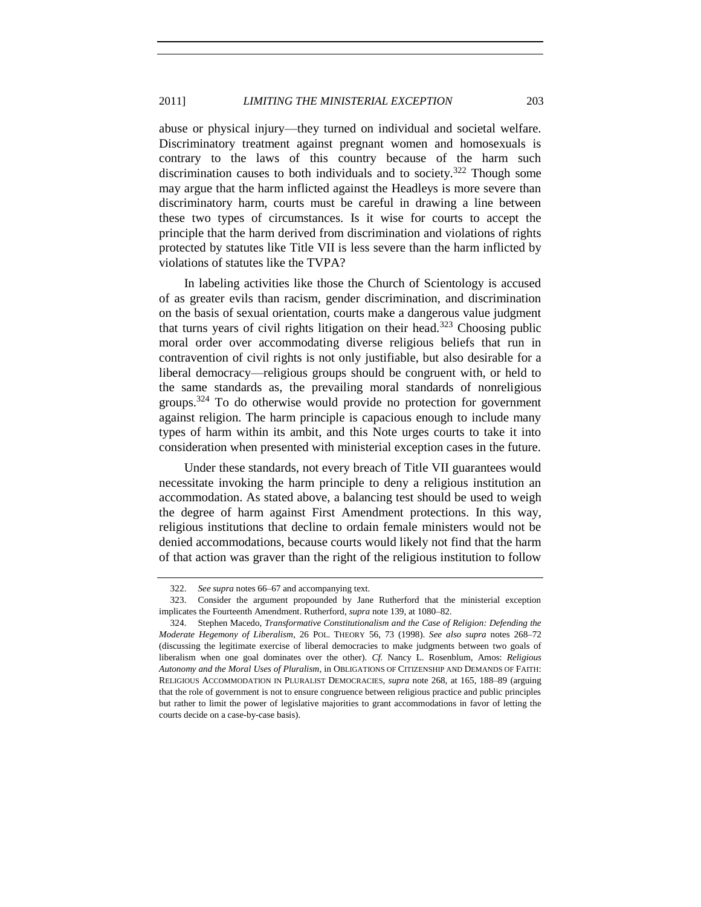abuse or physical injury—they turned on individual and societal welfare. Discriminatory treatment against pregnant women and homosexuals is contrary to the laws of this country because of the harm such discrimination causes to both individuals and to society.[322] Though some may argue that the harm inflicted against the Headleys is more severe than discriminatory harm, courts must be careful in drawing a line between these two types of circumstances. Is it wise for courts to accept the principle that the harm derived from discrimination and violations of rights protected by statutes like Title VII is less severe than the harm inflicted by violations of statutes like the TVPA?

In labeling activities like those the Church of Scientology is accused of as greater evils than racism, gender discrimination, and discrimination on the basis of sexual orientation, courts make a dangerous value judgment that turns years of civil rights litigation on their head.[323] Choosing public moral order over accommodating diverse religious beliefs that run in contravention of civil rights is not only justifiable, but also desirable for a liberal democracy—religious groups should be congruent with, or held to the same standards as, the prevailing moral standards of nonreligious groups.[324] To do otherwise would provide no protection for government against religion. The harm principle is capacious enough to include many types of harm within its ambit, and this Note urges courts to take it into consideration when presented with ministerial exception cases in the future.

Under these standards, not every breach of Title VII guarantees would necessitate invoking the harm principle to deny a religious institution an accommodation. As stated above, a balancing test should be used to weigh the degree of harm against First Amendment protections. In this way, religious institutions that decline to ordain female ministers would not be denied accommodations, because courts would likely not find that the harm of that action was graver than the right of the religious institution to follow

322. *See supra* notes 66–67 and accompanying text.

323. Consider the argument propounded by Jane Rutherford that the ministerial exception implicates the Fourteenth Amendment. Rutherford, *supra* note 139, at 1080–82.

324. Stephen Macedo, *Transformative Constitutionalism and the Case of Religion: Defending the Moderate Hegemony of Liberalism*, 26 POL. THEORY 56, 73 (1998). *See also supra* notes 268–72 (discussing the legitimate exercise of liberal democracies to make judgments between two goals of liberalism when one goal dominates over the other). *Cf.* Nancy L. Rosenblum, Amos: *Religious Autonomy and the Moral Uses of Pluralism*, in OBLIGATIONS OF CITIZENSHIP AND DEMANDS OF FAITH: RELIGIOUS ACCOMMODATION IN PLURALIST DEMOCRACIES, *supra* note 268, at 165, 188–89 (arguing that the role of government is not to ensure congruence between religious practice and public principles but rather to limit the power of legislative majorities to grant accommodations in favor of letting the courts decide on a case-by-case basis).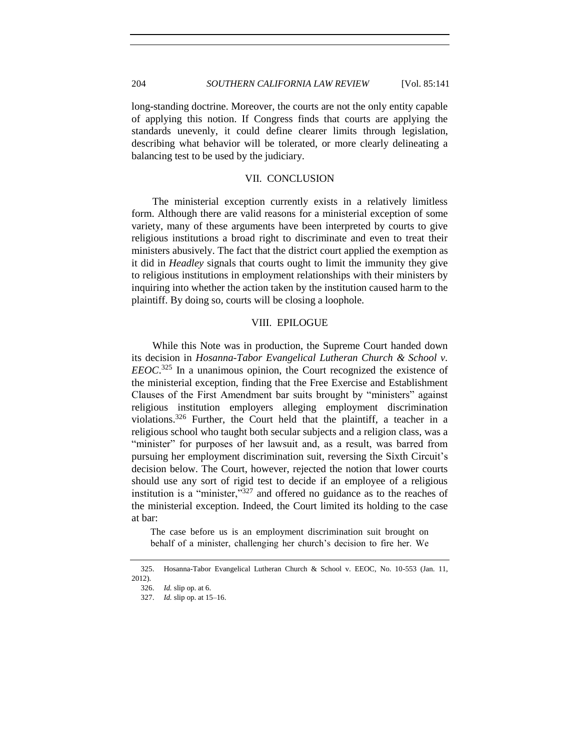long-standing doctrine. Moreover, the courts are not the only entity capable of applying this notion. If Congress finds that courts are applying the standards unevenly, it could define clearer limits through legislation, describing what behavior will be tolerated, or more clearly delineating a balancing test to be used by the judiciary.

## VII. CONCLUSION

The ministerial exception currently exists in a relatively limitless form. Although there are valid reasons for a ministerial exception of some variety, many of these arguments have been interpreted by courts to give religious institutions a broad right to discriminate and even to treat their ministers abusively. The fact that the district court applied the exemption as it did in *Headley* signals that courts ought to limit the immunity they give to religious institutions in employment relationships with their ministers by inquiring into whether the action taken by the institution caused harm to the plaintiff. By doing so, courts will be closing a loophole.

## VIII. EPILOGUE

While this Note was in production, the Supreme Court handed down its decision in *Hosanna-Tabor Evangelical Lutheran Church & School v. EEOC*.[325] In a unanimous opinion, the Court recognized the existence of the ministerial exception, finding that the Free Exercise and Establishment Clauses of the First Amendment bar suits brought by "ministers" against religious institution employers alleging employment discrimination violations.[326] Further, the Court held that the plaintiff, a teacher in a religious school who taught both secular subjects and a religion class, was a "minister" for purposes of her lawsuit and, as a result, was barred from pursuing her employment discrimination suit, reversing the Sixth Circuit's decision below. The Court, however, rejected the notion that lower courts should use any sort of rigid test to decide if an employee of a religious institution is a "minister,"[327] and offered no guidance as to the reaches of the ministerial exception. Indeed, the Court limited its holding to the case at bar:

> The case before us is an employment discrimination suit brought on behalf of a minister, challenging her church's decision to fire her. We

---

325. Hosanna-Tabor Evangelical Lutheran Church & School v. EEOC, No. 10-553 (Jan. 11, 2012).

326. *Id.* slip op. at 6.

327. *Id.* slip op. at 15–16.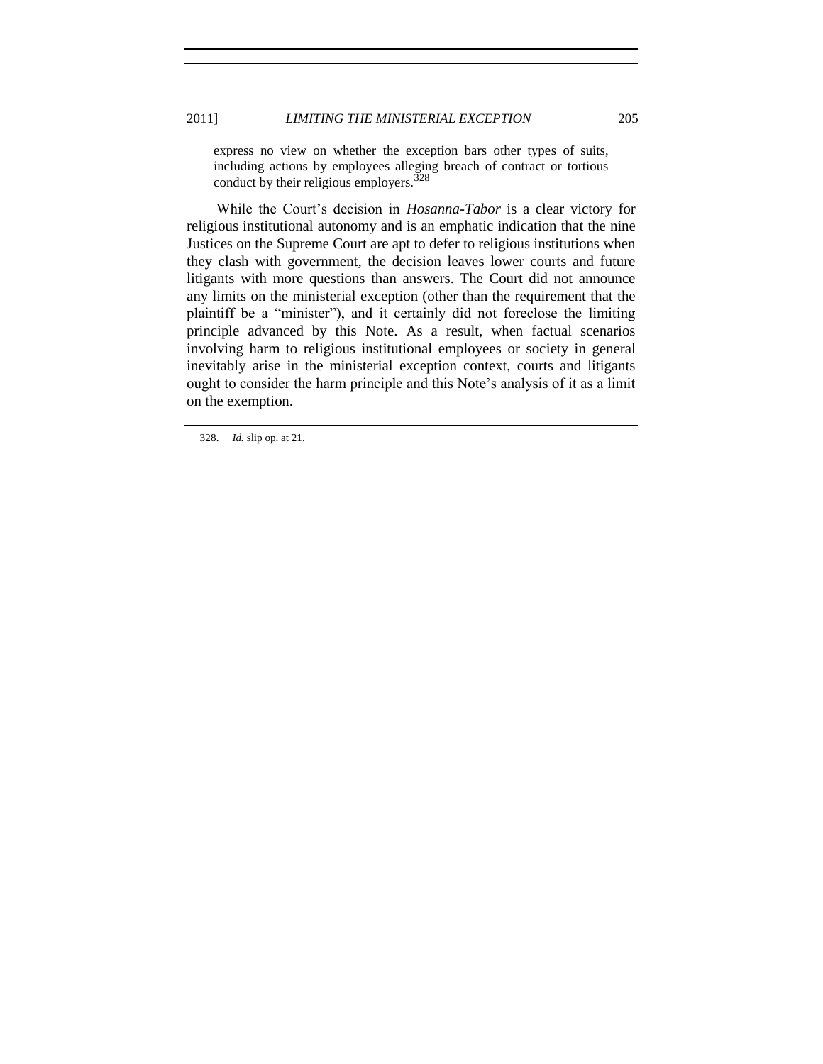> express no view on whether the exception bars other types of suits, including actions by employees alleging breach of contract or tortious conduct by their religious employers.[328]

While the Court's decision in *Hosanna-Tabor* is a clear victory for religious institutional autonomy and is an emphatic indication that the nine Justices on the Supreme Court are apt to defer to religious institutions when they clash with government, the decision leaves lower courts and future litigants with more questions than answers. The Court did not announce any limits on the ministerial exception (other than the requirement that the plaintiff be a "minister"), and it certainly did not foreclose the limiting principle advanced by this Note. As a result, when factual scenarios involving harm to religious institutional employees or society in general inevitably arise in the ministerial exception context, courts and litigants ought to consider the harm principle and this Note's analysis of it as a limit on the exemption.

328. *Id.* slip op. at 21.